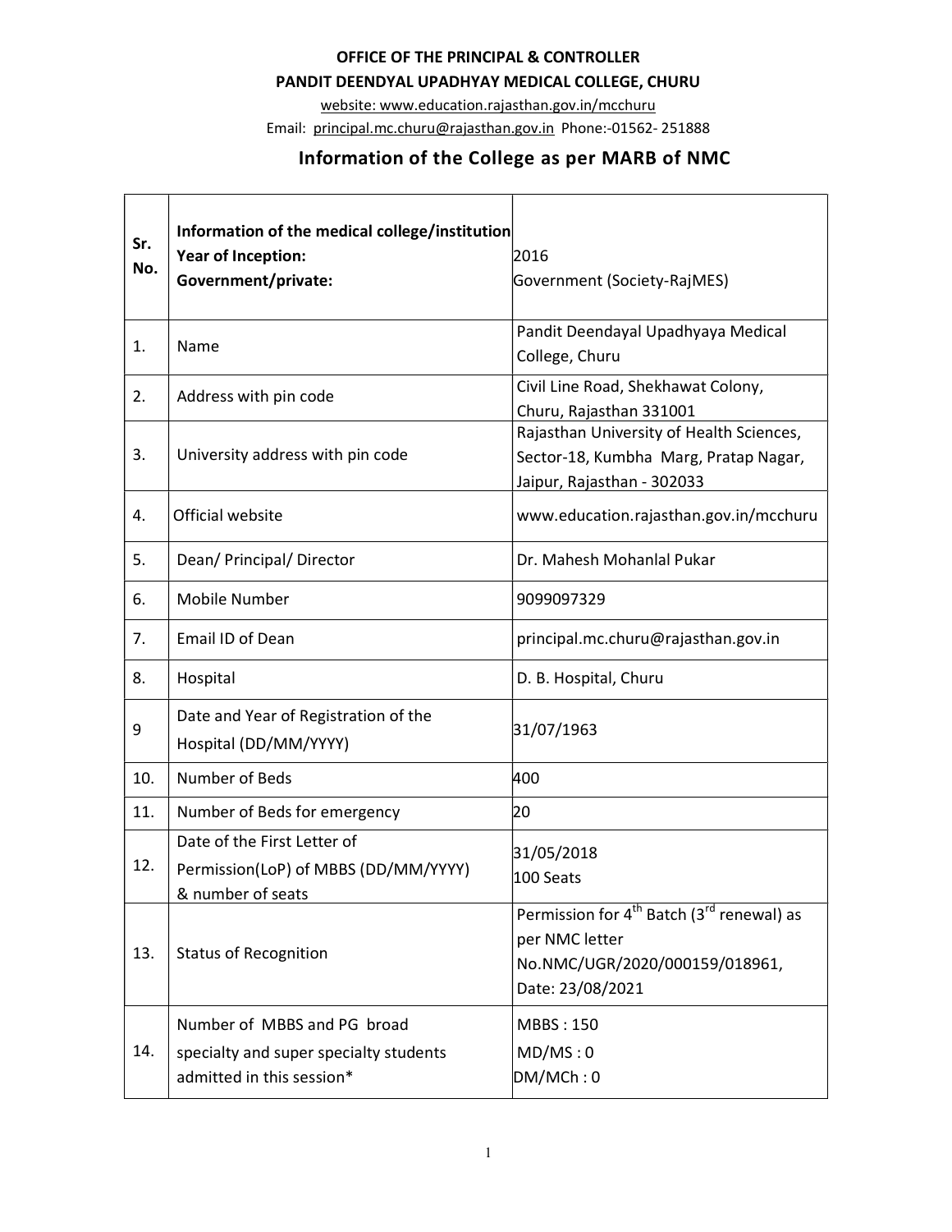**OFFICE OF THE PRINCIPAL & CONTROLLER**

**PANDIT DEENDYAL UPADHYAY MEDICAL COLLEGE, CHURU**

website: www.education.rajasthan.gov.in/mcchuru

Email: principal.mc.churu@rajasthan.gov.in Phone:-01562- 251888

## Information of the College as per MARB of NMC

| **Sr. No.** | **Information of the medical college/institution**<br>**Year of Inception:**<br>**Government/private:** | 2016<br>Government (Society-RajMES) |
|---|---|---|
| 1. | Name | Pandit Deendayal Upadhyaya Medical College, Churu |
| 2. | Address with pin code | Civil Line Road, Shekhawat Colony, Churu, Rajasthan 331001 |
| 3. | University address with pin code | Rajasthan University of Health Sciences, Sector-18, Kumbha Marg, Pratap Nagar, Jaipur, Rajasthan - 302033 |
| 4. | Official website | www.education.rajasthan.gov.in/mcchuru |
| 5. | Dean/ Principal/ Director | Dr. Mahesh Mohanlal Pukar |
| 6. | Mobile Number | 9099097329 |
| 7. | Email ID of Dean | principal.mc.churu@rajasthan.gov.in |
| 8. | Hospital | D. B. Hospital, Churu |
| 9 | Date and Year of Registration of the Hospital (DD/MM/YYYY) | 31/07/1963 |
| 10. | Number of Beds | 400 |
| 11. | Number of Beds for emergency | 20 |
| 12. | Date of the First Letter of Permission(LoP) of MBBS (DD/MM/YYYY) & number of seats | 31/05/2018<br>100 Seats |
| 13. | Status of Recognition | Permission for 4th Batch (3rd renewal) as per NMC letter No.NMC/UGR/2020/000159/018961, Date: 23/08/2021 |
| 14. | Number of MBBS and PG broad specialty and super specialty students admitted in this session* | MBBS : 150<br>MD/MS : 0<br>DM/MCh : 0 |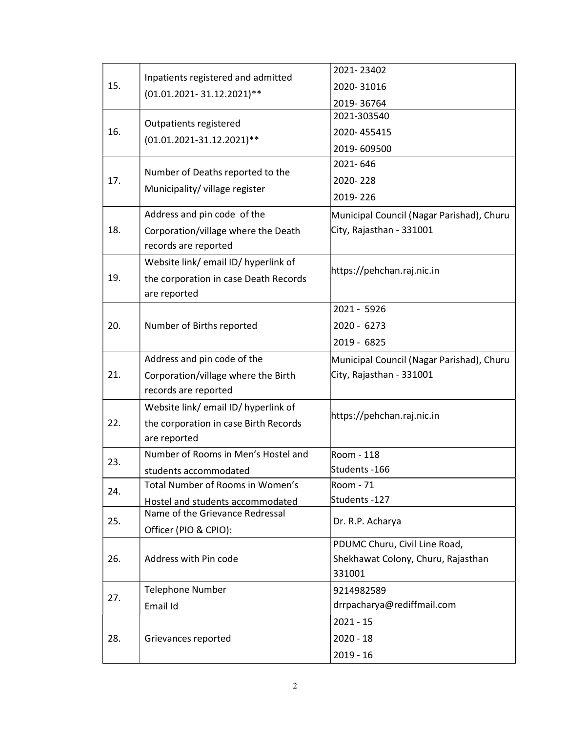| 15. | Inpatients registered and admitted (01.01.2021- 31.12.2021)** | 2021- 23402<br>2020- 31016<br>2019- 36764 |
|---|---|---|
| 16. | Outpatients registered (01.01.2021-31.12.2021)** | 2021-303540<br>2020- 455415<br>2019- 609500 |
| 17. | Number of Deaths reported to the Municipality/ village register | 2021- 646<br>2020- 228<br>2019- 226 |
| 18. | Address and pin code of the Corporation/village where the Death records are reported | Municipal Council (Nagar Parishad), Churu City, Rajasthan - 331001 |
| 19. | Website link/ email ID/ hyperlink of the corporation in case Death Records are reported | https://pehchan.raj.nic.in |
| 20. | Number of Births reported | 2021 - 5926<br>2020 - 6273<br>2019 - 6825 |
| 21. | Address and pin code of the Corporation/village where the Birth records are reported | Municipal Council (Nagar Parishad), Churu City, Rajasthan - 331001 |
| 22. | Website link/ email ID/ hyperlink of the corporation in case Birth Records are reported | https://pehchan.raj.nic.in |
| 23. | Number of Rooms in Men's Hostel and students accommodated | Room - 118<br>Students -166 |
| 24. | Total Number of Rooms in Women's Hostel and students accommodated | Room - 71<br>Students -127 |
| 25. | Name of the Grievance Redressal Officer (PIO & CPIO): | Dr. R.P. Acharya |
| 26. | Address with Pin code | PDUMC Churu, Civil Line Road, Shekhawat Colony, Churu, Rajasthan 331001 |
| 27. | Telephone Number<br>Email Id | 9214982589<br>drrpacharya@rediffmail.com |
| 28. | Grievances reported | 2021 - 15<br>2020 - 18<br>2019 - 16 |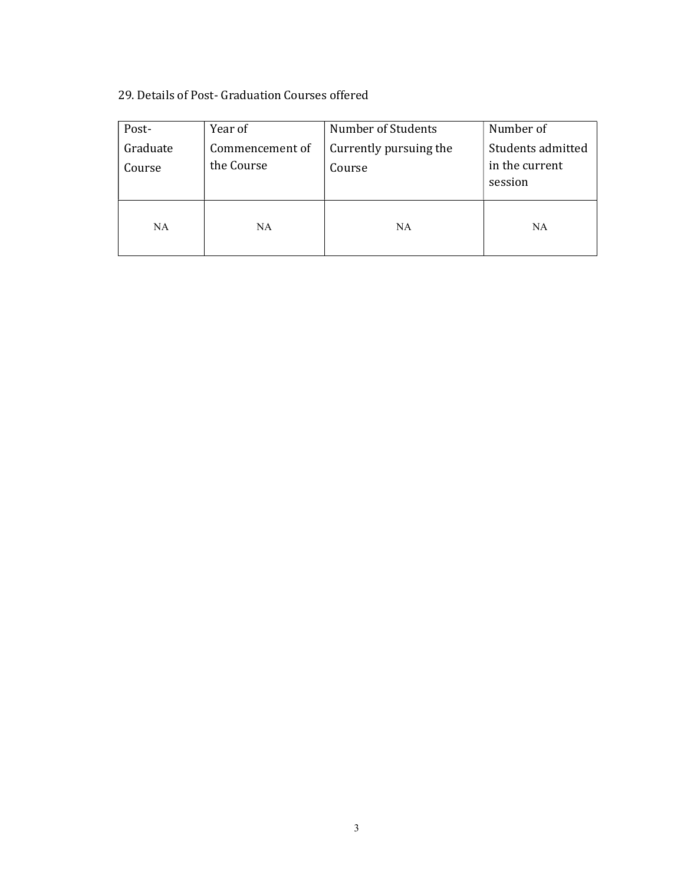29. Details of Post- Graduation Courses offered

| Post-Graduate Course | Year of Commencement of the Course | Number of Students Currently pursuing the Course | Number of Students admitted in the current session |
|---|---|---|---|
| NA | NA | NA | NA |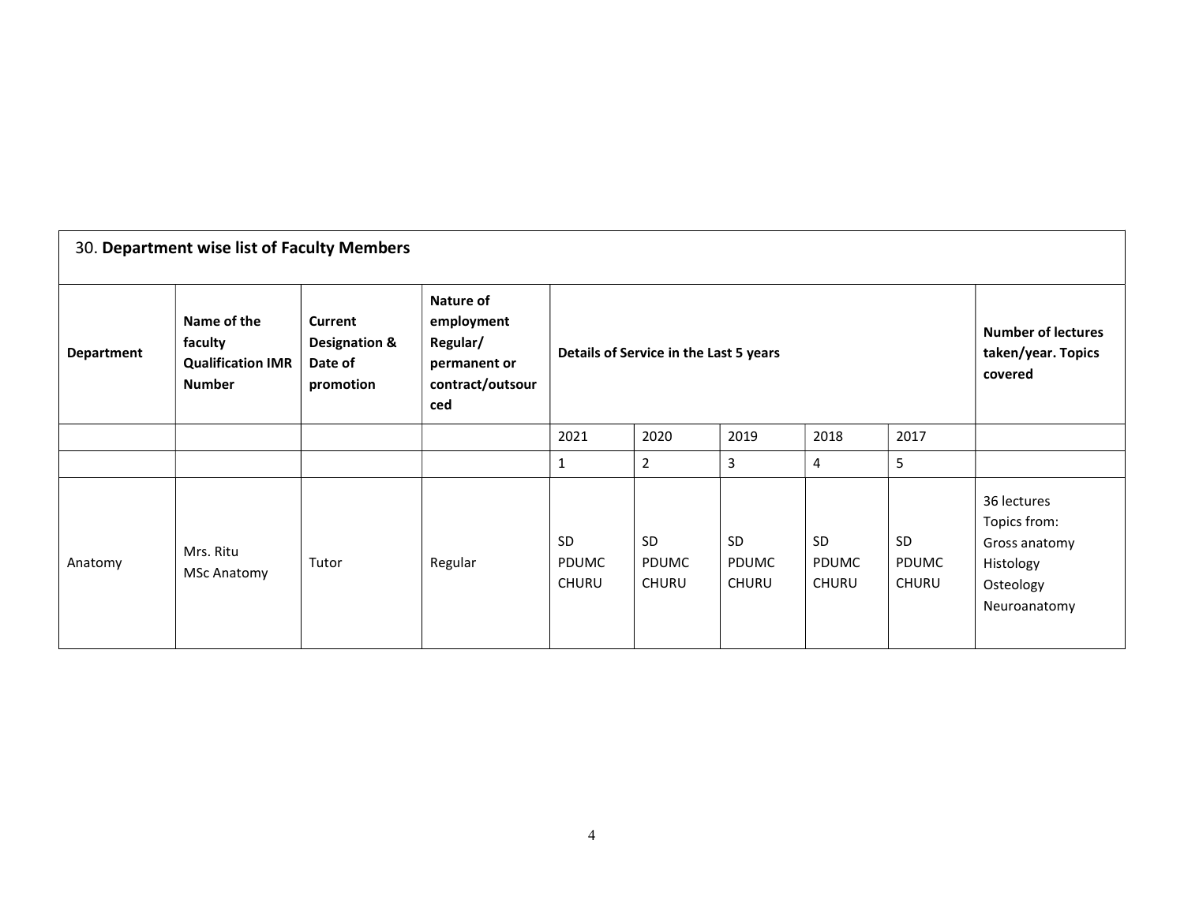## 30. **Department wise list of Faculty Members**

| **Department** | **Name of the faculty Qualification IMR Number** | **Current Designation & Date of promotion** | **Nature of employment Regular/ permanent or contract/outsourced** | **Details of Service in the Last 5 years** | | | | | **Number of lectures taken/year. Topics covered** |
|---|---|---|---|---|---|---|---|---|---|
| | | | | 2021 | 2020 | 2019 | 2018 | 2017 | |
| | | | | 1 | 2 | 3 | 4 | 5 | |
| Anatomy | Mrs. Ritu<br>MSc Anatomy | Tutor | Regular | SD PDUMC CHURU | SD PDUMC CHURU | SD PDUMC CHURU | SD PDUMC CHURU | SD PDUMC CHURU | 36 lectures<br>Topics from:<br>Gross anatomy<br>Histology<br>Osteology<br>Neuroanatomy |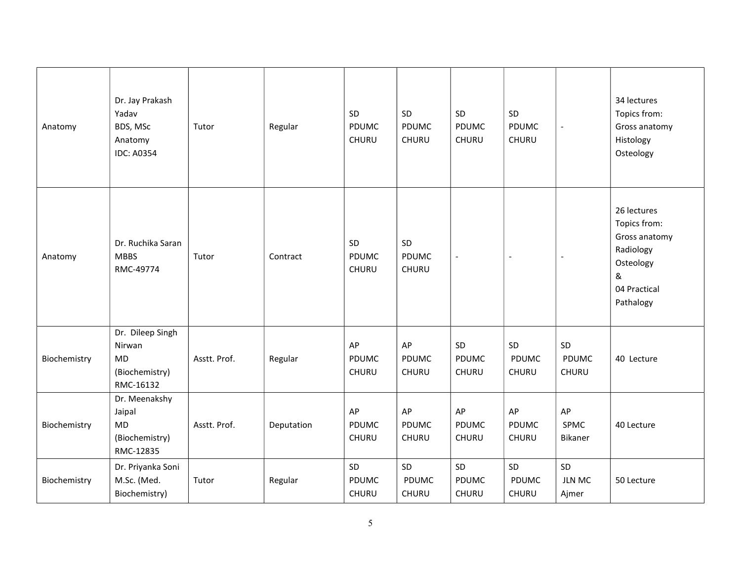| Anatomy | Dr. Jay Prakash Yadav BDS, MSc Anatomy IDC: A0354 | Tutor | Regular | SD PDUMC CHURU | SD PDUMC CHURU | SD PDUMC CHURU | SD PDUMC CHURU | - | 34 lectures Topics from: Gross anatomy Histology Osteology |
|---|---|---|---|---|---|---|---|---|---|
| Anatomy | Dr. Ruchika Saran MBBS RMC-49774 | Tutor | Contract | SD PDUMC CHURU | SD PDUMC CHURU | - | - | - | 26 lectures Topics from: Gross anatomy Radiology Osteology & 04 Practical Pathalogy |
| Biochemistry | Dr. Dileep Singh Nirwan MD (Biochemistry) RMC-16132 | Asstt. Prof. | Regular | AP PDUMC CHURU | AP PDUMC CHURU | SD PDUMC CHURU | SD PDUMC CHURU | SD PDUMC CHURU | 40 Lecture |
| Biochemistry | Dr. Meenakshy Jaipal MD (Biochemistry) RMC-12835 | Asstt. Prof. | Deputation | AP PDUMC CHURU | AP PDUMC CHURU | AP PDUMC CHURU | AP PDUMC CHURU | AP SPMC Bikaner | 40 Lecture |
| Biochemistry | Dr. Priyanka Soni M.Sc. (Med. Biochemistry) | Tutor | Regular | SD PDUMC CHURU | SD PDUMC CHURU | SD PDUMC CHURU | SD PDUMC CHURU | SD JLN MC Ajmer | 50 Lecture |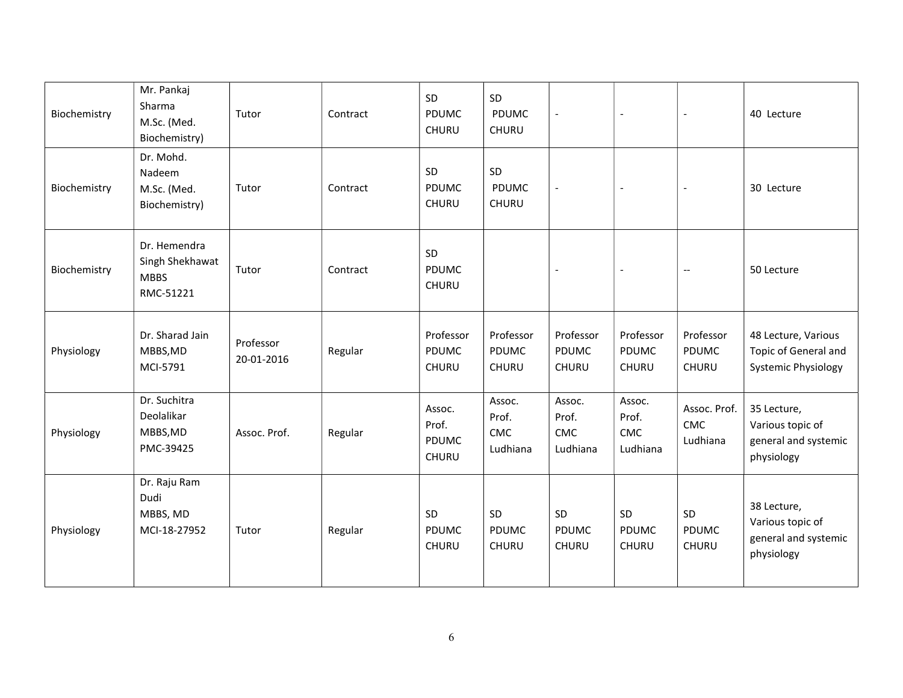| Biochemistry | Mr. Pankaj Sharma M.Sc. (Med. Biochemistry) | Tutor | Contract | SD PDUMC CHURU | SD PDUMC CHURU | - | - | - | 40 Lecture |
|---|---|---|---|---|---|---|---|---|---|
| Biochemistry | Dr. Mohd. Nadeem M.Sc. (Med. Biochemistry) | Tutor | Contract | SD PDUMC CHURU | SD PDUMC CHURU | - | - | - | 30 Lecture |
| Biochemistry | Dr. Hemendra Singh Shekhawat MBBS RMC-51221 | Tutor | Contract | SD PDUMC CHURU | | - | - | -- | 50 Lecture |
| Physiology | Dr. Sharad Jain MBBS,MD MCI-5791 | Professor 20-01-2016 | Regular | Professor PDUMC CHURU | Professor PDUMC CHURU | Professor PDUMC CHURU | Professor PDUMC CHURU | Professor PDUMC CHURU | 48 Lecture, Various Topic of General and Systemic Physiology |
| Physiology | Dr. Suchitra Deolalikar MBBS,MD PMC-39425 | Assoc. Prof. | Regular | Assoc. Prof. PDUMC CHURU | Assoc. Prof. CMC Ludhiana | Assoc. Prof. CMC Ludhiana | Assoc. Prof. CMC Ludhiana | Assoc. Prof. CMC Ludhiana | 35 Lecture, Various topic of general and systemic physiology |
| Physiology | Dr. Raju Ram Dudi MBBS, MD MCI-18-27952 | Tutor | Regular | SD PDUMC CHURU | SD PDUMC CHURU | SD PDUMC CHURU | SD PDUMC CHURU | SD PDUMC CHURU | 38 Lecture, Various topic of general and systemic physiology |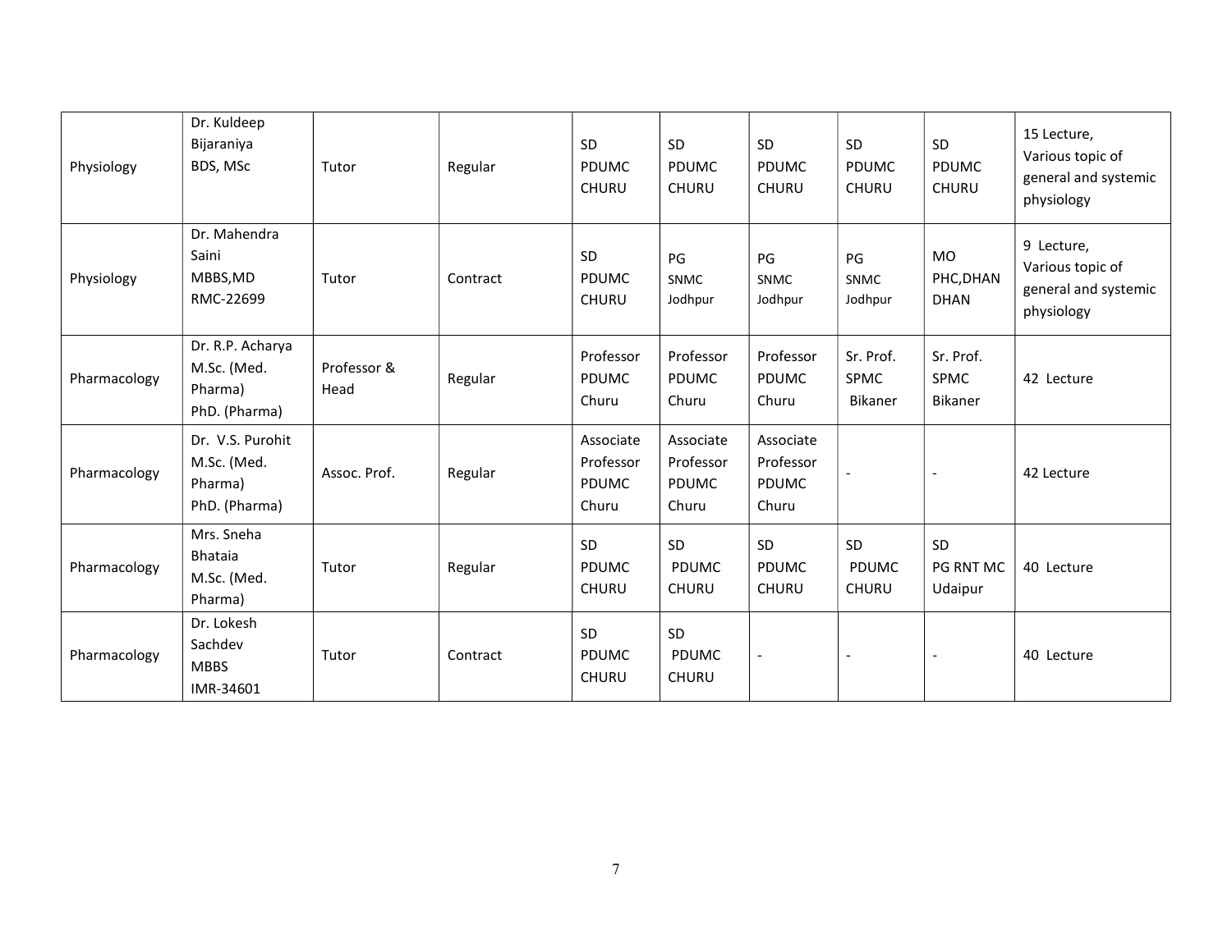| Physiology | Dr. Kuldeep Bijaraniya BDS, MSc | Tutor | Regular | SD PDUMC CHURU | SD PDUMC CHURU | SD PDUMC CHURU | SD PDUMC CHURU | SD PDUMC CHURU | 15 Lecture, Various topic of general and systemic physiology |
|---|---|---|---|---|---|---|---|---|---|
| Physiology | Dr. Mahendra Saini MBBS,MD RMC-22699 | Tutor | Contract | SD PDUMC CHURU | PG SNMC Jodhpur | PG SNMC Jodhpur | PG SNMC Jodhpur | MO PHC,DHAN DHAN | 9 Lecture, Various topic of general and systemic physiology |
| Pharmacology | Dr. R.P. Acharya M.Sc. (Med. Pharma) PhD. (Pharma) | Professor & Head | Regular | Professor PDUMC Churu | Professor PDUMC Churu | Professor PDUMC Churu | Sr. Prof. SPMC Bikaner | Sr. Prof. SPMC Bikaner | 42 Lecture |
| Pharmacology | Dr. V.S. Purohit M.Sc. (Med. Pharma) PhD. (Pharma) | Assoc. Prof. | Regular | Associate Professor PDUMC Churu | Associate Professor PDUMC Churu | Associate Professor PDUMC Churu | - | - | 42 Lecture |
| Pharmacology | Mrs. Sneha Bhataia M.Sc. (Med. Pharma) | Tutor | Regular | SD PDUMC CHURU | SD PDUMC CHURU | SD PDUMC CHURU | SD PDUMC CHURU | SD PG RNT MC Udaipur | 40 Lecture |
| Pharmacology | Dr. Lokesh Sachdev MBBS IMR-34601 | Tutor | Contract | SD PDUMC CHURU | SD PDUMC CHURU | - | - | - | 40 Lecture |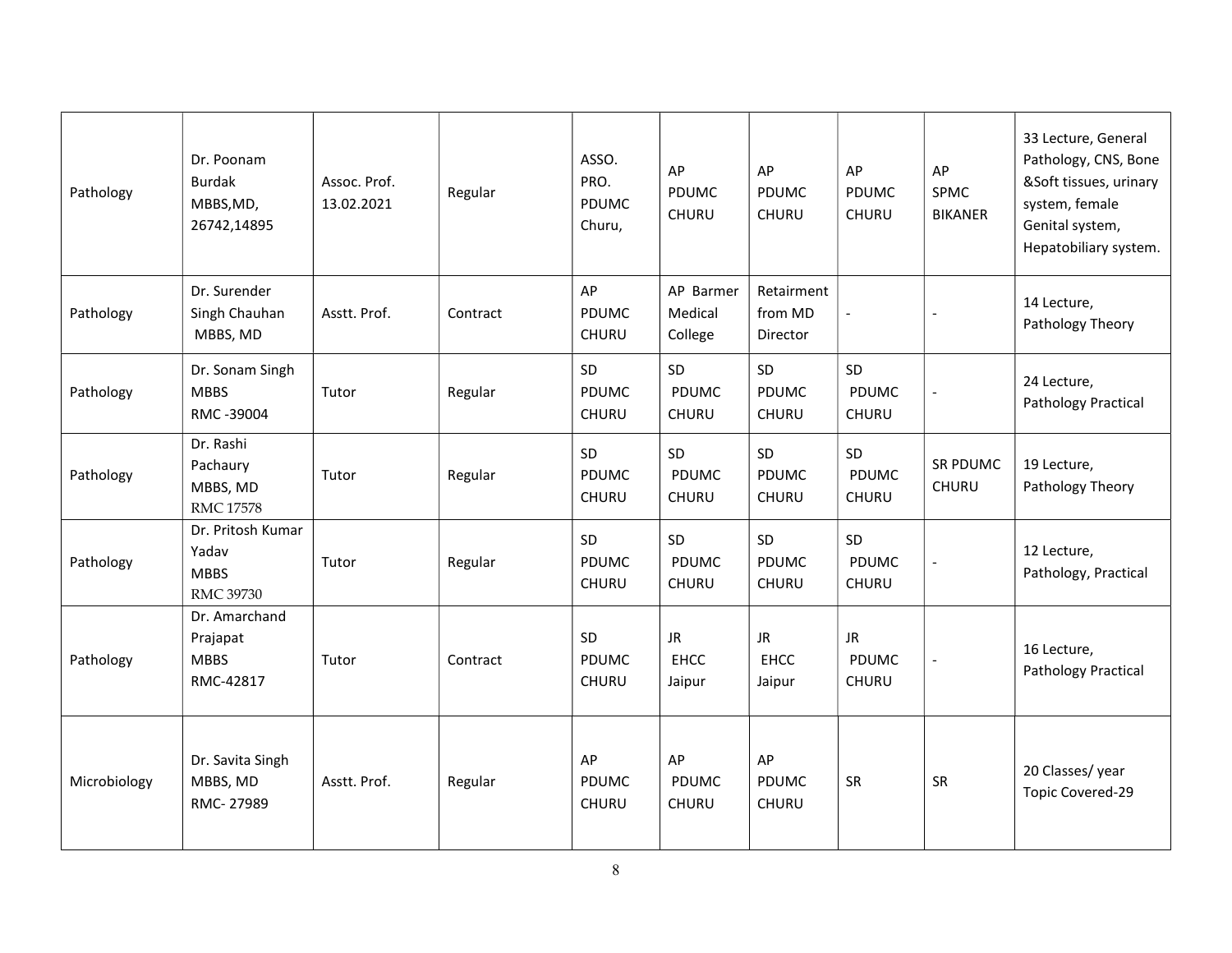| Pathology | Dr. Poonam Burdak MBBS,MD, 26742,14895 | Assoc. Prof. 13.02.2021 | Regular | ASSO. PRO. PDUMC Churu, | AP PDUMC CHURU | AP PDUMC CHURU | AP PDUMC CHURU | AP SPMC BIKANER | 33 Lecture, General Pathology, CNS, Bone &Soft tissues, urinary system, female Genital system, Hepatobiliary system. |
|---|---|---|---|---|---|---|---|---|---|
| Pathology | Dr. Surender Singh Chauhan MBBS, MD | Asstt. Prof. | Contract | AP PDUMC CHURU | AP Barmer Medical College | Retairment from MD Director | - | - | 14 Lecture, Pathology Theory |
| Pathology | Dr. Sonam Singh MBBS RMC -39004 | Tutor | Regular | SD PDUMC CHURU | SD PDUMC CHURU | SD PDUMC CHURU | SD PDUMC CHURU | - | 24 Lecture, Pathology Practical |
| Pathology | Dr. Rashi Pachaury MBBS, MD RMC 17578 | Tutor | Regular | SD PDUMC CHURU | SD PDUMC CHURU | SD PDUMC CHURU | SD PDUMC CHURU | SR PDUMC CHURU | 19 Lecture, Pathology Theory |
| Pathology | Dr. Pritosh Kumar Yadav MBBS RMC 39730 | Tutor | Regular | SD PDUMC CHURU | SD PDUMC CHURU | SD PDUMC CHURU | SD PDUMC CHURU | - | 12 Lecture, Pathology, Practical |
| Pathology | Dr. Amarchand Prajapat MBBS RMC-42817 | Tutor | Contract | SD PDUMC CHURU | JR EHCC Jaipur | JR EHCC Jaipur | JR PDUMC CHURU | - | 16 Lecture, Pathology Practical |
| Microbiology | Dr. Savita Singh MBBS, MD RMC- 27989 | Asstt. Prof. | Regular | AP PDUMC CHURU | AP PDUMC CHURU | AP PDUMC CHURU | SR | SR | 20 Classes/ year Topic Covered-29 |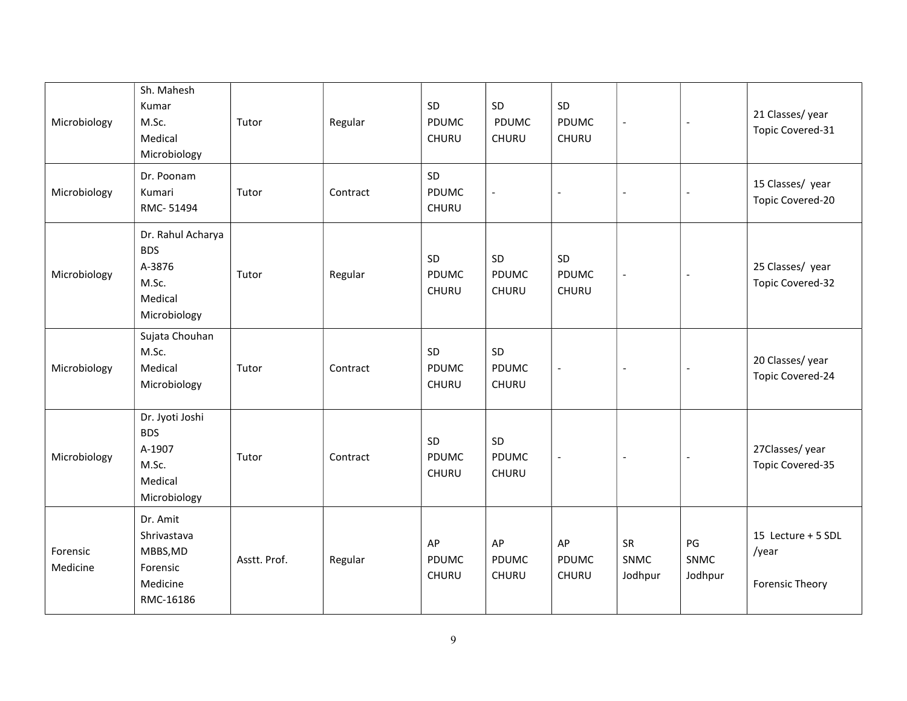| | | | | | | | | | |
|---|---|---|---|---|---|---|---|---|---|
| Microbiology | Sh. Mahesh Kumar M.Sc. Medical Microbiology | Tutor | Regular | SD PDUMC CHURU | SD PDUMC CHURU | SD PDUMC CHURU | - | - | 21 Classes/ year Topic Covered-31 |
| Microbiology | Dr. Poonam Kumari RMC- 51494 | Tutor | Contract | SD PDUMC CHURU | - | - | - | - | 15 Classes/ year Topic Covered-20 |
| Microbiology | Dr. Rahul Acharya BDS A-3876 M.Sc. Medical Microbiology | Tutor | Regular | SD PDUMC CHURU | SD PDUMC CHURU | SD PDUMC CHURU | - | - | 25 Classes/ year Topic Covered-32 |
| Microbiology | Sujata Chouhan M.Sc. Medical Microbiology | Tutor | Contract | SD PDUMC CHURU | SD PDUMC CHURU | - | - | - | 20 Classes/ year Topic Covered-24 |
| Microbiology | Dr. Jyoti Joshi BDS A-1907 M.Sc. Medical Microbiology | Tutor | Contract | SD PDUMC CHURU | SD PDUMC CHURU | - | - | - | 27Classes/ year Topic Covered-35 |
| Forensic Medicine | Dr. Amit Shrivastava MBBS,MD Forensic Medicine RMC-16186 | Asstt. Prof. | Regular | AP PDUMC CHURU | AP PDUMC CHURU | AP PDUMC CHURU | SR SNMC Jodhpur | PG SNMC Jodhpur | 15 Lecture + 5 SDL /year Forensic Theory |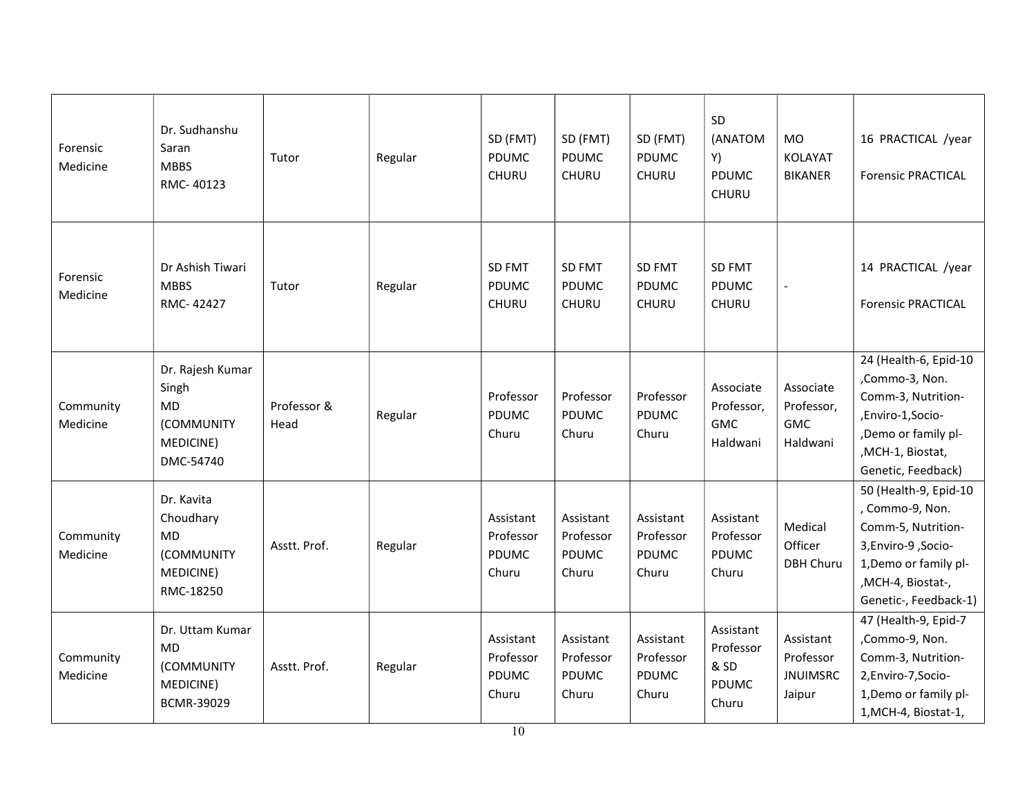| | | | | | | | | | |
|---|---|---|---|---|---|---|---|---|---|
| Forensic Medicine | Dr. Sudhanshu Saran MBBS RMC- 40123 | Tutor | Regular | SD (FMT) PDUMC CHURU | SD (FMT) PDUMC CHURU | SD (FMT) PDUMC CHURU | SD (ANATOMY) PDUMC CHURU | MO KOLAYAT BIKANER | 16 PRACTICAL /year Forensic PRACTICAL |
| Forensic Medicine | Dr Ashish Tiwari MBBS RMC- 42427 | Tutor | Regular | SD FMT PDUMC CHURU | SD FMT PDUMC CHURU | SD FMT PDUMC CHURU | SD FMT PDUMC CHURU | - | 14 PRACTICAL /year Forensic PRACTICAL |
| Community Medicine | Dr. Rajesh Kumar Singh MD (COMMUNITY MEDICINE) DMC-54740 | Professor & Head | Regular | Professor PDUMC Churu | Professor PDUMC Churu | Professor PDUMC Churu | Associate Professor, GMC Haldwani | Associate Professor, GMC Haldwani | 24 (Health-6, Epid-10 ,Commo-3, Non. Comm-3, Nutrition- ,Enviro-1,Socio- ,Demo or family pl- ,MCH-1, Biostat, Genetic, Feedback) |
| Community Medicine | Dr. Kavita Choudhary MD (COMMUNITY MEDICINE) RMC-18250 | Asstt. Prof. | Regular | Assistant Professor PDUMC Churu | Assistant Professor PDUMC Churu | Assistant Professor PDUMC Churu | Assistant Professor PDUMC Churu | Medical Officer DBH Churu | 50 (Health-9, Epid-10 , Commo-9, Non. Comm-5, Nutrition-3,Enviro-9 ,Socio-1,Demo or family pl- ,MCH-4, Biostat-, Genetic-, Feedback-1) |
| Community Medicine | Dr. Uttam Kumar MD (COMMUNITY MEDICINE) BCMR-39029 | Asstt. Prof. | Regular | Assistant Professor PDUMC Churu | Assistant Professor PDUMC Churu | Assistant Professor PDUMC Churu | Assistant Professor & SD PDUMC Churu | Assistant Professor JNUIMSRC Jaipur | 47 (Health-9, Epid-7 ,Commo-9, Non. Comm-3, Nutrition-2,Enviro-7,Socio-1,Demo or family pl-1,MCH-4, Biostat-1, |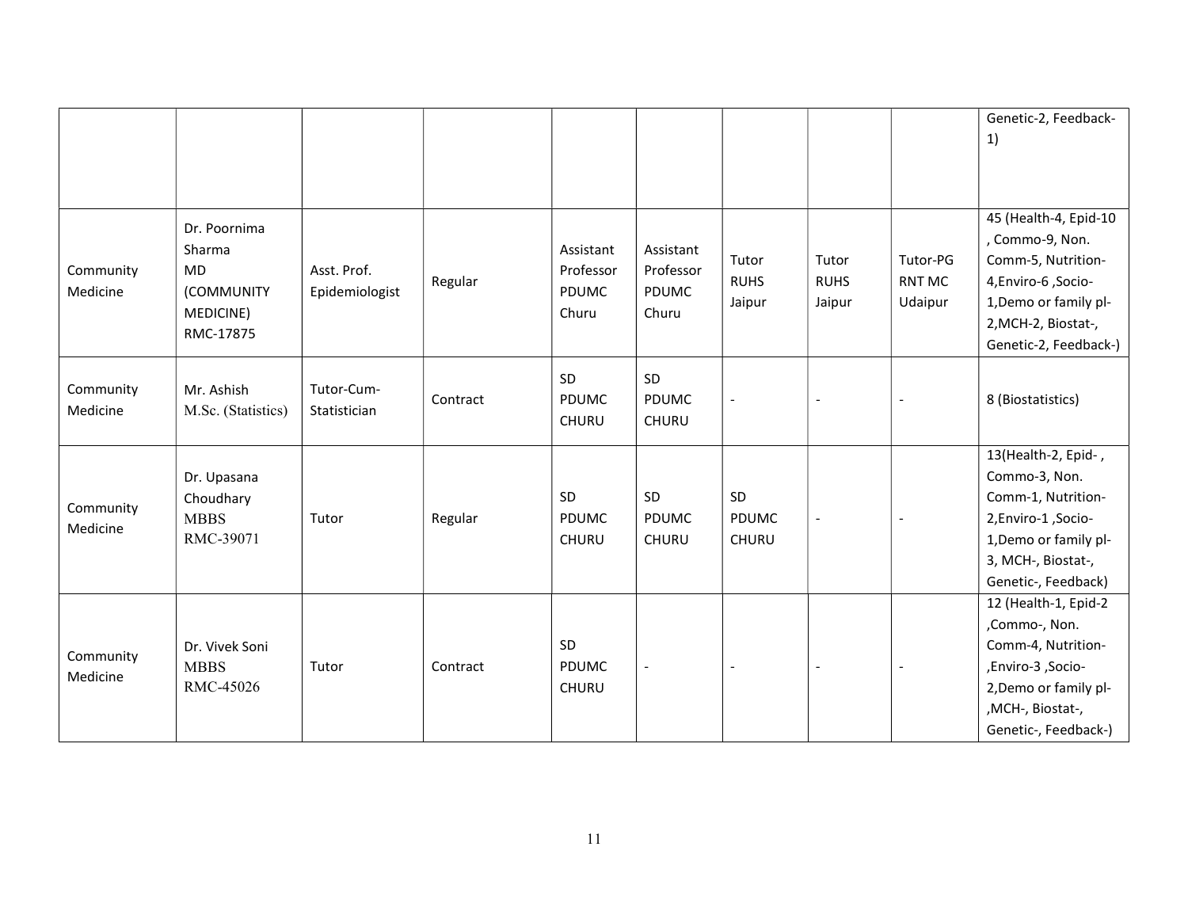| | | | | | | | | | |
|---|---|---|---|---|---|---|---|---|---|
| | | | | | | | | | Genetic-2, Feedback-1) |
| Community Medicine | Dr. Poornima Sharma MD (COMMUNITY MEDICINE) RMC-17875 | Asst. Prof. Epidemiologist | Regular | Assistant Professor PDUMC Churu | Assistant Professor PDUMC Churu | Tutor RUHS Jaipur | Tutor RUHS Jaipur | Tutor-PG RNT MC Udaipur | 45 (Health-4, Epid-10 , Commo-9, Non. Comm-5, Nutrition-4,Enviro-6 ,Socio-1,Demo or family pl-2,MCH-2, Biostat-, Genetic-2, Feedback-) |
| Community Medicine | Mr. Ashish M.Sc. (Statistics) | Tutor-Cum-Statistician | Contract | SD PDUMC CHURU | SD PDUMC CHURU | - | - | - | 8 (Biostatistics) |
| Community Medicine | Dr. Upasana Choudhary MBBS RMC-39071 | Tutor | Regular | SD PDUMC CHURU | SD PDUMC CHURU | SD PDUMC CHURU | - | - | 13(Health-2, Epid- , Commo-3, Non. Comm-1, Nutrition-2,Enviro-1 ,Socio-1,Demo or family pl-3, MCH-, Biostat-, Genetic-, Feedback) |
| Community Medicine | Dr. Vivek Soni MBBS RMC-45026 | Tutor | Contract | SD PDUMC CHURU | - | - | - | - | 12 (Health-1, Epid-2 ,Commo-, Non. Comm-4, Nutrition- ,Enviro-3 ,Socio-2,Demo or family pl- ,MCH-, Biostat-, Genetic-, Feedback-) |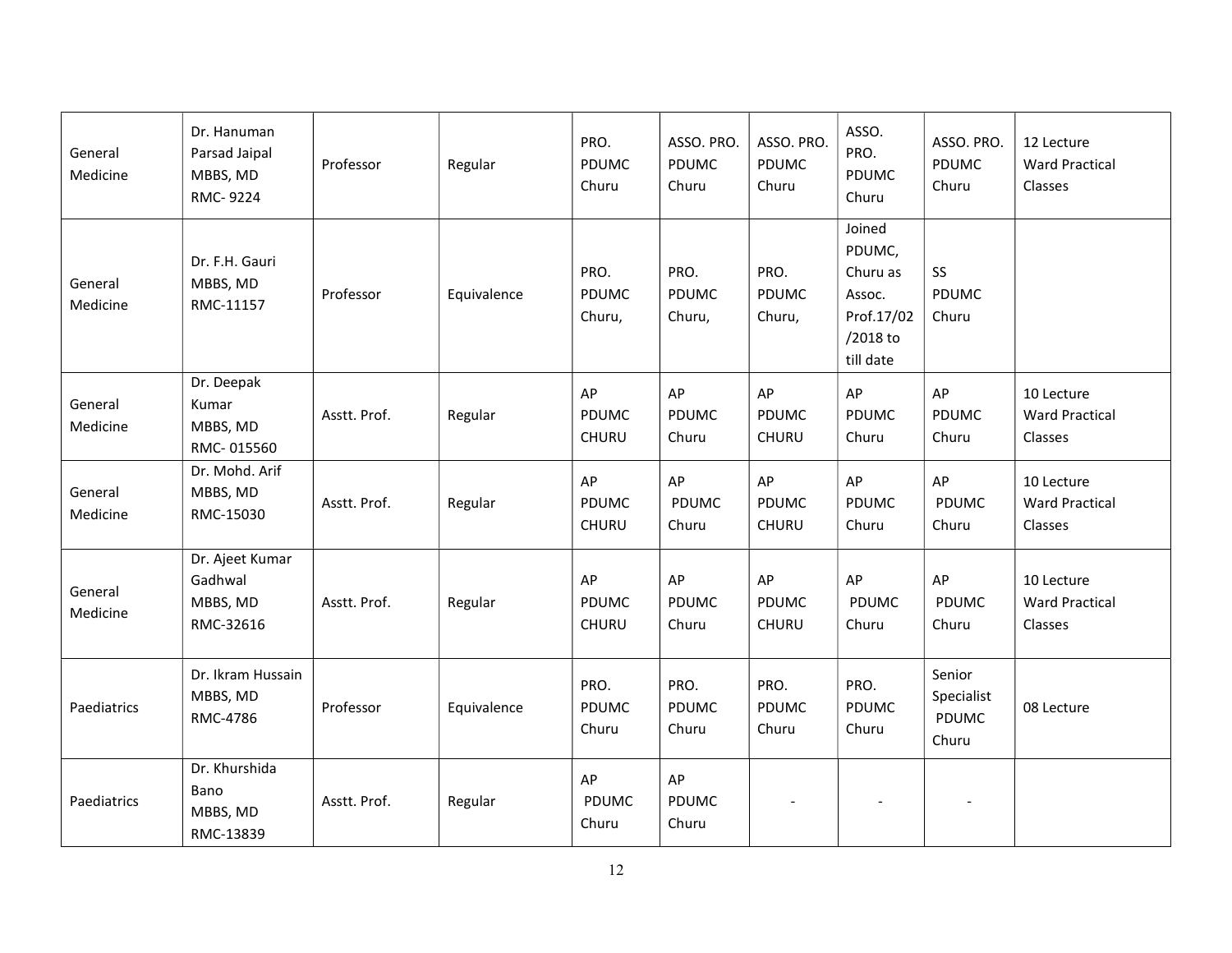| | | | | | | | | | |
|---|---|---|---|---|---|---|---|---|---|
| General Medicine | Dr. Hanuman Parsad Jaipal MBBS, MD RMC- 9224 | Professor | Regular | PRO. PDUMC Churu | ASSO. PRO. PDUMC Churu | ASSO. PRO. PDUMC Churu | ASSO. PRO. PDUMC Churu | ASSO. PRO. PDUMC Churu | 12 Lecture Ward Practical Classes |
| General Medicine | Dr. F.H. Gauri MBBS, MD RMC-11157 | Professor | Equivalence | PRO. PDUMC Churu, | PRO. PDUMC Churu, | PRO. PDUMC Churu, | Joined PDUMC, Churu as Assoc. Prof.17/02 /2018 to till date | SS PDUMC Churu | |
| General Medicine | Dr. Deepak Kumar MBBS, MD RMC- 015560 | Asstt. Prof. | Regular | AP PDUMC CHURU | AP PDUMC Churu | AP PDUMC CHURU | AP PDUMC Churu | AP PDUMC Churu | 10 Lecture Ward Practical Classes |
| General Medicine | Dr. Mohd. Arif MBBS, MD RMC-15030 | Asstt. Prof. | Regular | AP PDUMC CHURU | AP PDUMC Churu | AP PDUMC CHURU | AP PDUMC Churu | AP PDUMC Churu | 10 Lecture Ward Practical Classes |
| General Medicine | Dr. Ajeet Kumar Gadhwal MBBS, MD RMC-32616 | Asstt. Prof. | Regular | AP PDUMC CHURU | AP PDUMC Churu | AP PDUMC CHURU | AP PDUMC Churu | AP PDUMC Churu | 10 Lecture Ward Practical Classes |
| Paediatrics | Dr. Ikram Hussain MBBS, MD RMC-4786 | Professor | Equivalence | PRO. PDUMC Churu | PRO. PDUMC Churu | PRO. PDUMC Churu | PRO. PDUMC Churu | Senior Specialist PDUMC Churu | 08 Lecture |
| Paediatrics | Dr. Khurshida Bano MBBS, MD RMC-13839 | Asstt. Prof. | Regular | AP PDUMC Churu | AP PDUMC Churu | - | - | - | |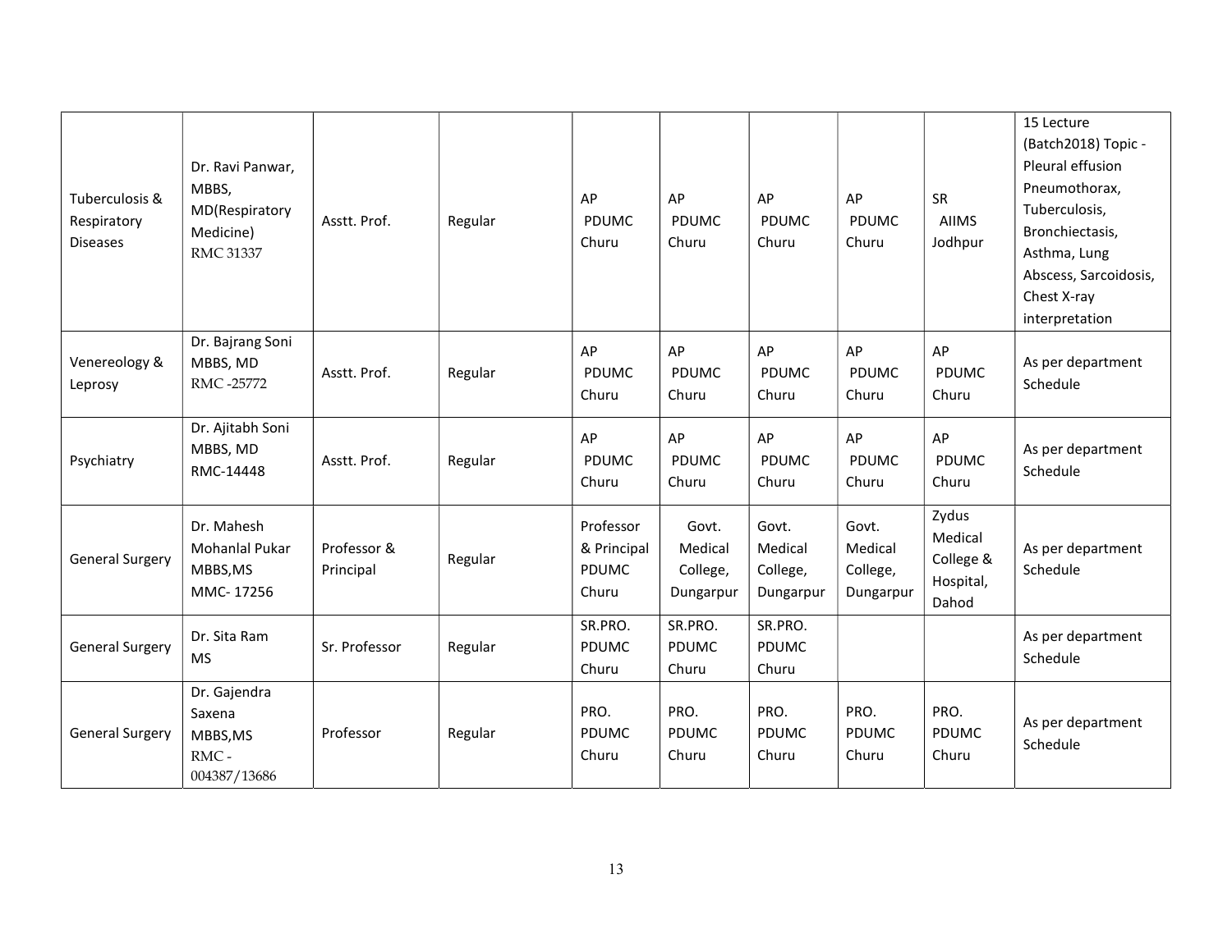| Tuberculosis & Respiratory Diseases | Dr. Ravi Panwar, MBBS, MD(Respiratory Medicine) RMC 31337 | Asstt. Prof. | Regular | AP PDUMC Churu | AP PDUMC Churu | AP PDUMC Churu | AP PDUMC Churu | SR AIIMS Jodhpur | 15 Lecture (Batch2018) Topic - Pleural effusion Pneumothorax, Tuberculosis, Bronchiectasis, Asthma, Lung Abscess, Sarcoidosis, Chest X-ray interpretation |
|---|---|---|---|---|---|---|---|---|---|
| Venereology & Leprosy | Dr. Bajrang Soni MBBS, MD RMC -25772 | Asstt. Prof. | Regular | AP PDUMC Churu | AP PDUMC Churu | AP PDUMC Churu | AP PDUMC Churu | AP PDUMC Churu | As per department Schedule |
| Psychiatry | Dr. Ajitabh Soni MBBS, MD RMC-14448 | Asstt. Prof. | Regular | AP PDUMC Churu | AP PDUMC Churu | AP PDUMC Churu | AP PDUMC Churu | AP PDUMC Churu | As per department Schedule |
| General Surgery | Dr. Mahesh Mohanlal Pukar MBBS,MS MMC- 17256 | Professor & Principal | Regular | Professor & Principal PDUMC Churu | Govt. Medical College, Dungarpur | Govt. Medical College, Dungarpur | Govt. Medical College, Dungarpur | Zydus Medical College & Hospital, Dahod | As per department Schedule |
| General Surgery | Dr. Sita Ram MS | Sr. Professor | Regular | SR.PRO. PDUMC Churu | SR.PRO. PDUMC Churu | SR.PRO. PDUMC Churu | | | As per department Schedule |
| General Surgery | Dr. Gajendra Saxena MBBS,MS RMC - 004387/13686 | Professor | Regular | PRO. PDUMC Churu | PRO. PDUMC Churu | PRO. PDUMC Churu | PRO. PDUMC Churu | PRO. PDUMC Churu | As per department Schedule |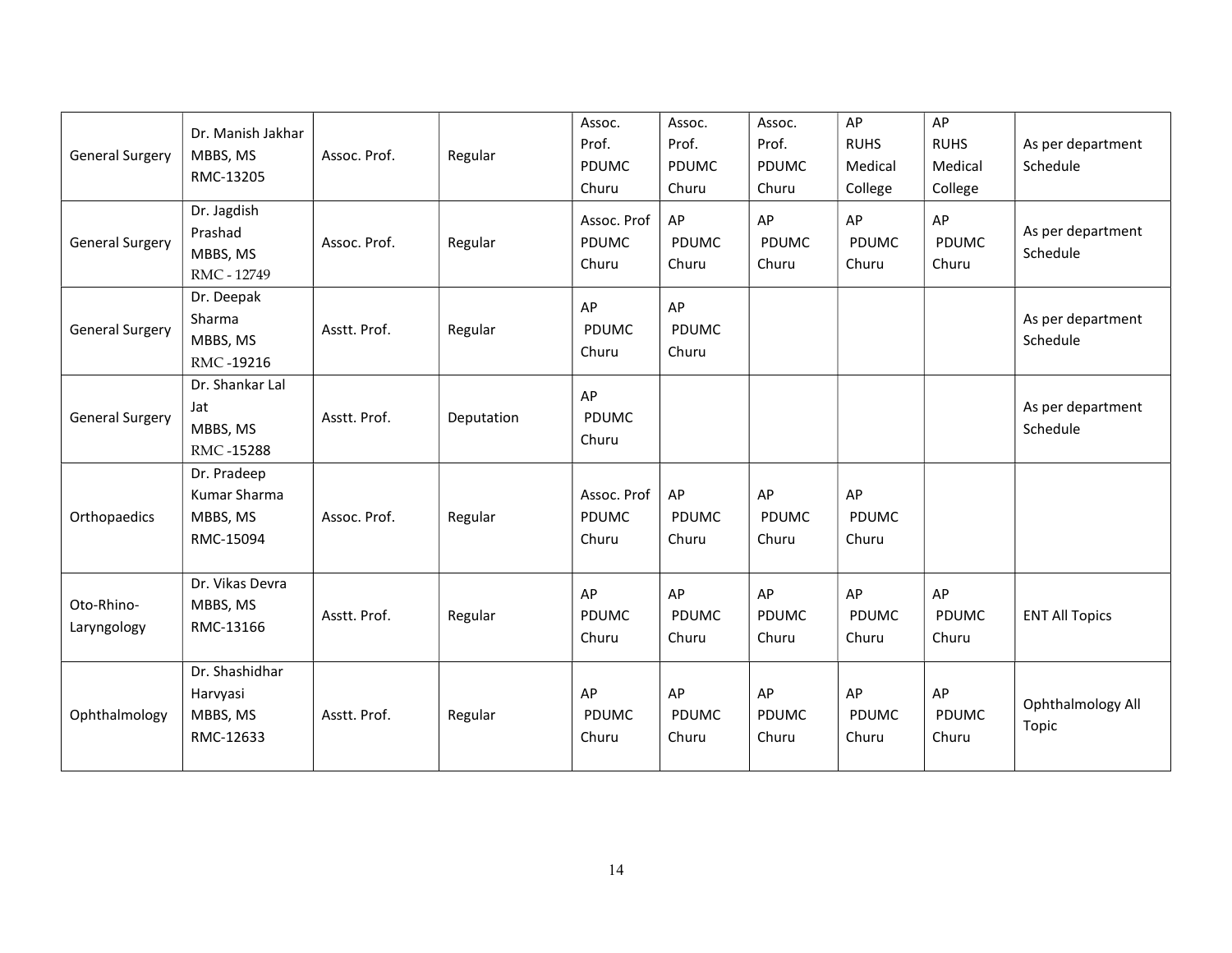| General Surgery | Dr. Manish Jakhar MBBS, MS RMC-13205 | Assoc. Prof. | Regular | Assoc. Prof. PDUMC Churu | Assoc. Prof. PDUMC Churu | Assoc. Prof. PDUMC Churu | AP RUHS Medical College | AP RUHS Medical College | As per department Schedule |
|---|---|---|---|---|---|---|---|---|---|
| General Surgery | Dr. Jagdish Prashad MBBS, MS RMC - 12749 | Assoc. Prof. | Regular | Assoc. Prof PDUMC Churu | AP PDUMC Churu | AP PDUMC Churu | AP PDUMC Churu | AP PDUMC Churu | As per department Schedule |
| General Surgery | Dr. Deepak Sharma MBBS, MS RMC -19216 | Asstt. Prof. | Regular | AP PDUMC Churu | AP PDUMC Churu | | | | As per department Schedule |
| General Surgery | Dr. Shankar Lal Jat MBBS, MS RMC -15288 | Asstt. Prof. | Deputation | AP PDUMC Churu | | | | | As per department Schedule |
| Orthopaedics | Dr. Pradeep Kumar Sharma MBBS, MS RMC-15094 | Assoc. Prof. | Regular | Assoc. Prof PDUMC Churu | AP PDUMC Churu | AP PDUMC Churu | AP PDUMC Churu | | |
| Oto-Rhino-Laryngology | Dr. Vikas Devra MBBS, MS RMC-13166 | Asstt. Prof. | Regular | AP PDUMC Churu | AP PDUMC Churu | AP PDUMC Churu | AP PDUMC Churu | AP PDUMC Churu | ENT All Topics |
| Ophthalmology | Dr. Shashidhar Harvyasi MBBS, MS RMC-12633 | Asstt. Prof. | Regular | AP PDUMC Churu | AP PDUMC Churu | AP PDUMC Churu | AP PDUMC Churu | AP PDUMC Churu | Ophthalmology All Topic |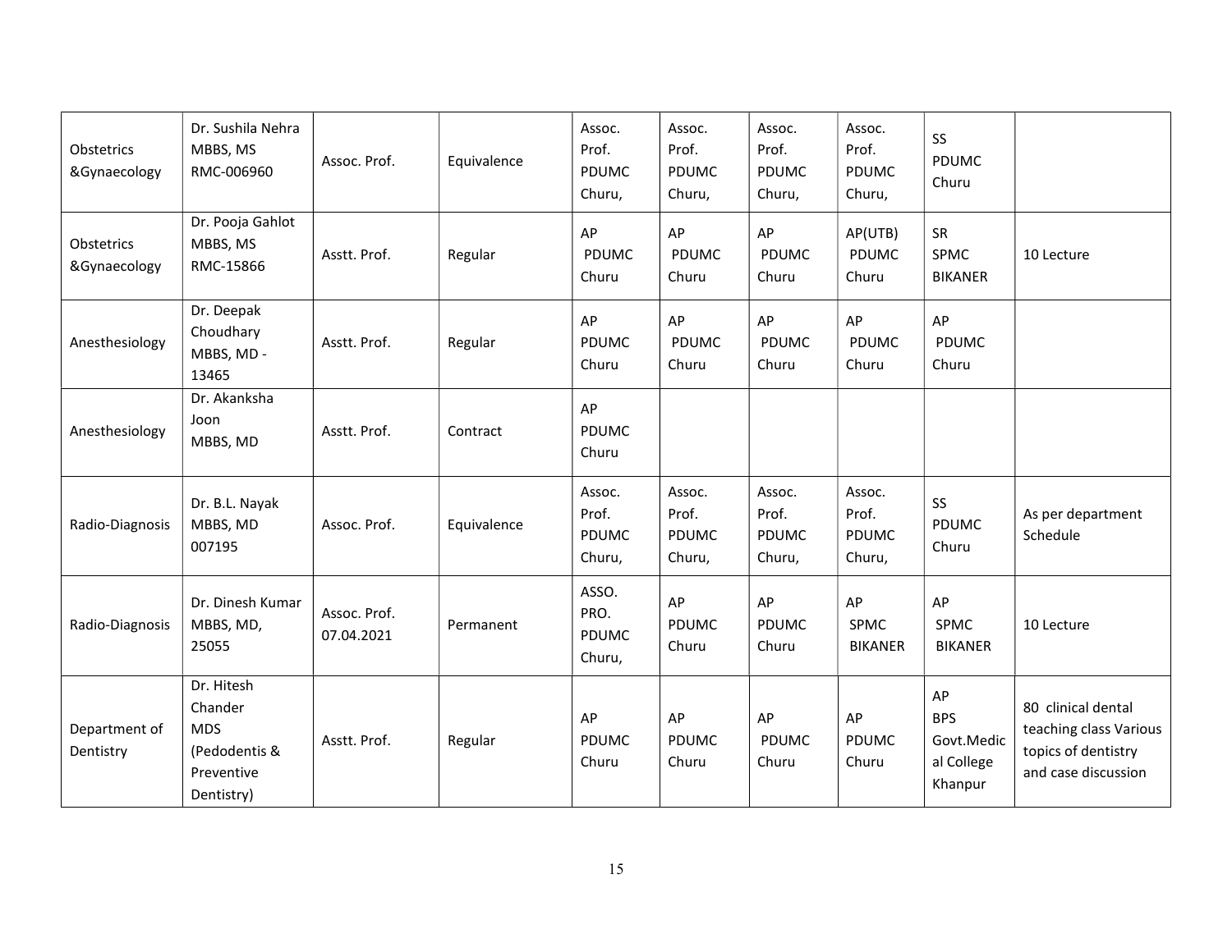| Obstetrics &Gynaecology | Dr. Sushila Nehra MBBS, MS RMC-006960 | Assoc. Prof. | Equivalence | Assoc. Prof. PDUMC Churu, | Assoc. Prof. PDUMC Churu, | Assoc. Prof. PDUMC Churu, | Assoc. Prof. PDUMC Churu, | SS PDUMC Churu | |
|---|---|---|---|---|---|---|---|---|---|
| Obstetrics &Gynaecology | Dr. Pooja Gahlot MBBS, MS RMC-15866 | Asstt. Prof. | Regular | AP PDUMC Churu | AP PDUMC Churu | AP PDUMC Churu | AP(UTB) PDUMC Churu | SR SPMC BIKANER | 10 Lecture |
| Anesthesiology | Dr. Deepak Choudhary MBBS, MD - 13465 | Asstt. Prof. | Regular | AP PDUMC Churu | AP PDUMC Churu | AP PDUMC Churu | AP PDUMC Churu | AP PDUMC Churu | |
| Anesthesiology | Dr. Akanksha Joon MBBS, MD | Asstt. Prof. | Contract | AP PDUMC Churu | | | | | |
| Radio-Diagnosis | Dr. B.L. Nayak MBBS, MD 007195 | Assoc. Prof. | Equivalence | Assoc. Prof. PDUMC Churu, | Assoc. Prof. PDUMC Churu, | Assoc. Prof. PDUMC Churu, | Assoc. Prof. PDUMC Churu, | SS PDUMC Churu | As per department Schedule |
| Radio-Diagnosis | Dr. Dinesh Kumar MBBS, MD, 25055 | Assoc. Prof. 07.04.2021 | Permanent | ASSO. PRO. PDUMC Churu, | AP PDUMC Churu | AP PDUMC Churu | AP SPMC BIKANER | AP SPMC BIKANER | 10 Lecture |
| Department of Dentistry | Dr. Hitesh Chander MDS (Pedodentis & Preventive Dentistry) | Asstt. Prof. | Regular | AP PDUMC Churu | AP PDUMC Churu | AP PDUMC Churu | AP PDUMC Churu | AP BPS Govt.Medical College Khanpur | 80 clinical dental teaching class Various topics of dentistry and case discussion |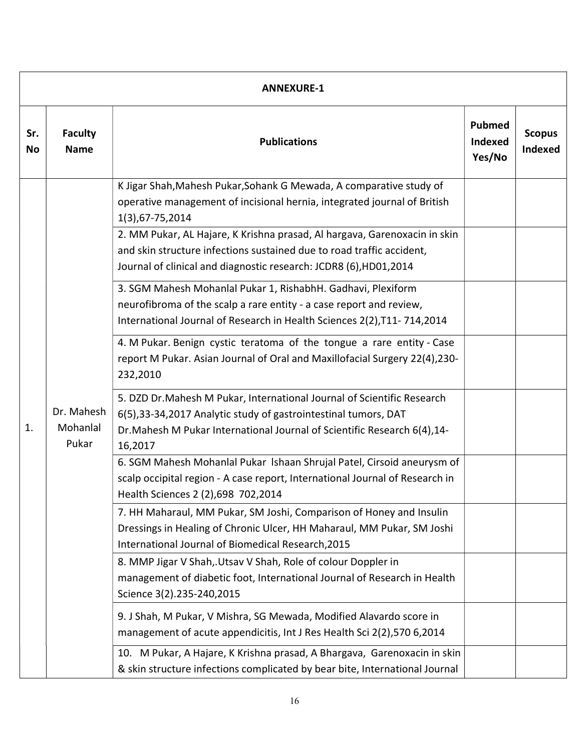| ANNEXURE-1 | | | | |
|---|---|---|---|---|
| **Sr. No** | **Faculty Name** | **Publications** | **Pubmed Indexed Yes/No** | **Scopus Indexed** |
| 1. | Dr. Mahesh Mohanlal Pukar | K Jigar Shah,Mahesh Pukar,Sohank G Mewada, A comparative study of operative management of incisional hernia, integrated journal of British 1(3),67-75,2014 | | |
| | | 2. MM Pukar, AL Hajare, K Krishna prasad, Al hargava, Garenoxacin in skin and skin structure infections sustained due to road traffic accident, Journal of clinical and diagnostic research: JCDR8 (6),HD01,2014 | | |
| | | 3. SGM Mahesh Mohanlal Pukar 1, RishabhH. Gadhavi, Plexiform neurofibroma of the scalp a rare entity - a case report and review, International Journal of Research in Health Sciences 2(2),T11- 714,2014 | | |
| | | 4. M Pukar. Benign cystic teratoma of the tongue a rare entity - Case report M Pukar. Asian Journal of Oral and Maxillofacial Surgery 22(4),230-232,2010 | | |
| | | 5. DZD Dr.Mahesh M Pukar, International Journal of Scientific Research 6(5),33-34,2017 Analytic study of gastrointestinal tumors, DAT Dr.Mahesh M Pukar International Journal of Scientific Research 6(4),14-16,2017 | | |
| | | 6. SGM Mahesh Mohanlal Pukar lshaan Shrujal Patel, Cirsoid aneurysm of scalp occipital region - A case report, International Journal of Research in Health Sciences 2 (2),698 702,2014 | | |
| | | 7. HH Maharaul, MM Pukar, SM Joshi, Comparison of Honey and Insulin Dressings in Healing of Chronic Ulcer, HH Maharaul, MM Pukar, SM Joshi International Journal of Biomedical Research,2015 | | |
| | | 8. MMP Jigar V Shah,.Utsav V Shah, Role of colour Doppler in management of diabetic foot, International Journal of Research in Health Science 3(2).235-240,2015 | | |
| | | 9. J Shah, M Pukar, V Mishra, SG Mewada, Modified Alavardo score in management of acute appendicitis, Int J Res Health Sci 2(2),570 6,2014 | | |
| | | 10. M Pukar, A Hajare, K Krishna prasad, A Bhargava, Garenoxacin in skin & skin structure infections complicated by bear bite, International Journal | | |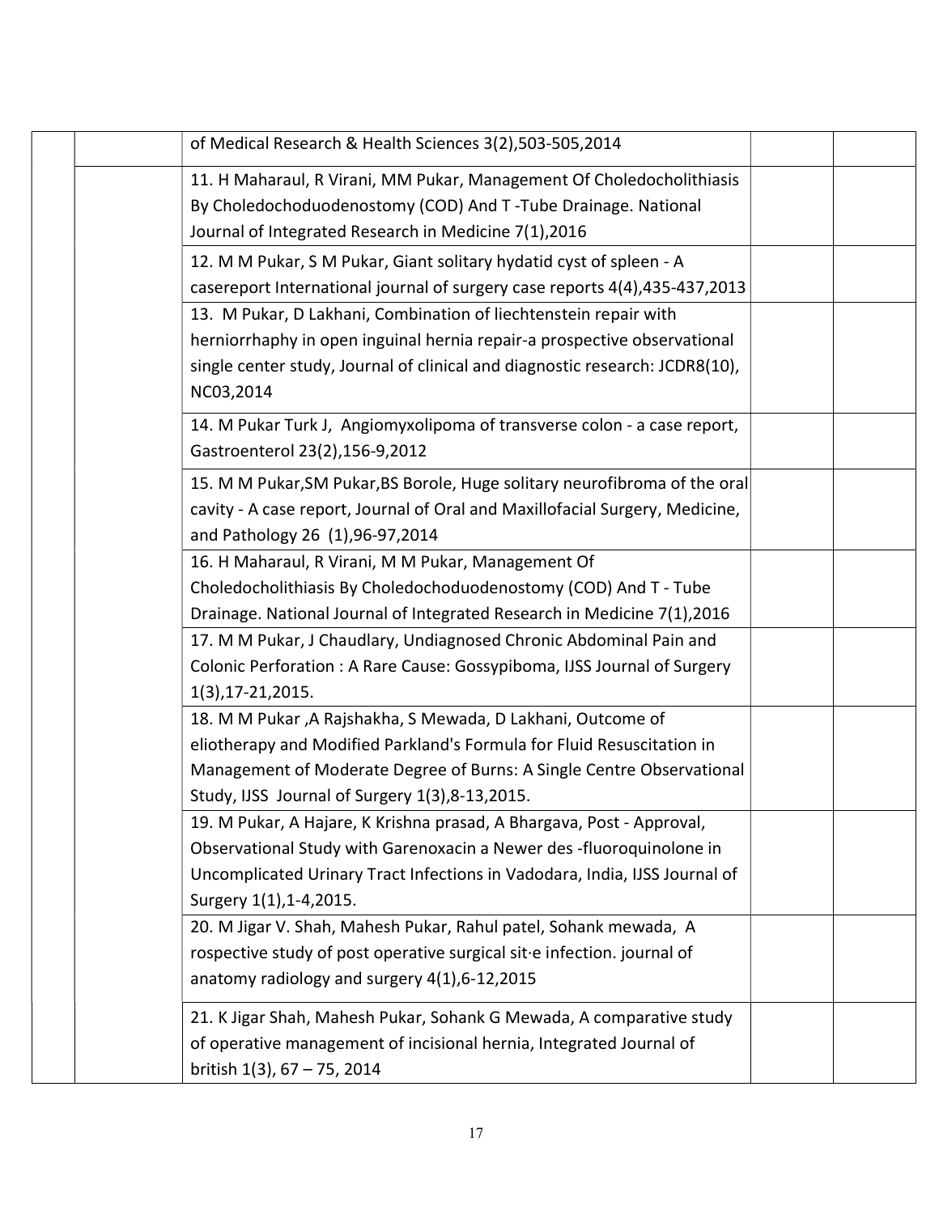|  |  | of Medical Research & Health Sciences 3(2),503-505,2014 |  |  |
|---|---|---|---|---|
|  |  | 11. H Maharaul, R Virani, MM Pukar, Management Of Choledocholithiasis By Choledochoduodenostomy (COD) And T -Tube Drainage. National Journal of Integrated Research in Medicine 7(1),2016 |  |  |
|  |  | 12. M M Pukar, S M Pukar, Giant solitary hydatid cyst of spleen - A casereport International journal of surgery case reports 4(4),435-437,2013 |  |  |
|  |  | 13. M Pukar, D Lakhani, Combination of liechtenstein repair with herniorrhaphy in open inguinal hernia repair-a prospective observational single center study, Journal of clinical and diagnostic research: JCDR8(10), NC03,2014 |  |  |
|  |  | 14. M Pukar Turk J, Angiomyxolipoma of transverse colon - a case report, Gastroenterol 23(2),156-9,2012 |  |  |
|  |  | 15. M M Pukar,SM Pukar,BS Borole, Huge solitary neurofibroma of the oral cavity - A case report, Journal of Oral and Maxillofacial Surgery, Medicine, and Pathology 26 (1),96-97,2014 |  |  |
|  |  | 16. H Maharaul, R Virani, M M Pukar, Management Of Choledocholithiasis By Choledochoduodenostomy (COD) And T - Tube Drainage. National Journal of Integrated Research in Medicine 7(1),2016 |  |  |
|  |  | 17. M M Pukar, J Chaudlary, Undiagnosed Chronic Abdominal Pain and Colonic Perforation : A Rare Cause: Gossypiboma, IJSS Journal of Surgery 1(3),17-21,2015. |  |  |
|  |  | 18. M M Pukar ,A Rajshakha, S Mewada, D Lakhani, Outcome of eliotherapy and Modified Parkland's Formula for Fluid Resuscitation in Management of Moderate Degree of Burns: A Single Centre Observational Study, IJSS Journal of Surgery 1(3),8-13,2015. |  |  |
|  |  | 19. M Pukar, A Hajare, K Krishna prasad, A Bhargava, Post - Approval, Observational Study with Garenoxacin a Newer des -fluoroquinolone in Uncomplicated Urinary Tract Infections in Vadodara, India, IJSS Journal of Surgery 1(1),1-4,2015. |  |  |
|  |  | 20. M Jigar V. Shah, Mahesh Pukar, Rahul patel, Sohank mewada, A rospective study of post operative surgical sit·e infection. journal of anatomy radiology and surgery 4(1),6-12,2015 |  |  |
|  |  | 21. K Jigar Shah, Mahesh Pukar, Sohank G Mewada, A comparative study of operative management of incisional hernia, Integrated Journal of british 1(3), 67 – 75, 2014 |  |  |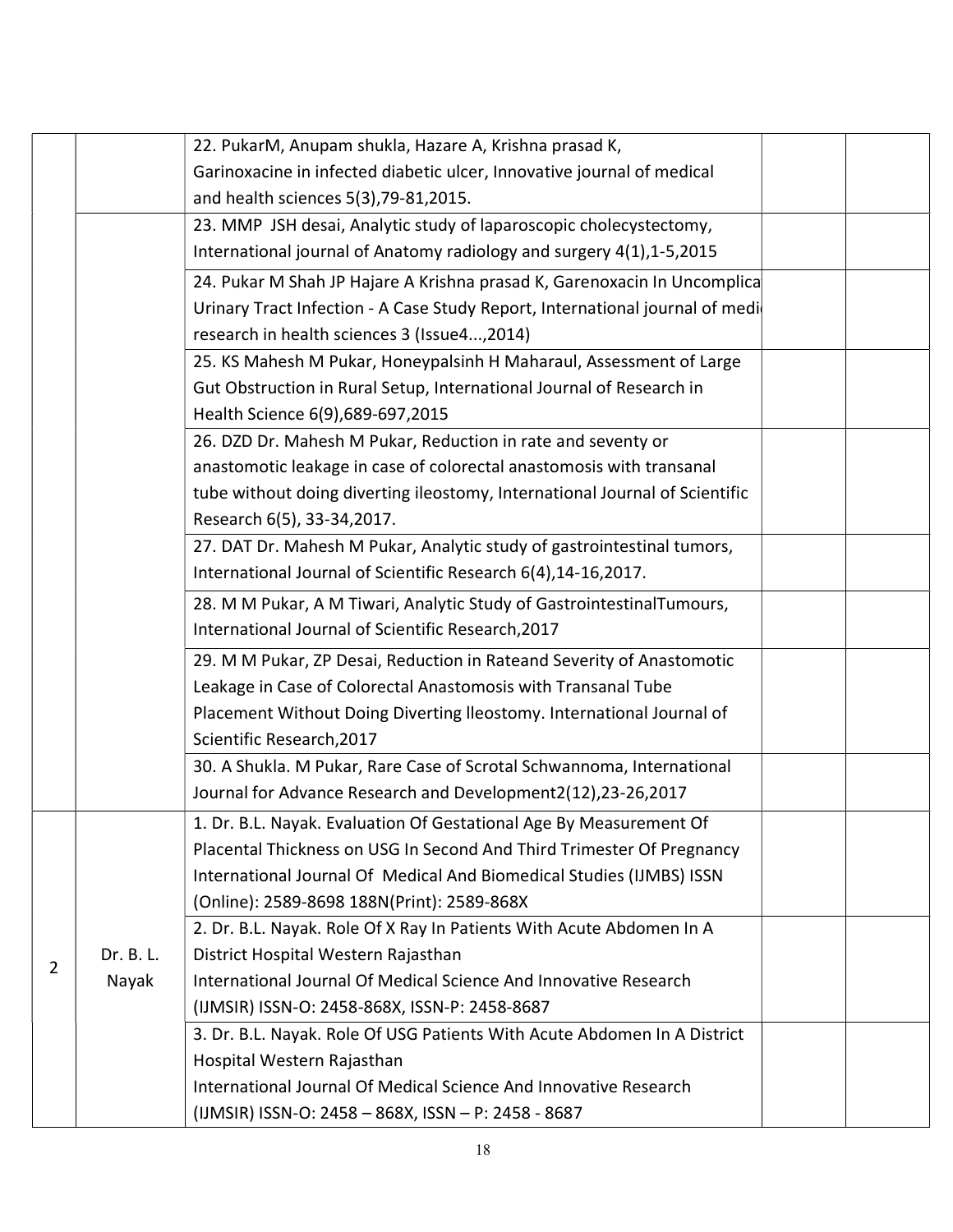| | | | | |
|---|---|---|---|---|
| | | 22. PukarM, Anupam shukla, Hazare A, Krishna prasad K, Garinoxacine in infected diabetic ulcer, Innovative journal of medical and health sciences 5(3),79-81,2015. | | |
| | | 23. MMP JSH desai, Analytic study of laparoscopic cholecystectomy, International journal of Anatomy radiology and surgery 4(1),1-5,2015 | | |
| | | 24. Pukar M Shah JP Hajare A Krishna prasad K, Garenoxacin In Uncomplica Urinary Tract Infection - A Case Study Report, International journal of medi research in health sciences 3 (Issue4...,2014) | | |
| | | 25. KS Mahesh M Pukar, Honeypalsinh H Maharaul, Assessment of Large Gut Obstruction in Rural Setup, International Journal of Research in Health Science 6(9),689-697,2015 | | |
| | | 26. DZD Dr. Mahesh M Pukar, Reduction in rate and seventy or anastomotic leakage in case of colorectal anastomosis with transanal tube without doing diverting ileostomy, International Journal of Scientific Research 6(5), 33-34,2017. | | |
| | | 27. DAT Dr. Mahesh M Pukar, Analytic study of gastrointestinal tumors, International Journal of Scientific Research 6(4),14-16,2017. | | |
| | | 28. M M Pukar, A M Tiwari, Analytic Study of GastrointestinalTumours, International Journal of Scientific Research,2017 | | |
| | | 29. M M Pukar, ZP Desai, Reduction in Rateand Severity of Anastomotic Leakage in Case of Colorectal Anastomosis with Transanal Tube Placement Without Doing Diverting lleostomy. International Journal of Scientific Research,2017 | | |
| | | 30. A Shukla. M Pukar, Rare Case of Scrotal Schwannoma, International Journal for Advance Research and Development2(12),23-26,2017 | | |
| 2 | Dr. B. L. Nayak | 1. Dr. B.L. Nayak. Evaluation Of Gestational Age By Measurement Of Placental Thickness on USG In Second And Third Trimester Of Pregnancy International Journal Of Medical And Biomedical Studies (IJMBS) ISSN (Online): 2589-8698 188N(Print): 2589-868X | | |
| | | 2. Dr. B.L. Nayak. Role Of X Ray In Patients With Acute Abdomen In A District Hospital Western Rajasthan International Journal Of Medical Science And Innovative Research (IJMSIR) ISSN-O: 2458-868X, ISSN-P: 2458-8687 | | |
| | | 3. Dr. B.L. Nayak. Role Of USG Patients With Acute Abdomen In A District Hospital Western Rajasthan International Journal Of Medical Science And Innovative Research (IJMSIR) ISSN-O: 2458 – 868X, ISSN – P: 2458 - 8687 | | |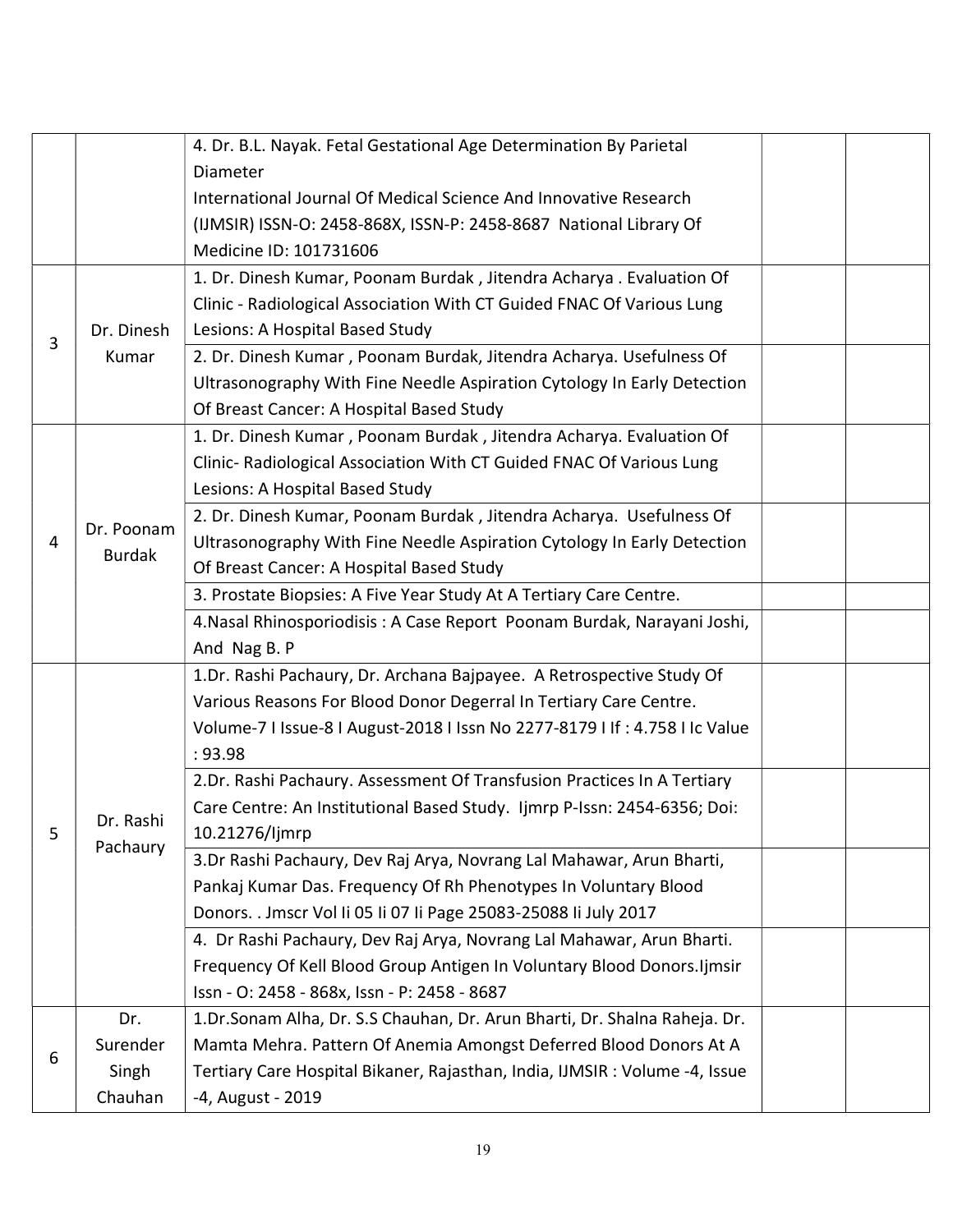| | | | | |
|---|---|---|---|---|
| | | 4. Dr. B.L. Nayak. Fetal Gestational Age Determination By Parietal Diameter International Journal Of Medical Science And Innovative Research (IJMSIR) ISSN-O: 2458-868X, ISSN-P: 2458-8687 National Library Of Medicine ID: 101731606 | | |
| 3 | Dr. Dinesh Kumar | 1. Dr. Dinesh Kumar, Poonam Burdak , Jitendra Acharya . Evaluation Of Clinic - Radiological Association With CT Guided FNAC Of Various Lung Lesions: A Hospital Based Study | | |
| | | 2. Dr. Dinesh Kumar , Poonam Burdak, Jitendra Acharya. Usefulness Of Ultrasonography With Fine Needle Aspiration Cytology In Early Detection Of Breast Cancer: A Hospital Based Study | | |
| 4 | Dr. Poonam Burdak | 1. Dr. Dinesh Kumar , Poonam Burdak , Jitendra Acharya. Evaluation Of Clinic- Radiological Association With CT Guided FNAC Of Various Lung Lesions: A Hospital Based Study | | |
| | | 2. Dr. Dinesh Kumar, Poonam Burdak , Jitendra Acharya. Usefulness Of Ultrasonography With Fine Needle Aspiration Cytology In Early Detection Of Breast Cancer: A Hospital Based Study | | |
| | | 3. Prostate Biopsies: A Five Year Study At A Tertiary Care Centre. | | |
| | | 4.Nasal Rhinosporiodisis : A Case Report Poonam Burdak, Narayani Joshi, And Nag B. P | | |
| 5 | Dr. Rashi Pachaury | 1.Dr. Rashi Pachaury, Dr. Archana Bajpayee. A Retrospective Study Of Various Reasons For Blood Donor Degerral In Tertiary Care Centre. Volume-7 I Issue-8 I August-2018 I Issn No 2277-8179 I If : 4.758 I Ic Value : 93.98 | | |
| | | 2.Dr. Rashi Pachaury. Assessment Of Transfusion Practices In A Tertiary Care Centre: An Institutional Based Study. Ijmrp P-Issn: 2454-6356; Doi: 10.21276/Ijmrp | | |
| | | 3.Dr Rashi Pachaury, Dev Raj Arya, Novrang Lal Mahawar, Arun Bharti, Pankaj Kumar Das. Frequency Of Rh Phenotypes In Voluntary Blood Donors. . Jmscr Vol Ii 05 Ii 07 Ii Page 25083-25088 Ii July 2017 | | |
| | | 4. Dr Rashi Pachaury, Dev Raj Arya, Novrang Lal Mahawar, Arun Bharti. Frequency Of Kell Blood Group Antigen In Voluntary Blood Donors.Ijmsir Issn - O: 2458 - 868x, Issn - P: 2458 - 8687 | | |
| 6 | Dr. Surender Singh Chauhan | 1.Dr.Sonam Alha, Dr. S.S Chauhan, Dr. Arun Bharti, Dr. Shalna Raheja. Dr. Mamta Mehra. Pattern Of Anemia Amongst Deferred Blood Donors At A Tertiary Care Hospital Bikaner, Rajasthan, India, IJMSIR : Volume -4, Issue -4, August - 2019 | | |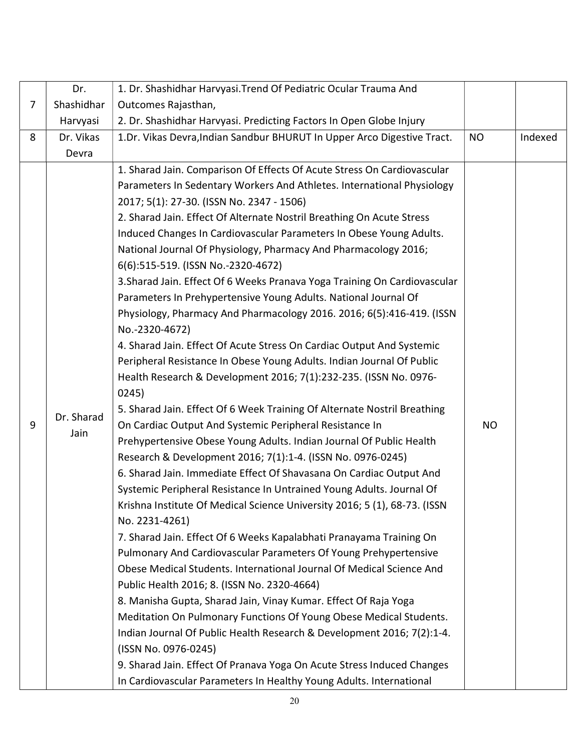| 7 | Dr. Shashidhar Harvyasi | 1. Dr. Shashidhar Harvyasi.Trend Of Pediatric Ocular Trauma And Outcomes Rajasthan,<br>2. Dr. Shashidhar Harvyasi. Predicting Factors In Open Globe Injury | | |
|---|---|---|---|---|
| 8 | Dr. Vikas Devra | 1.Dr. Vikas Devra,Indian Sandbur BHURUT In Upper Arco Digestive Tract. | NO | Indexed |
| 9 | Dr. Sharad Jain | 1. Sharad Jain. Comparison Of Effects Of Acute Stress On Cardiovascular Parameters In Sedentary Workers And Athletes. International Physiology 2017; 5(1): 27-30. (ISSN No. 2347 - 1506)<br>2. Sharad Jain. Effect Of Alternate Nostril Breathing On Acute Stress Induced Changes In Cardiovascular Parameters In Obese Young Adults. National Journal Of Physiology, Pharmacy And Pharmacology 2016; 6(6):515-519. (ISSN No.-2320-4672)<br>3.Sharad Jain. Effect Of 6 Weeks Pranava Yoga Training On Cardiovascular Parameters In Prehypertensive Young Adults. National Journal Of Physiology, Pharmacy And Pharmacology 2016. 2016; 6(5):416-419. (ISSN No.-2320-4672)<br>4. Sharad Jain. Effect Of Acute Stress On Cardiac Output And Systemic Peripheral Resistance In Obese Young Adults. Indian Journal Of Public Health Research & Development 2016; 7(1):232-235. (ISSN No. 0976-0245)<br>5. Sharad Jain. Effect Of 6 Week Training Of Alternate Nostril Breathing On Cardiac Output And Systemic Peripheral Resistance In Prehypertensive Obese Young Adults. Indian Journal Of Public Health Research & Development 2016; 7(1):1-4. (ISSN No. 0976-0245)<br>6. Sharad Jain. Immediate Effect Of Shavasana On Cardiac Output And Systemic Peripheral Resistance In Untrained Young Adults. Journal Of Krishna Institute Of Medical Science University 2016; 5 (1), 68-73. (ISSN No. 2231-4261)<br>7. Sharad Jain. Effect Of 6 Weeks Kapalabhati Pranayama Training On Pulmonary And Cardiovascular Parameters Of Young Prehypertensive Obese Medical Students. International Journal Of Medical Science And Public Health 2016; 8. (ISSN No. 2320-4664)<br>8. Manisha Gupta, Sharad Jain, Vinay Kumar. Effect Of Raja Yoga Meditation On Pulmonary Functions Of Young Obese Medical Students. Indian Journal Of Public Health Research & Development 2016; 7(2):1-4. (ISSN No. 0976-0245)<br>9. Sharad Jain. Effect Of Pranava Yoga On Acute Stress Induced Changes In Cardiovascular Parameters In Healthy Young Adults. International | NO | |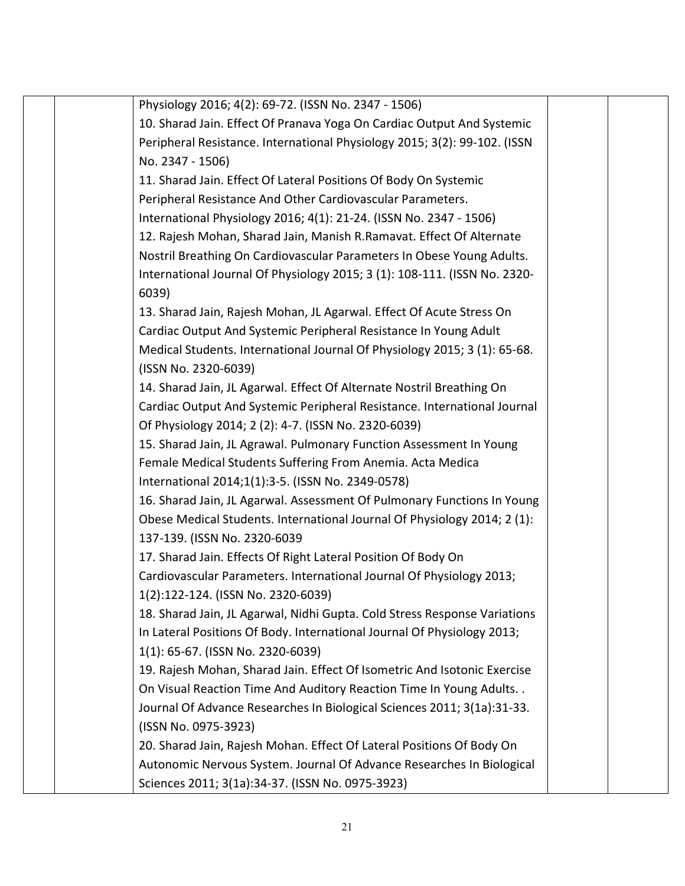| | | Physiology 2016; 4(2): 69-72. (ISSN No. 2347 - 1506)<br>10. Sharad Jain. Effect Of Pranava Yoga On Cardiac Output And Systemic Peripheral Resistance. International Physiology 2015; 3(2): 99-102. (ISSN No. 2347 - 1506)<br>11. Sharad Jain. Effect Of Lateral Positions Of Body On Systemic Peripheral Resistance And Other Cardiovascular Parameters. International Physiology 2016; 4(1): 21-24. (ISSN No. 2347 - 1506)<br>12. Rajesh Mohan, Sharad Jain, Manish R.Ramavat. Effect Of Alternate Nostril Breathing On Cardiovascular Parameters In Obese Young Adults. International Journal Of Physiology 2015; 3 (1): 108-111. (ISSN No. 2320-6039)<br>13. Sharad Jain, Rajesh Mohan, JL Agarwal. Effect Of Acute Stress On Cardiac Output And Systemic Peripheral Resistance In Young Adult Medical Students. International Journal Of Physiology 2015; 3 (1): 65-68. (ISSN No. 2320-6039)<br>14. Sharad Jain, JL Agarwal. Effect Of Alternate Nostril Breathing On Cardiac Output And Systemic Peripheral Resistance. International Journal Of Physiology 2014; 2 (2): 4-7. (ISSN No. 2320-6039)<br>15. Sharad Jain, JL Agrawal. Pulmonary Function Assessment In Young Female Medical Students Suffering From Anemia. Acta Medica International 2014;1(1):3-5. (ISSN No. 2349-0578)<br>16. Sharad Jain, JL Agarwal. Assessment Of Pulmonary Functions In Young Obese Medical Students. International Journal Of Physiology 2014; 2 (1): 137-139. (ISSN No. 2320-6039<br>17. Sharad Jain. Effects Of Right Lateral Position Of Body On Cardiovascular Parameters. International Journal Of Physiology 2013; 1(2):122-124. (ISSN No. 2320-6039)<br>18. Sharad Jain, JL Agarwal, Nidhi Gupta. Cold Stress Response Variations In Lateral Positions Of Body. International Journal Of Physiology 2013; 1(1): 65-67. (ISSN No. 2320-6039)<br>19. Rajesh Mohan, Sharad Jain. Effect Of Isometric And Isotonic Exercise On Visual Reaction Time And Auditory Reaction Time In Young Adults. . Journal Of Advance Researches In Biological Sciences 2011; 3(1a):31-33. (ISSN No. 0975-3923)<br>20. Sharad Jain, Rajesh Mohan. Effect Of Lateral Positions Of Body On Autonomic Nervous System. Journal Of Advance Researches In Biological Sciences 2011; 3(1a):34-37. (ISSN No. 0975-3923) | | |
|---|---|---|---|---|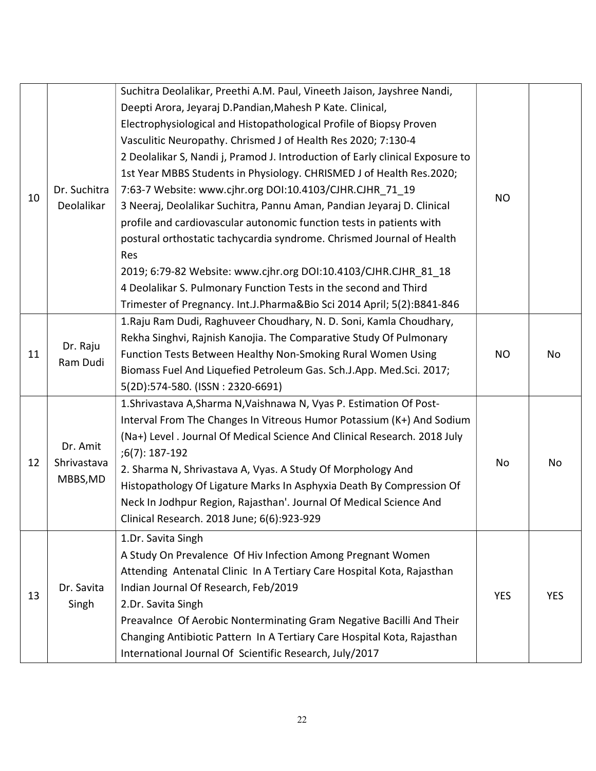| 10 | Dr. Suchitra Deolalikar | Suchitra Deolalikar, Preethi A.M. Paul, Vineeth Jaison, Jayshree Nandi, Deepti Arora, Jeyaraj D.Pandian,Mahesh P Kate. Clinical, Electrophysiological and Histopathological Profile of Biopsy Proven Vasculitic Neuropathy. Chrismed J of Health Res 2020; 7:130-4<br>2 Deolalikar S, Nandi j, Pramod J. Introduction of Early clinical Exposure to 1st Year MBBS Students in Physiology. CHRISMED J of Health Res.2020; 7:63-7 Website: www.cjhr.org DOI:10.4103/CJHR.CJHR_71_19<br>3 Neeraj, Deolalikar Suchitra, Pannu Aman, Pandian Jeyaraj D. Clinical profile and cardiovascular autonomic function tests in patients with postural orthostatic tachycardia syndrome. Chrismed Journal of Health Res<br>2019; 6:79-82 Website: www.cjhr.org DOI:10.4103/CJHR.CJHR_81_18<br>4 Deolalikar S. Pulmonary Function Tests in the second and Third Trimester of Pregnancy. Int.J.Pharma&Bio Sci 2014 April; 5(2):B841-846 | NO | |
|---|---|---|---|---|
| 11 | Dr. Raju Ram Dudi | 1.Raju Ram Dudi, Raghuveer Choudhary, N. D. Soni, Kamla Choudhary, Rekha Singhvi, Rajnish Kanojia. The Comparative Study Of Pulmonary Function Tests Between Healthy Non-Smoking Rural Women Using Biomass Fuel And Liquefied Petroleum Gas. Sch.J.App. Med.Sci. 2017; 5(2D):574-580. (ISSN : 2320-6691) | NO | No |
| 12 | Dr. Amit Shrivastava MBBS,MD | 1.Shrivastava A,Sharma N,Vaishnawa N, Vyas P. Estimation Of Post-Interval From The Changes In Vitreous Humor Potassium (K+) And Sodium (Na+) Level . Journal Of Medical Science And Clinical Research. 2018 July ;6(7): 187-192<br>2. Sharma N, Shrivastava A, Vyas. A Study Of Morphology And Histopathology Of Ligature Marks In Asphyxia Death By Compression Of Neck In Jodhpur Region, Rajasthan'. Journal Of Medical Science And Clinical Research. 2018 June; 6(6):923-929 | No | No |
| 13 | Dr. Savita Singh | 1.Dr. Savita Singh<br>A Study On Prevalence Of Hiv Infection Among Pregnant Women Attending Antenatal Clinic In A Tertiary Care Hospital Kota, Rajasthan Indian Journal Of Research, Feb/2019<br>2.Dr. Savita Singh<br>Preavalnce Of Aerobic Nonterminating Gram Negative Bacilli And Their Changing Antibiotic Pattern In A Tertiary Care Hospital Kota, Rajasthan International Journal Of Scientific Research, July/2017 | YES | YES |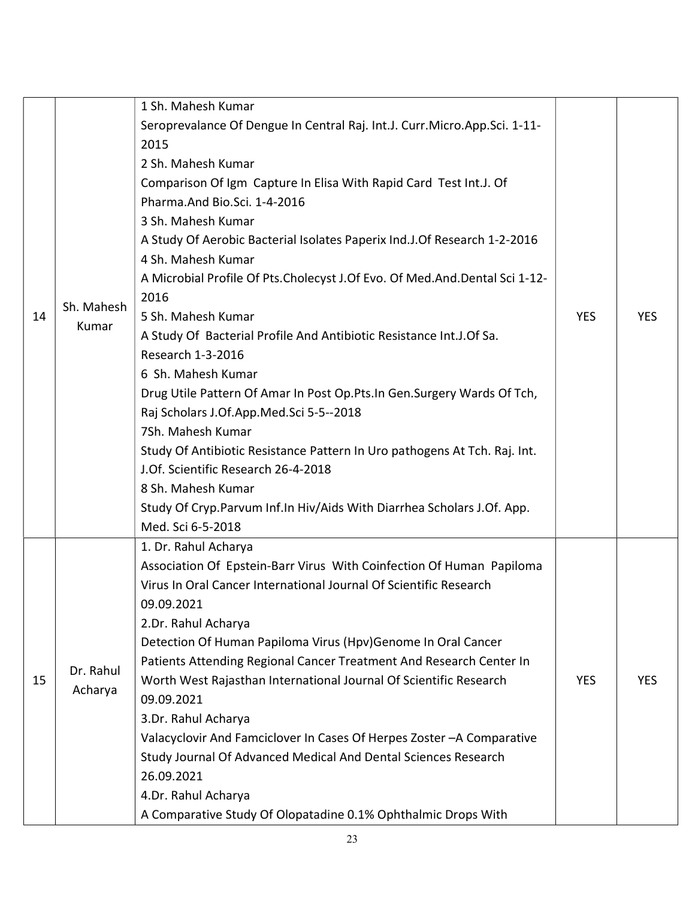| | | | | |
|---|---|---|---|---|
| 14 | Sh. Mahesh Kumar | 1 Sh. Mahesh Kumar<br>Seroprevalance Of Dengue In Central Raj. Int.J. Curr.Micro.App.Sci. 1-11-2015<br>2 Sh. Mahesh Kumar<br>Comparison Of Igm Capture In Elisa With Rapid Card Test Int.J. Of Pharma.And Bio.Sci. 1-4-2016<br>3 Sh. Mahesh Kumar<br>A Study Of Aerobic Bacterial Isolates Paperix Ind.J.Of Research 1-2-2016<br>4 Sh. Mahesh Kumar<br>A Microbial Profile Of Pts.Cholecyst J.Of Evo. Of Med.And.Dental Sci 1-12-2016<br>5 Sh. Mahesh Kumar<br>A Study Of Bacterial Profile And Antibiotic Resistance Int.J.Of Sa. Research 1-3-2016<br>6 Sh. Mahesh Kumar<br>Drug Utile Pattern Of Amar In Post Op.Pts.In Gen.Surgery Wards Of Tch, Raj Scholars J.Of.App.Med.Sci 5-5--2018<br>7Sh. Mahesh Kumar<br>Study Of Antibiotic Resistance Pattern In Uro pathogens At Tch. Raj. Int. J.Of. Scientific Research 26-4-2018<br>8 Sh. Mahesh Kumar<br>Study Of Cryp.Parvum Inf.In Hiv/Aids With Diarrhea Scholars J.Of. App. Med. Sci 6-5-2018 | YES | YES |
| 15 | Dr. Rahul Acharya | 1. Dr. Rahul Acharya<br>Association Of Epstein-Barr Virus With Coinfection Of Human Papiloma Virus In Oral Cancer International Journal Of Scientific Research 09.09.2021<br>2.Dr. Rahul Acharya<br>Detection Of Human Papiloma Virus (Hpv)Genome In Oral Cancer Patients Attending Regional Cancer Treatment And Research Center In Worth West Rajasthan International Journal Of Scientific Research 09.09.2021<br>3.Dr. Rahul Acharya<br>Valacyclovir And Famciclover In Cases Of Herpes Zoster –A Comparative Study Journal Of Advanced Medical And Dental Sciences Research 26.09.2021<br>4.Dr. Rahul Acharya<br>A Comparative Study Of Olopatadine 0.1% Ophthalmic Drops With | YES | YES |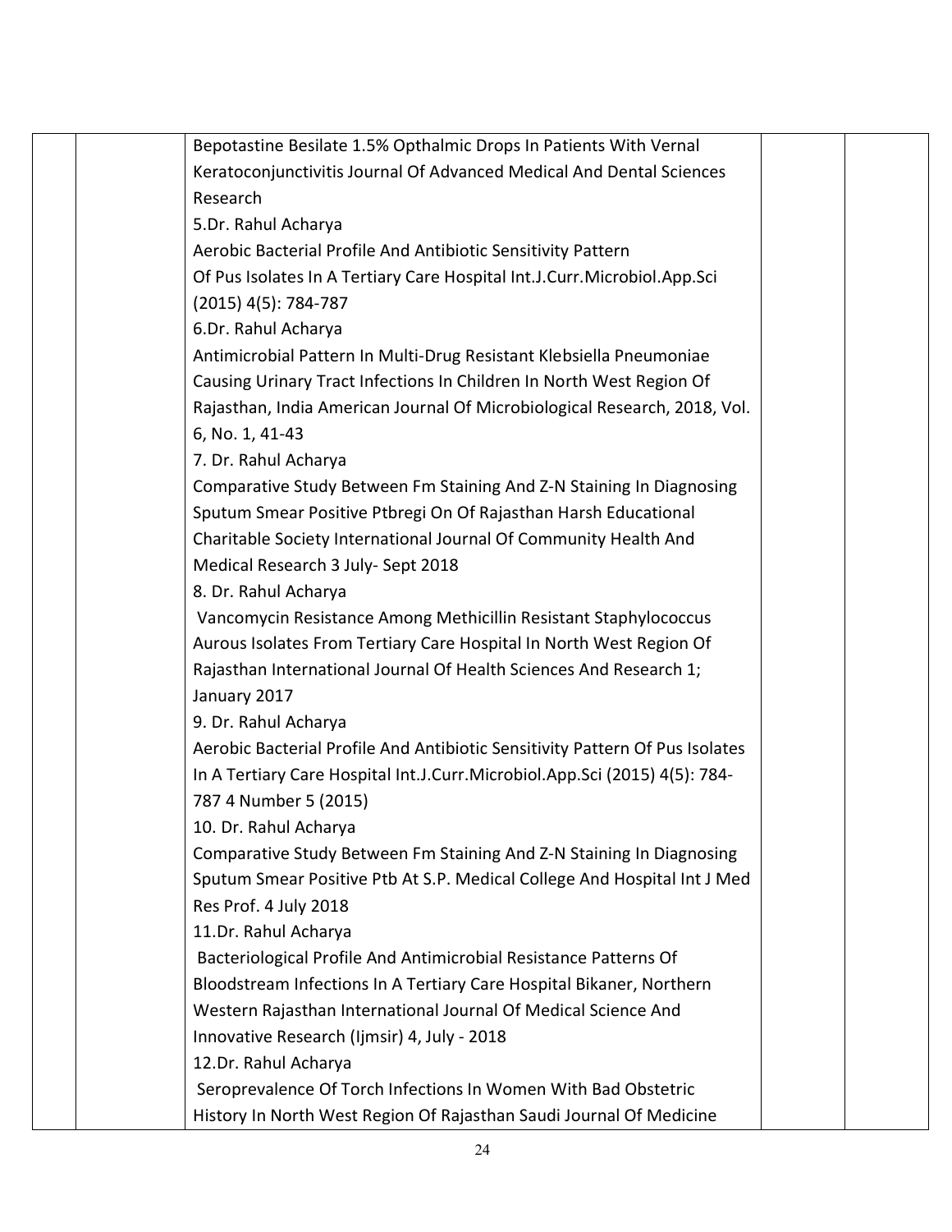| | | | | |
|---|---|---|---|---|
| | | Bepotastine Besilate 1.5% Opthalmic Drops In Patients With Vernal Keratoconjunctivitis Journal Of Advanced Medical And Dental Sciences Research<br>5.Dr. Rahul Acharya<br>Aerobic Bacterial Profile And Antibiotic Sensitivity Pattern Of Pus Isolates In A Tertiary Care Hospital Int.J.Curr.Microbiol.App.Sci (2015) 4(5): 784-787<br>6.Dr. Rahul Acharya<br>Antimicrobial Pattern In Multi-Drug Resistant Klebsiella Pneumoniae Causing Urinary Tract Infections In Children In North West Region Of Rajasthan, India American Journal Of Microbiological Research, 2018, Vol. 6, No. 1, 41-43<br>7. Dr. Rahul Acharya<br>Comparative Study Between Fm Staining And Z-N Staining In Diagnosing Sputum Smear Positive Ptbregi On Of Rajasthan Harsh Educational Charitable Society International Journal Of Community Health And Medical Research 3 July- Sept 2018<br>8. Dr. Rahul Acharya<br>Vancomycin Resistance Among Methicillin Resistant Staphylococcus Aurous Isolates From Tertiary Care Hospital In North West Region Of Rajasthan International Journal Of Health Sciences And Research 1; January 2017<br>9. Dr. Rahul Acharya<br>Aerobic Bacterial Profile And Antibiotic Sensitivity Pattern Of Pus Isolates In A Tertiary Care Hospital Int.J.Curr.Microbiol.App.Sci (2015) 4(5): 784-787 4 Number 5 (2015)<br>10. Dr. Rahul Acharya<br>Comparative Study Between Fm Staining And Z-N Staining In Diagnosing Sputum Smear Positive Ptb At S.P. Medical College And Hospital Int J Med Res Prof. 4 July 2018<br>11.Dr. Rahul Acharya<br>Bacteriological Profile And Antimicrobial Resistance Patterns Of Bloodstream Infections In A Tertiary Care Hospital Bikaner, Northern Western Rajasthan International Journal Of Medical Science And Innovative Research (Ijmsir) 4, July - 2018<br>12.Dr. Rahul Acharya<br>Seroprevalence Of Torch Infections In Women With Bad Obstetric History In North West Region Of Rajasthan Saudi Journal Of Medicine | | |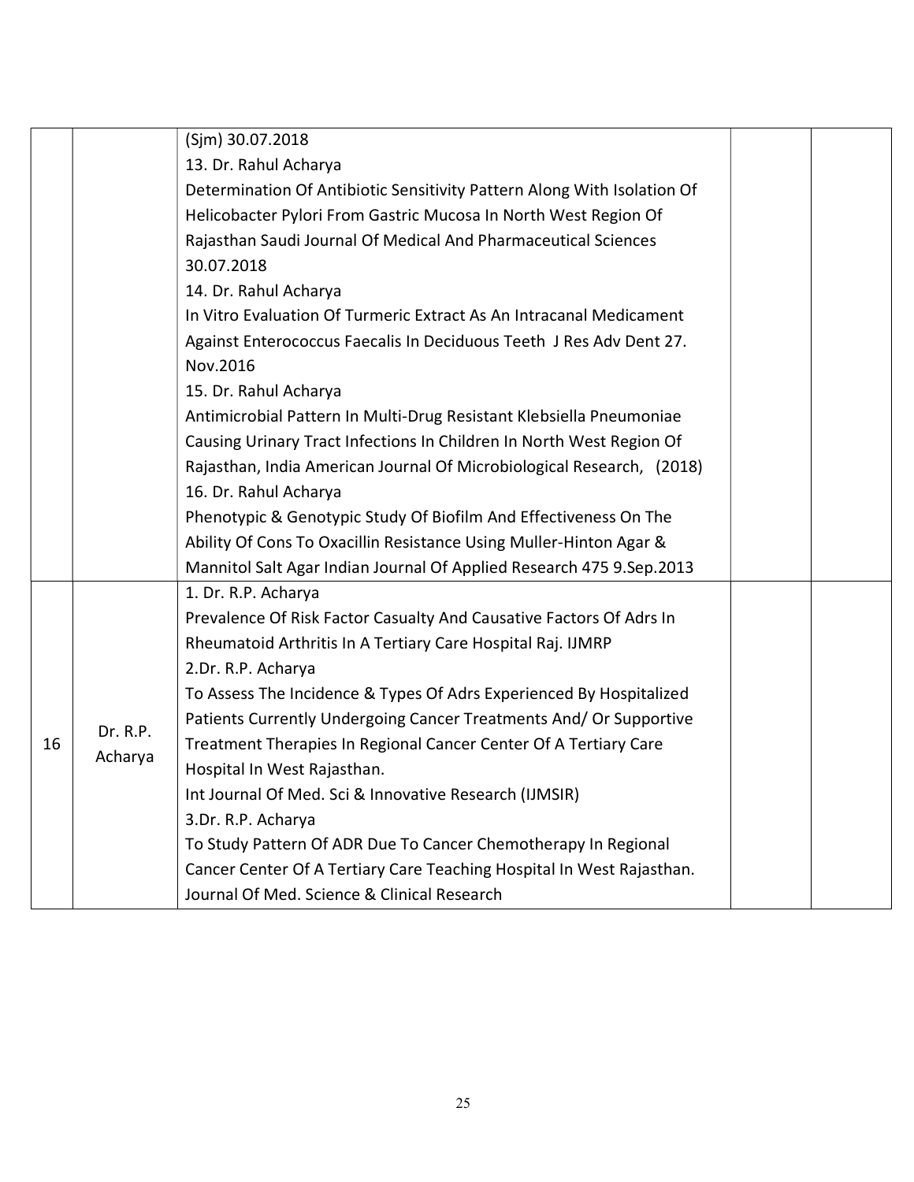| | | | | |
|---|---|---|---|---|
| | | (Sjm) 30.07.2018<br>13. Dr. Rahul Acharya<br>Determination Of Antibiotic Sensitivity Pattern Along With Isolation Of Helicobacter Pylori From Gastric Mucosa In North West Region Of Rajasthan Saudi Journal Of Medical And Pharmaceutical Sciences 30.07.2018<br>14. Dr. Rahul Acharya<br>In Vitro Evaluation Of Turmeric Extract As An Intracanal Medicament Against Enterococcus Faecalis In Deciduous Teeth J Res Adv Dent 27. Nov.2016<br>15. Dr. Rahul Acharya<br>Antimicrobial Pattern In Multi-Drug Resistant Klebsiella Pneumoniae Causing Urinary Tract Infections In Children In North West Region Of Rajasthan, India American Journal Of Microbiological Research, (2018)<br>16. Dr. Rahul Acharya<br>Phenotypic & Genotypic Study Of Biofilm And Effectiveness On The Ability Of Cons To Oxacillin Resistance Using Muller-Hinton Agar & Mannitol Salt Agar Indian Journal Of Applied Research 475 9.Sep.2013 | | |
| 16 | Dr. R.P. Acharya | 1. Dr. R.P. Acharya<br>Prevalence Of Risk Factor Casualty And Causative Factors Of Adrs In Rheumatoid Arthritis In A Tertiary Care Hospital Raj. IJMRP<br>2.Dr. R.P. Acharya<br>To Assess The Incidence & Types Of Adrs Experienced By Hospitalized Patients Currently Undergoing Cancer Treatments And/ Or Supportive Treatment Therapies In Regional Cancer Center Of A Tertiary Care Hospital In West Rajasthan.<br>Int Journal Of Med. Sci & Innovative Research (IJMSIR)<br>3.Dr. R.P. Acharya<br>To Study Pattern Of ADR Due To Cancer Chemotherapy In Regional Cancer Center Of A Tertiary Care Teaching Hospital In West Rajasthan. Journal Of Med. Science & Clinical Research | | |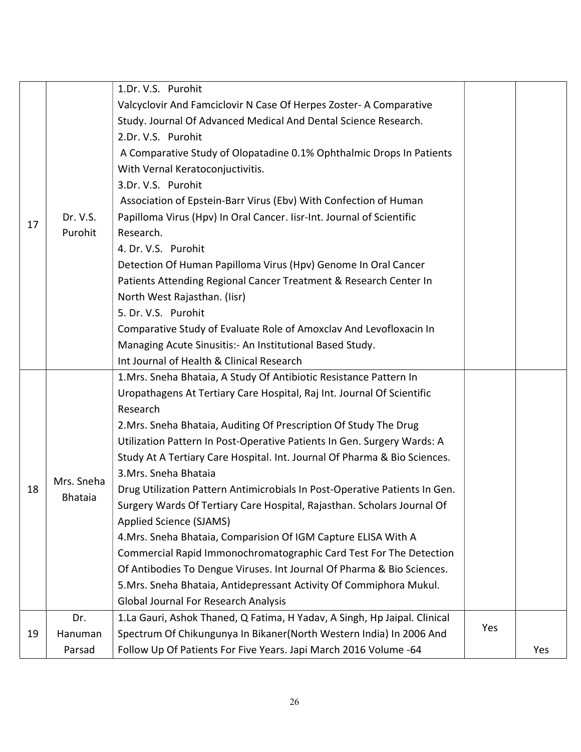| | | | | |
|---|---|---|---|---|
| 17 | Dr. V.S. Purohit | 1.Dr. V.S. Purohit<br>Valcyclovir And Famciclovir N Case Of Herpes Zoster- A Comparative Study. Journal Of Advanced Medical And Dental Science Research.<br>2.Dr. V.S. Purohit<br>A Comparative Study of Olopatadine 0.1% Ophthalmic Drops In Patients With Vernal Keratoconjuctivitis.<br>3.Dr. V.S. Purohit<br>Association of Epstein-Barr Virus (Ebv) With Confection of Human Papilloma Virus (Hpv) In Oral Cancer. Iisr-Int. Journal of Scientific Research.<br>4. Dr. V.S. Purohit<br>Detection Of Human Papilloma Virus (Hpv) Genome In Oral Cancer Patients Attending Regional Cancer Treatment & Research Center In North West Rajasthan. (Iisr)<br>5. Dr. V.S. Purohit<br>Comparative Study of Evaluate Role of Amoxclav And Levofloxacin In Managing Acute Sinusitis:- An Institutional Based Study.<br>Int Journal of Health & Clinical Research | | |
| 18 | Mrs. Sneha Bhataia | 1.Mrs. Sneha Bhataia, A Study Of Antibiotic Resistance Pattern In Uropathagens At Tertiary Care Hospital, Raj Int. Journal Of Scientific Research<br>2.Mrs. Sneha Bhataia, Auditing Of Prescription Of Study The Drug Utilization Pattern In Post-Operative Patients In Gen. Surgery Wards: A Study At A Tertiary Care Hospital. Int. Journal Of Pharma & Bio Sciences.<br>3.Mrs. Sneha Bhataia<br>Drug Utilization Pattern Antimicrobials In Post-Operative Patients In Gen. Surgery Wards Of Tertiary Care Hospital, Rajasthan. Scholars Journal Of Applied Science (SJAMS)<br>4.Mrs. Sneha Bhataia, Comparision Of IGM Capture ELISA With A Commercial Rapid Immonochromatographic Card Test For The Detection Of Antibodies To Dengue Viruses. Int Journal Of Pharma & Bio Sciences.<br>5.Mrs. Sneha Bhataia, Antidepressant Activity Of Commiphora Mukul. Global Journal For Research Analysis | | |
| 19 | Dr. Hanuman Parsad | 1.La Gauri, Ashok Thaned, Q Fatima, H Yadav, A Singh, Hp Jaipal. Clinical Spectrum Of Chikungunya In Bikaner(North Western India) In 2006 And Follow Up Of Patients For Five Years. Japi March 2016 Volume -64 | Yes | Yes |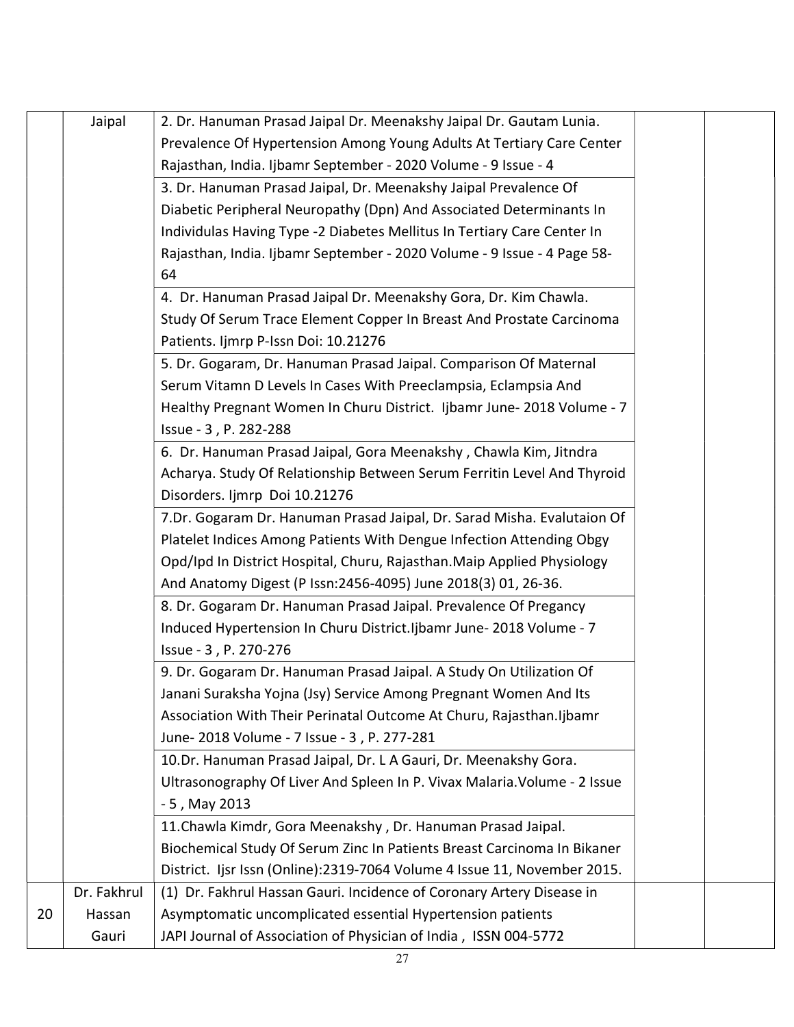| | | | | |
|---|---|---|---|---|
| | Jaipal | 2. Dr. Hanuman Prasad Jaipal Dr. Meenakshy Jaipal Dr. Gautam Lunia. Prevalence Of Hypertension Among Young Adults At Tertiary Care Center Rajasthan, India. Ijbamr September - 2020 Volume - 9 Issue - 4 | | |
| | | 3. Dr. Hanuman Prasad Jaipal, Dr. Meenakshy Jaipal Prevalence Of Diabetic Peripheral Neuropathy (Dpn) And Associated Determinants In Individulas Having Type -2 Diabetes Mellitus In Tertiary Care Center In Rajasthan, India. Ijbamr September - 2020 Volume - 9 Issue - 4 Page 58-64 | | |
| | | 4. Dr. Hanuman Prasad Jaipal Dr. Meenakshy Gora, Dr. Kim Chawla. Study Of Serum Trace Element Copper In Breast And Prostate Carcinoma Patients. Ijmrp P-Issn Doi: 10.21276 | | |
| | | 5. Dr. Gogaram, Dr. Hanuman Prasad Jaipal. Comparison Of Maternal Serum Vitamn D Levels In Cases With Preeclampsia, Eclampsia And Healthy Pregnant Women In Churu District. Ijbamr June- 2018 Volume - 7 Issue - 3 , P. 282-288 | | |
| | | 6. Dr. Hanuman Prasad Jaipal, Gora Meenakshy , Chawla Kim, Jitndra Acharya. Study Of Relationship Between Serum Ferritin Level And Thyroid Disorders. Ijmrp Doi 10.21276 | | |
| | | 7.Dr. Gogaram Dr. Hanuman Prasad Jaipal, Dr. Sarad Misha. Evalutaion Of Platelet Indices Among Patients With Dengue Infection Attending Obgy Opd/Ipd In District Hospital, Churu, Rajasthan.Maip Applied Physiology And Anatomy Digest (P Issn:2456-4095) June 2018(3) 01, 26-36. | | |
| | | 8. Dr. Gogaram Dr. Hanuman Prasad Jaipal. Prevalence Of Pregancy Induced Hypertension In Churu District.Ijbamr June- 2018 Volume - 7 Issue - 3 , P. 270-276 | | |
| | | 9. Dr. Gogaram Dr. Hanuman Prasad Jaipal. A Study On Utilization Of Janani Suraksha Yojna (Jsy) Service Among Pregnant Women And Its Association With Their Perinatal Outcome At Churu, Rajasthan.Ijbamr June- 2018 Volume - 7 Issue - 3 , P. 277-281 | | |
| | | 10.Dr. Hanuman Prasad Jaipal, Dr. L A Gauri, Dr. Meenakshy Gora. Ultrasonography Of Liver And Spleen In P. Vivax Malaria.Volume - 2 Issue - 5 , May 2013 | | |
| | | 11.Chawla Kimdr, Gora Meenakshy , Dr. Hanuman Prasad Jaipal. Biochemical Study Of Serum Zinc In Patients Breast Carcinoma In Bikaner District. Ijsr Issn (Online):2319-7064 Volume 4 Issue 11, November 2015. | | |
| 20 | Dr. Fakhrul Hassan Gauri | (1) Dr. Fakhrul Hassan Gauri. Incidence of Coronary Artery Disease in Asymptomatic uncomplicated essential Hypertension patients JAPI Journal of Association of Physician of India , ISSN 004-5772 | | |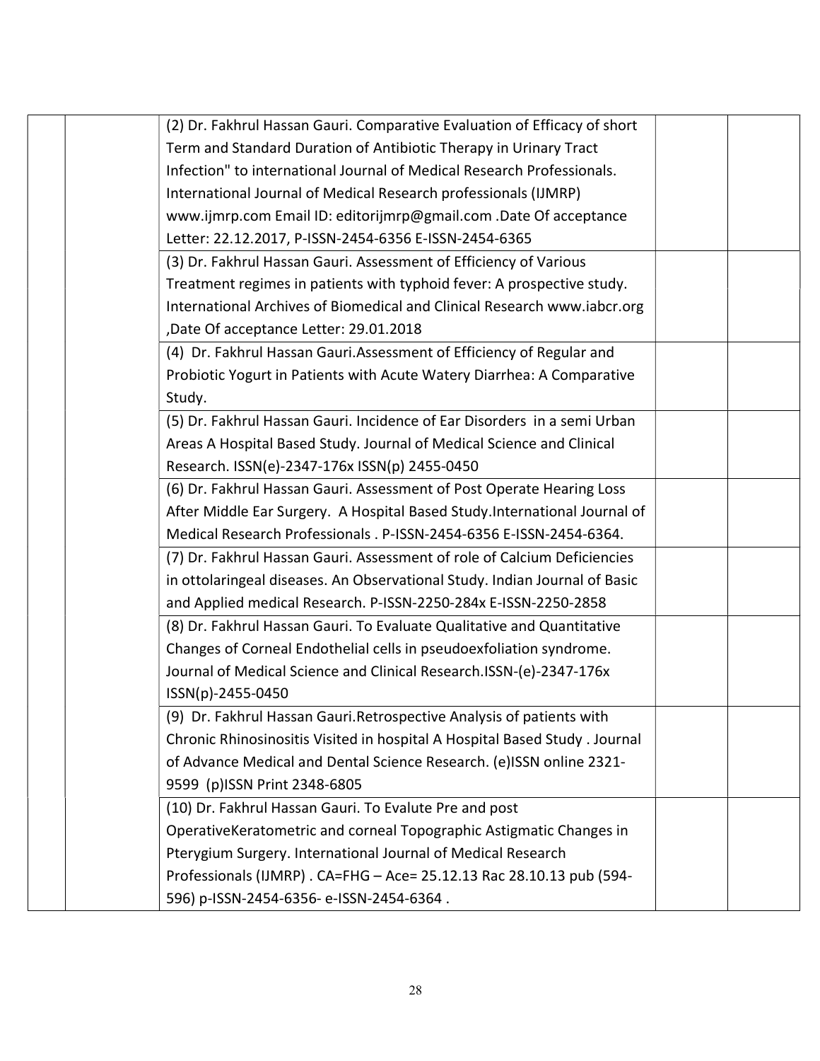| | | | | |
|---|---|---|---|---|
| | | (2) Dr. Fakhrul Hassan Gauri. Comparative Evaluation of Efficacy of short Term and Standard Duration of Antibiotic Therapy in Urinary Tract Infection" to international Journal of Medical Research Professionals. International Journal of Medical Research professionals (IJMRP) www.ijmrp.com Email ID: editorijmrp@gmail.com .Date Of acceptance Letter: 22.12.2017, P-ISSN-2454-6356 E-ISSN-2454-6365 | | |
| | | (3) Dr. Fakhrul Hassan Gauri. Assessment of Efficiency of Various Treatment regimes in patients with typhoid fever: A prospective study. International Archives of Biomedical and Clinical Research www.iabcr.org ,Date Of acceptance Letter: 29.01.2018 | | |
| | | (4) Dr. Fakhrul Hassan Gauri.Assessment of Efficiency of Regular and Probiotic Yogurt in Patients with Acute Watery Diarrhea: A Comparative Study. | | |
| | | (5) Dr. Fakhrul Hassan Gauri. Incidence of Ear Disorders in a semi Urban Areas A Hospital Based Study. Journal of Medical Science and Clinical Research. ISSN(e)-2347-176x ISSN(p) 2455-0450 | | |
| | | (6) Dr. Fakhrul Hassan Gauri. Assessment of Post Operate Hearing Loss After Middle Ear Surgery. A Hospital Based Study.International Journal of Medical Research Professionals . P-ISSN-2454-6356 E-ISSN-2454-6364. | | |
| | | (7) Dr. Fakhrul Hassan Gauri. Assessment of role of Calcium Deficiencies in ottolaringeal diseases. An Observational Study. Indian Journal of Basic and Applied medical Research. P-ISSN-2250-284x E-ISSN-2250-2858 | | |
| | | (8) Dr. Fakhrul Hassan Gauri. To Evaluate Qualitative and Quantitative Changes of Corneal Endothelial cells in pseudoexfoliation syndrome. Journal of Medical Science and Clinical Research.ISSN-(e)-2347-176x ISSN(p)-2455-0450 | | |
| | | (9) Dr. Fakhrul Hassan Gauri.Retrospective Analysis of patients with Chronic Rhinosinositis Visited in hospital A Hospital Based Study . Journal of Advance Medical and Dental Science Research. (e)ISSN online 2321-9599 (p)ISSN Print 2348-6805 | | |
| | | (10) Dr. Fakhrul Hassan Gauri. To Evalute Pre and post OperativeKeratometric and corneal Topographic Astigmatic Changes in Pterygium Surgery. International Journal of Medical Research Professionals (IJMRP) . CA=FHG – Ace= 25.12.13 Rac 28.10.13 pub (594-596) p-ISSN-2454-6356- e-ISSN-2454-6364 . | | |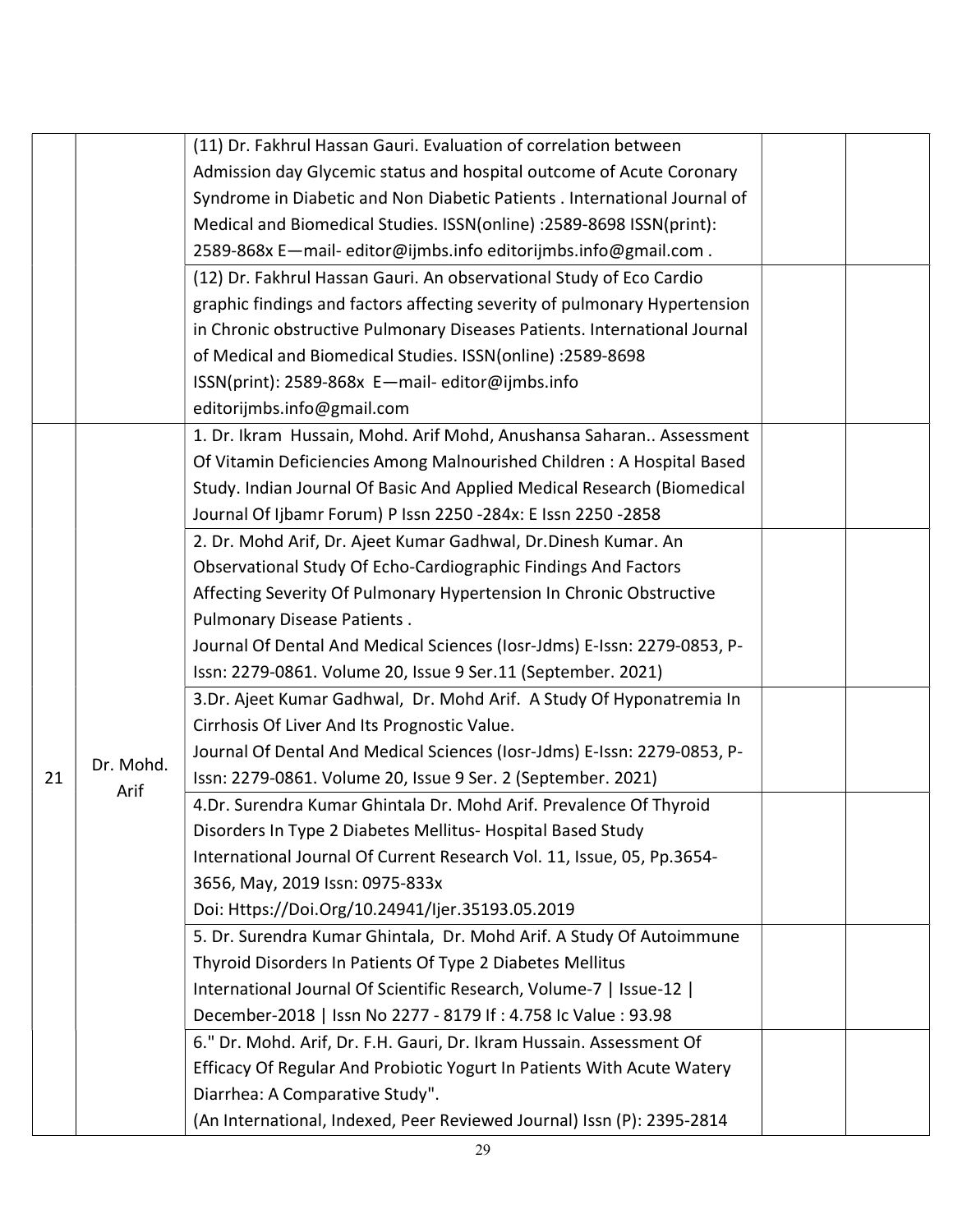| | | | | |
|---|---|---|---|---|
| | | (11) Dr. Fakhrul Hassan Gauri. Evaluation of correlation between Admission day Glycemic status and hospital outcome of Acute Coronary Syndrome in Diabetic and Non Diabetic Patients . International Journal of Medical and Biomedical Studies. ISSN(online) :2589-8698 ISSN(print): 2589-868x E—mail- editor@ijmbs.info editorijmbs.info@gmail.com . | | |
| | | (12) Dr. Fakhrul Hassan Gauri. An observational Study of Eco Cardio graphic findings and factors affecting severity of pulmonary Hypertension in Chronic obstructive Pulmonary Diseases Patients. International Journal of Medical and Biomedical Studies. ISSN(online) :2589-8698 ISSN(print): 2589-868x E—mail- editor@ijmbs.info editorijmbs.info@gmail.com | | |
| 21 | Dr. Mohd. Arif | 1. Dr. Ikram Hussain, Mohd. Arif Mohd, Anushansa Saharan.. Assessment Of Vitamin Deficiencies Among Malnourished Children : A Hospital Based Study. Indian Journal Of Basic And Applied Medical Research (Biomedical Journal Of Ijbamr Forum) P Issn 2250 -284x: E Issn 2250 -2858 | | |
| | | 2. Dr. Mohd Arif, Dr. Ajeet Kumar Gadhwal, Dr.Dinesh Kumar. An Observational Study Of Echo-Cardiographic Findings And Factors Affecting Severity Of Pulmonary Hypertension In Chronic Obstructive Pulmonary Disease Patients . Journal Of Dental And Medical Sciences (Iosr-Jdms) E-Issn: 2279-0853, P-Issn: 2279-0861. Volume 20, Issue 9 Ser.11 (September. 2021) | | |
| | | 3.Dr. Ajeet Kumar Gadhwal, Dr. Mohd Arif. A Study Of Hyponatremia In Cirrhosis Of Liver And Its Prognostic Value. Journal Of Dental And Medical Sciences (Iosr-Jdms) E-Issn: 2279-0853, P-Issn: 2279-0861. Volume 20, Issue 9 Ser. 2 (September. 2021) | | |
| | | 4.Dr. Surendra Kumar Ghintala Dr. Mohd Arif. Prevalence Of Thyroid Disorders In Type 2 Diabetes Mellitus- Hospital Based Study International Journal Of Current Research Vol. 11, Issue, 05, Pp.3654-3656, May, 2019 Issn: 0975-833x Doi: Https://Doi.Org/10.24941/Ijer.35193.05.2019 | | |
| | | 5. Dr. Surendra Kumar Ghintala, Dr. Mohd Arif. A Study Of Autoimmune Thyroid Disorders In Patients Of Type 2 Diabetes Mellitus International Journal Of Scientific Research, Volume-7 \| Issue-12 \| December-2018 \| Issn No 2277 - 8179 If : 4.758 Ic Value : 93.98 | | |
| | | 6." Dr. Mohd. Arif, Dr. F.H. Gauri, Dr. Ikram Hussain. Assessment Of Efficacy Of Regular And Probiotic Yogurt In Patients With Acute Watery Diarrhea: A Comparative Study". (An International, Indexed, Peer Reviewed Journal) Issn (P): 2395-2814 | | |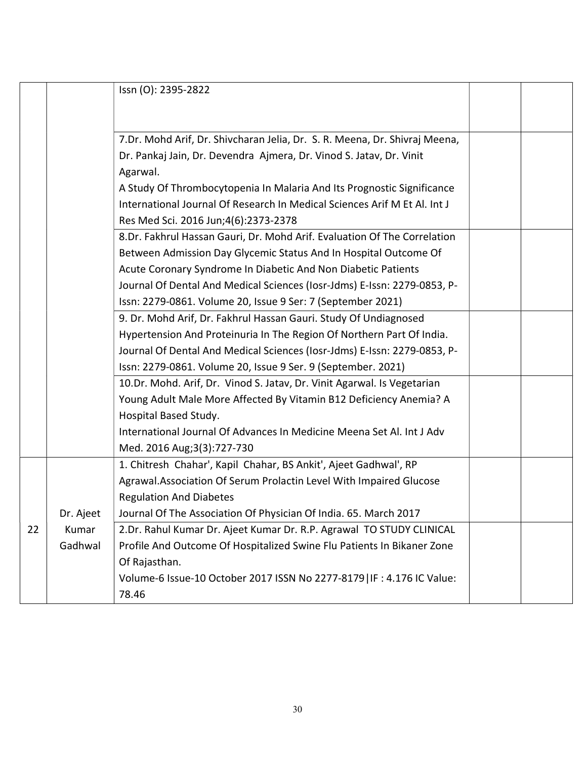| | | | | |
|---|---|---|---|---|
| | | Issn (O): 2395-2822 | | |
| | | 7.Dr. Mohd Arif, Dr. Shivcharan Jelia, Dr. S. R. Meena, Dr. Shivraj Meena, Dr. Pankaj Jain, Dr. Devendra Ajmera, Dr. Vinod S. Jatav, Dr. Vinit Agarwal.<br>A Study Of Thrombocytopenia In Malaria And Its Prognostic Significance International Journal Of Research In Medical Sciences Arif M Et Al. Int J Res Med Sci. 2016 Jun;4(6):2373-2378 | | |
| | | 8.Dr. Fakhrul Hassan Gauri, Dr. Mohd Arif. Evaluation Of The Correlation Between Admission Day Glycemic Status And In Hospital Outcome Of Acute Coronary Syndrome In Diabetic And Non Diabetic Patients Journal Of Dental And Medical Sciences (Iosr-Jdms) E-Issn: 2279-0853, P-Issn: 2279-0861. Volume 20, Issue 9 Ser: 7 (September 2021) | | |
| | | 9. Dr. Mohd Arif, Dr. Fakhrul Hassan Gauri. Study Of Undiagnosed Hypertension And Proteinuria In The Region Of Northern Part Of India. Journal Of Dental And Medical Sciences (Iosr-Jdms) E-Issn: 2279-0853, P-Issn: 2279-0861. Volume 20, Issue 9 Ser. 9 (September. 2021) | | |
| | | 10.Dr. Mohd. Arif, Dr. Vinod S. Jatav, Dr. Vinit Agarwal. Is Vegetarian Young Adult Male More Affected By Vitamin B12 Deficiency Anemia? A Hospital Based Study.<br>International Journal Of Advances In Medicine Meena Set Al. Int J Adv Med. 2016 Aug;3(3):727-730 | | |
| 22 | Dr. Ajeet Kumar Gadhwal | 1. Chitresh Chahar', Kapil Chahar, BS Ankit', Ajeet Gadhwal', RP Agrawal.Association Of Serum Prolactin Level With Impaired Glucose Regulation And Diabetes<br>Journal Of The Association Of Physician Of India. 65. March 2017 | | |
| | | 2.Dr. Rahul Kumar Dr. Ajeet Kumar Dr. R.P. Agrawal TO STUDY CLINICAL Profile And Outcome Of Hospitalized Swine Flu Patients In Bikaner Zone Of Rajasthan.<br>Volume-6 Issue-10 October 2017 ISSN No 2277-8179 \| IF : 4.176 IC Value: 78.46 | | |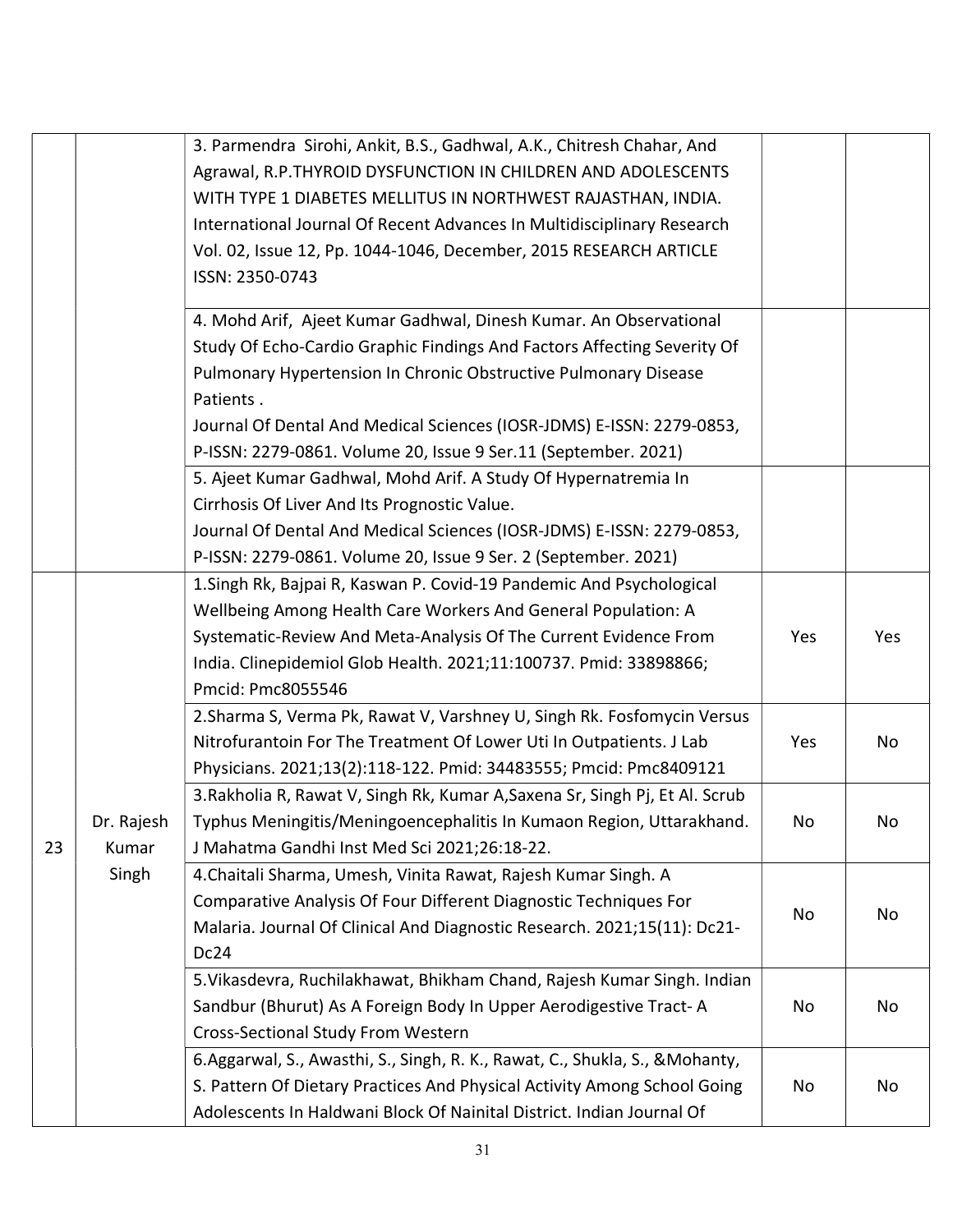| | | | | |
|---|---|---|---|---|
| | | 3. Parmendra Sirohi, Ankit, B.S., Gadhwal, A.K., Chitresh Chahar, And Agrawal, R.P.THYROID DYSFUNCTION IN CHILDREN AND ADOLESCENTS WITH TYPE 1 DIABETES MELLITUS IN NORTHWEST RAJASTHAN, INDIA. International Journal Of Recent Advances In Multidisciplinary Research Vol. 02, Issue 12, Pp. 1044-1046, December, 2015 RESEARCH ARTICLE ISSN: 2350-0743 | | |
| | | 4. Mohd Arif, Ajeet Kumar Gadhwal, Dinesh Kumar. An Observational Study Of Echo-Cardio Graphic Findings And Factors Affecting Severity Of Pulmonary Hypertension In Chronic Obstructive Pulmonary Disease Patients . Journal Of Dental And Medical Sciences (IOSR-JDMS) E-ISSN: 2279-0853, P-ISSN: 2279-0861. Volume 20, Issue 9 Ser.11 (September. 2021) | | |
| | | 5. Ajeet Kumar Gadhwal, Mohd Arif. A Study Of Hypernatremia In Cirrhosis Of Liver And Its Prognostic Value. Journal Of Dental And Medical Sciences (IOSR-JDMS) E-ISSN: 2279-0853, P-ISSN: 2279-0861. Volume 20, Issue 9 Ser. 2 (September. 2021) | | |
| 23 | Dr. Rajesh Kumar Singh | 1.Singh Rk, Bajpai R, Kaswan P. Covid-19 Pandemic And Psychological Wellbeing Among Health Care Workers And General Population: A Systematic-Review And Meta-Analysis Of The Current Evidence From India. Clinepidemiol Glob Health. 2021;11:100737. Pmid: 33898866; Pmcid: Pmc8055546 | Yes | Yes |
| | | 2.Sharma S, Verma Pk, Rawat V, Varshney U, Singh Rk. Fosfomycin Versus Nitrofurantoin For The Treatment Of Lower Uti In Outpatients. J Lab Physicians. 2021;13(2):118-122. Pmid: 34483555; Pmcid: Pmc8409121 | Yes | No |
| | | 3.Rakholia R, Rawat V, Singh Rk, Kumar A,Saxena Sr, Singh Pj, Et Al. Scrub Typhus Meningitis/Meningoencephalitis In Kumaon Region, Uttarakhand. J Mahatma Gandhi Inst Med Sci 2021;26:18-22. | No | No |
| | | 4.Chaitali Sharma, Umesh, Vinita Rawat, Rajesh Kumar Singh. A Comparative Analysis Of Four Different Diagnostic Techniques For Malaria. Journal Of Clinical And Diagnostic Research. 2021;15(11): Dc21-Dc24 | No | No |
| | | 5.Vikasdevra, Ruchilakhawat, Bhikham Chand, Rajesh Kumar Singh. Indian Sandbur (Bhurut) As A Foreign Body In Upper Aerodigestive Tract- A Cross-Sectional Study From Western | No | No |
| | | 6.Aggarwal, S., Awasthi, S., Singh, R. K., Rawat, C., Shukla, S., &Mohanty, S. Pattern Of Dietary Practices And Physical Activity Among School Going Adolescents In Haldwani Block Of Nainital District. Indian Journal Of | No | No |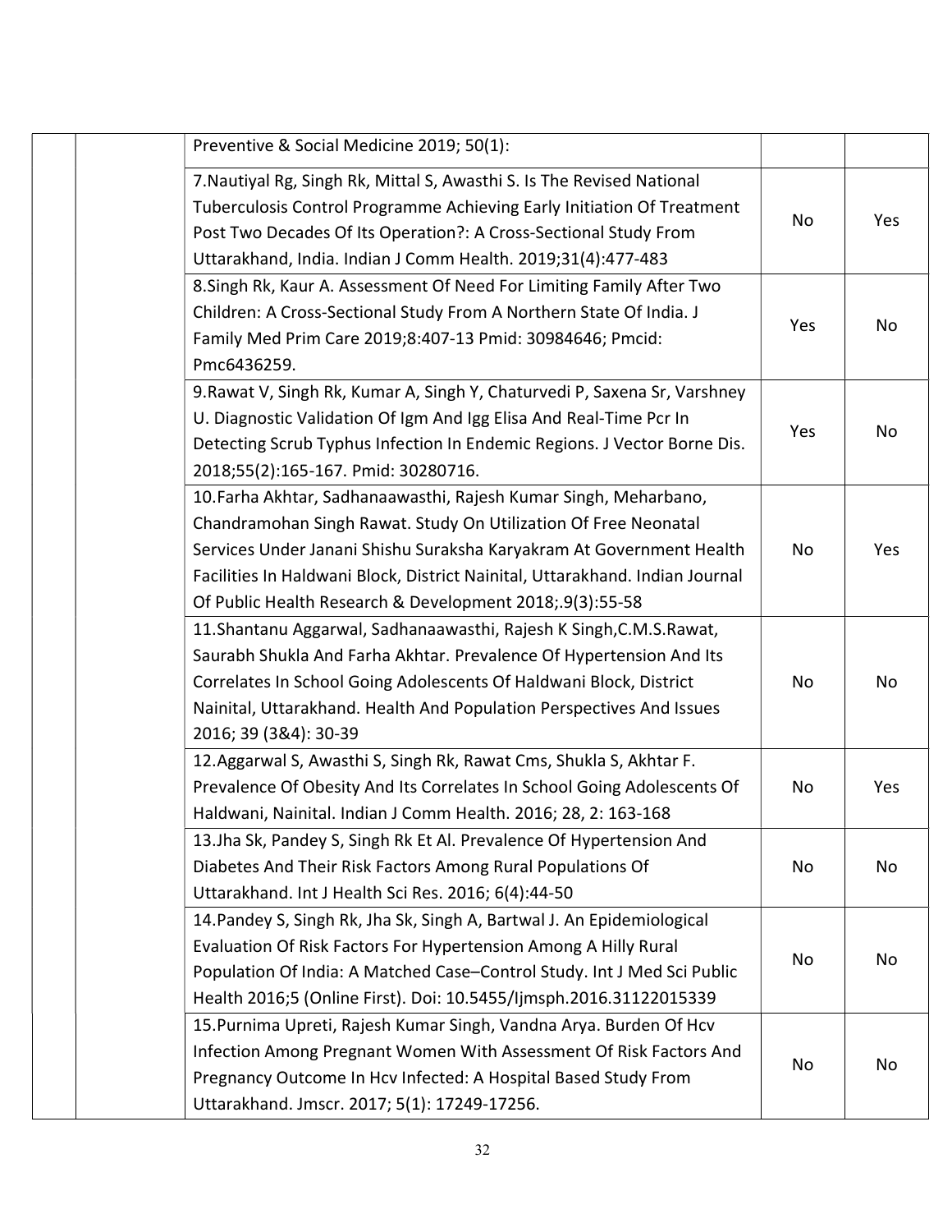| | | | | |
|---|---|---|---|---|
| | | Preventive & Social Medicine 2019; 50(1): | | |
| | | 7.Nautiyal Rg, Singh Rk, Mittal S, Awasthi S. Is The Revised National Tuberculosis Control Programme Achieving Early Initiation Of Treatment Post Two Decades Of Its Operation?: A Cross-Sectional Study From Uttarakhand, India. Indian J Comm Health. 2019;31(4):477-483 | No | Yes |
| | | 8.Singh Rk, Kaur A. Assessment Of Need For Limiting Family After Two Children: A Cross-Sectional Study From A Northern State Of India. J Family Med Prim Care 2019;8:407-13 Pmid: 30984646; Pmcid: Pmc6436259. | Yes | No |
| | | 9.Rawat V, Singh Rk, Kumar A, Singh Y, Chaturvedi P, Saxena Sr, Varshney U. Diagnostic Validation Of Igm And Igg Elisa And Real-Time Pcr In Detecting Scrub Typhus Infection In Endemic Regions. J Vector Borne Dis. 2018;55(2):165-167. Pmid: 30280716. | Yes | No |
| | | 10.Farha Akhtar, Sadhanaawasthi, Rajesh Kumar Singh, Meharbano, Chandramohan Singh Rawat. Study On Utilization Of Free Neonatal Services Under Janani Shishu Suraksha Karyakram At Government Health Facilities In Haldwani Block, District Nainital, Uttarakhand. Indian Journal Of Public Health Research & Development 2018;.9(3):55-58 | No | Yes |
| | | 11.Shantanu Aggarwal, Sadhanaawasthi, Rajesh K Singh,C.M.S.Rawat, Saurabh Shukla And Farha Akhtar. Prevalence Of Hypertension And Its Correlates In School Going Adolescents Of Haldwani Block, District Nainital, Uttarakhand. Health And Population Perspectives And Issues 2016; 39 (3&4): 30-39 | No | No |
| | | 12.Aggarwal S, Awasthi S, Singh Rk, Rawat Cms, Shukla S, Akhtar F. Prevalence Of Obesity And Its Correlates In School Going Adolescents Of Haldwani, Nainital. Indian J Comm Health. 2016; 28, 2: 163-168 | No | Yes |
| | | 13.Jha Sk, Pandey S, Singh Rk Et Al. Prevalence Of Hypertension And Diabetes And Their Risk Factors Among Rural Populations Of Uttarakhand. Int J Health Sci Res. 2016; 6(4):44-50 | No | No |
| | | 14.Pandey S, Singh Rk, Jha Sk, Singh A, Bartwal J. An Epidemiological Evaluation Of Risk Factors For Hypertension Among A Hilly Rural Population Of India: A Matched Case–Control Study. Int J Med Sci Public Health 2016;5 (Online First). Doi: 10.5455/Ijmsph.2016.31122015339 | No | No |
| | | 15.Purnima Upreti, Rajesh Kumar Singh, Vandna Arya. Burden Of Hcv Infection Among Pregnant Women With Assessment Of Risk Factors And Pregnancy Outcome In Hcv Infected: A Hospital Based Study From Uttarakhand. Jmscr. 2017; 5(1): 17249-17256. | No | No |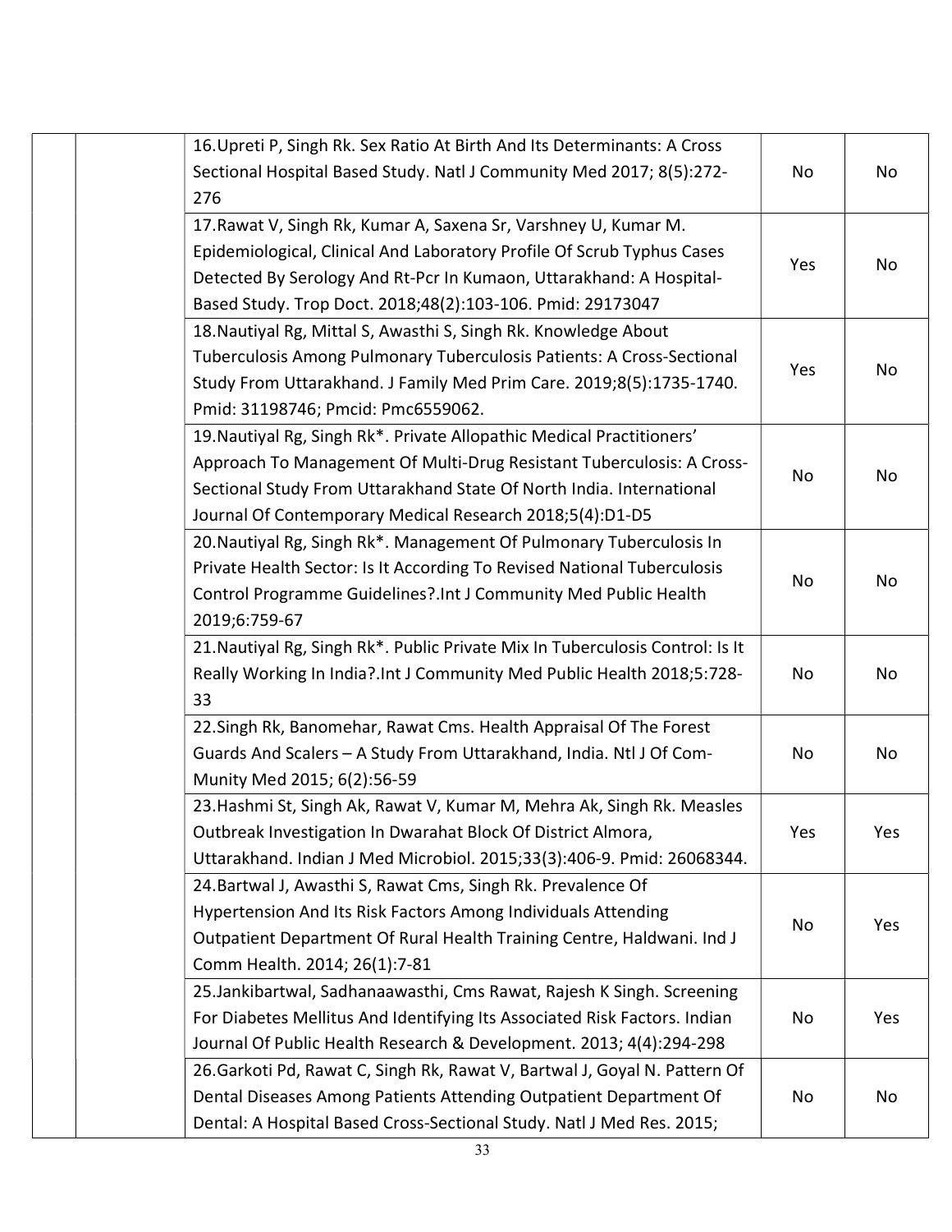| | | | | |
|---|---|---|---|---|
| | | 16.Upreti P, Singh Rk. Sex Ratio At Birth And Its Determinants: A Cross Sectional Hospital Based Study. Natl J Community Med 2017; 8(5):272-276 | No | No |
| | | 17.Rawat V, Singh Rk, Kumar A, Saxena Sr, Varshney U, Kumar M. Epidemiological, Clinical And Laboratory Profile Of Scrub Typhus Cases Detected By Serology And Rt-Pcr In Kumaon, Uttarakhand: A Hospital-Based Study. Trop Doct. 2018;48(2):103-106. Pmid: 29173047 | Yes | No |
| | | 18.Nautiyal Rg, Mittal S, Awasthi S, Singh Rk. Knowledge About Tuberculosis Among Pulmonary Tuberculosis Patients: A Cross-Sectional Study From Uttarakhand. J Family Med Prim Care. 2019;8(5):1735-1740. Pmid: 31198746; Pmcid: Pmc6559062. | Yes | No |
| | | 19.Nautiyal Rg, Singh Rk*. Private Allopathic Medical Practitioners' Approach To Management Of Multi-Drug Resistant Tuberculosis: A Cross-Sectional Study From Uttarakhand State Of North India. International Journal Of Contemporary Medical Research 2018;5(4):D1-D5 | No | No |
| | | 20.Nautiyal Rg, Singh Rk*. Management Of Pulmonary Tuberculosis In Private Health Sector: Is It According To Revised National Tuberculosis Control Programme Guidelines?.Int J Community Med Public Health 2019;6:759-67 | No | No |
| | | 21.Nautiyal Rg, Singh Rk*. Public Private Mix In Tuberculosis Control: Is It Really Working In India?.Int J Community Med Public Health 2018;5:728-33 | No | No |
| | | 22.Singh Rk, Banomehar, Rawat Cms. Health Appraisal Of The Forest Guards And Scalers – A Study From Uttarakhand, India. Ntl J Of Com-Munity Med 2015; 6(2):56-59 | No | No |
| | | 23.Hashmi St, Singh Ak, Rawat V, Kumar M, Mehra Ak, Singh Rk. Measles Outbreak Investigation In Dwarahat Block Of District Almora, Uttarakhand. Indian J Med Microbiol. 2015;33(3):406-9. Pmid: 26068344. | Yes | Yes |
| | | 24.Bartwal J, Awasthi S, Rawat Cms, Singh Rk. Prevalence Of Hypertension And Its Risk Factors Among Individuals Attending Outpatient Department Of Rural Health Training Centre, Haldwani. Ind J Comm Health. 2014; 26(1):7-81 | No | Yes |
| | | 25.Jankibartwal, Sadhanaawasthi, Cms Rawat, Rajesh K Singh. Screening For Diabetes Mellitus And Identifying Its Associated Risk Factors. Indian Journal Of Public Health Research & Development. 2013; 4(4):294-298 | No | Yes |
| | | 26.Garkoti Pd, Rawat C, Singh Rk, Rawat V, Bartwal J, Goyal N. Pattern Of Dental Diseases Among Patients Attending Outpatient Department Of Dental: A Hospital Based Cross-Sectional Study. Natl J Med Res. 2015; | No | No |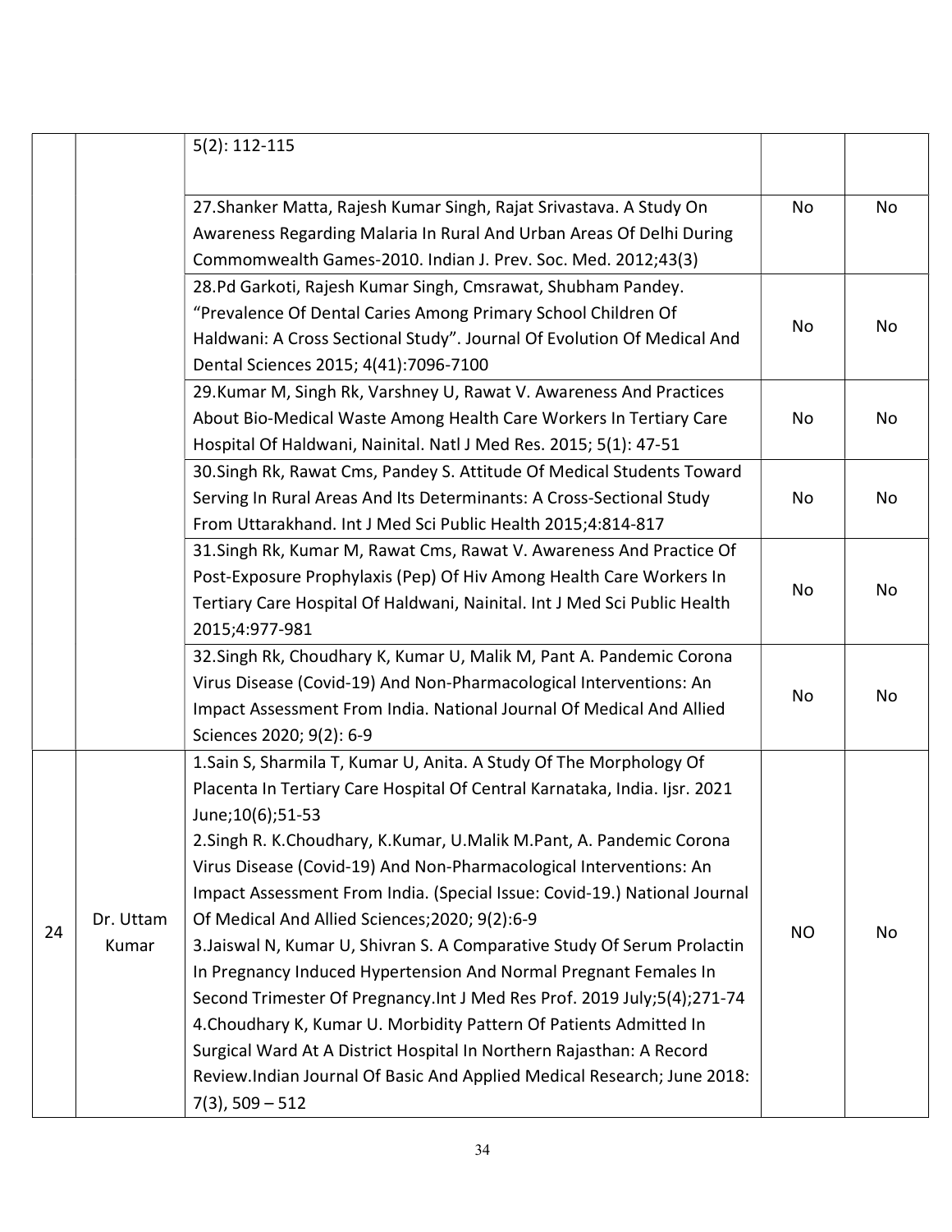|  |  |  |  |  |
|---|---|---|---|---|
|  |  | 5(2): 112-115 |  |  |
|  |  | 27.Shanker Matta, Rajesh Kumar Singh, Rajat Srivastava. A Study On Awareness Regarding Malaria In Rural And Urban Areas Of Delhi During Commomwealth Games-2010. Indian J. Prev. Soc. Med. 2012;43(3) | No | No |
|  |  | 28.Pd Garkoti, Rajesh Kumar Singh, Cmsrawat, Shubham Pandey. "Prevalence Of Dental Caries Among Primary School Children Of Haldwani: A Cross Sectional Study". Journal Of Evolution Of Medical And Dental Sciences 2015; 4(41):7096-7100 | No | No |
|  |  | 29.Kumar M, Singh Rk, Varshney U, Rawat V. Awareness And Practices About Bio-Medical Waste Among Health Care Workers In Tertiary Care Hospital Of Haldwani, Nainital. Natl J Med Res. 2015; 5(1): 47-51 | No | No |
|  |  | 30.Singh Rk, Rawat Cms, Pandey S. Attitude Of Medical Students Toward Serving In Rural Areas And Its Determinants: A Cross-Sectional Study From Uttarakhand. Int J Med Sci Public Health 2015;4:814-817 | No | No |
|  |  | 31.Singh Rk, Kumar M, Rawat Cms, Rawat V. Awareness And Practice Of Post-Exposure Prophylaxis (Pep) Of Hiv Among Health Care Workers In Tertiary Care Hospital Of Haldwani, Nainital. Int J Med Sci Public Health 2015;4:977-981 | No | No |
|  |  | 32.Singh Rk, Choudhary K, Kumar U, Malik M, Pant A. Pandemic Corona Virus Disease (Covid-19) And Non-Pharmacological Interventions: An Impact Assessment From India. National Journal Of Medical And Allied Sciences 2020; 9(2): 6-9 | No | No |
| 24 | Dr. Uttam Kumar | 1.Sain S, Sharmila T, Kumar U, Anita. A Study Of The Morphology Of Placenta In Tertiary Care Hospital Of Central Karnataka, India. Ijsr. 2021 June;10(6);51-53<br>2.Singh R. K.Choudhary, K.Kumar, U.Malik M.Pant, A. Pandemic Corona Virus Disease (Covid-19) And Non-Pharmacological Interventions: An Impact Assessment From India. (Special Issue: Covid-19.) National Journal Of Medical And Allied Sciences;2020; 9(2):6-9<br>3.Jaiswal N, Kumar U, Shivran S. A Comparative Study Of Serum Prolactin In Pregnancy Induced Hypertension And Normal Pregnant Females In Second Trimester Of Pregnancy.Int J Med Res Prof. 2019 July;5(4);271-74<br>4.Choudhary K, Kumar U. Morbidity Pattern Of Patients Admitted In Surgical Ward At A District Hospital In Northern Rajasthan: A Record Review.Indian Journal Of Basic And Applied Medical Research; June 2018: 7(3), 509 – 512 | NO | No |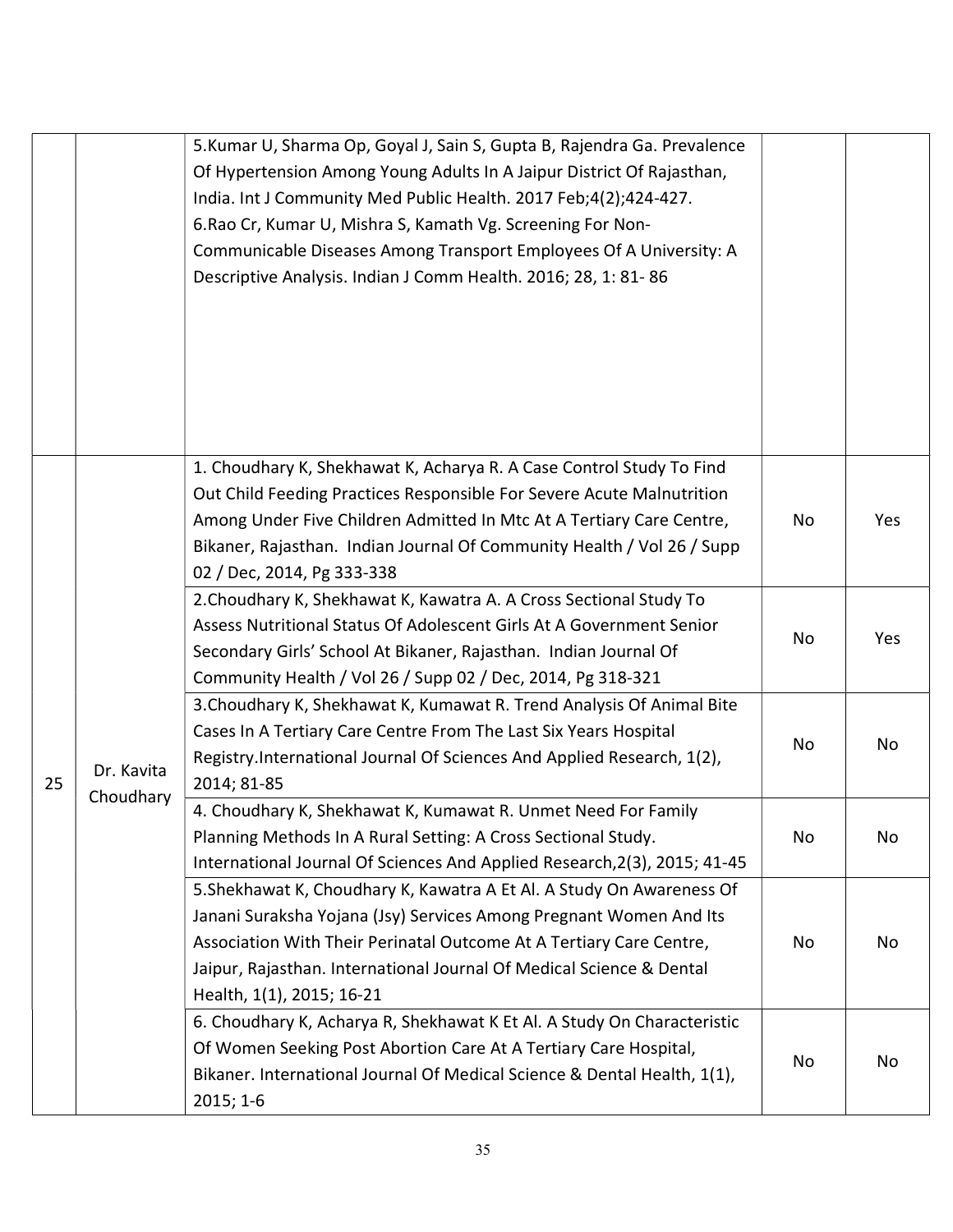| | | | | |
|---|---|---|---|---|
| | | 5.Kumar U, Sharma Op, Goyal J, Sain S, Gupta B, Rajendra Ga. Prevalence Of Hypertension Among Young Adults In A Jaipur District Of Rajasthan, India. Int J Community Med Public Health. 2017 Feb;4(2);424-427.<br>6.Rao Cr, Kumar U, Mishra S, Kamath Vg. Screening For Non-Communicable Diseases Among Transport Employees Of A University: A Descriptive Analysis. Indian J Comm Health. 2016; 28, 1: 81- 86 | | |
| 25 | Dr. Kavita Choudhary | 1. Choudhary K, Shekhawat K, Acharya R. A Case Control Study To Find Out Child Feeding Practices Responsible For Severe Acute Malnutrition Among Under Five Children Admitted In Mtc At A Tertiary Care Centre, Bikaner, Rajasthan. Indian Journal Of Community Health / Vol 26 / Supp 02 / Dec, 2014, Pg 333-338 | No | Yes |
| | | 2.Choudhary K, Shekhawat K, Kawatra A. A Cross Sectional Study To Assess Nutritional Status Of Adolescent Girls At A Government Senior Secondary Girls' School At Bikaner, Rajasthan. Indian Journal Of Community Health / Vol 26 / Supp 02 / Dec, 2014, Pg 318-321 | No | Yes |
| | | 3.Choudhary K, Shekhawat K, Kumawat R. Trend Analysis Of Animal Bite Cases In A Tertiary Care Centre From The Last Six Years Hospital Registry.International Journal Of Sciences And Applied Research, 1(2), 2014; 81-85 | No | No |
| | | 4. Choudhary K, Shekhawat K, Kumawat R. Unmet Need For Family Planning Methods In A Rural Setting: A Cross Sectional Study. International Journal Of Sciences And Applied Research,2(3), 2015; 41-45 | No | No |
| | | 5.Shekhawat K, Choudhary K, Kawatra A Et Al. A Study On Awareness Of Janani Suraksha Yojana (Jsy) Services Among Pregnant Women And Its Association With Their Perinatal Outcome At A Tertiary Care Centre, Jaipur, Rajasthan. International Journal Of Medical Science & Dental Health, 1(1), 2015; 16-21 | No | No |
| | | 6. Choudhary K, Acharya R, Shekhawat K Et Al. A Study On Characteristic Of Women Seeking Post Abortion Care At A Tertiary Care Hospital, Bikaner. International Journal Of Medical Science & Dental Health, 1(1), 2015; 1-6 | No | No |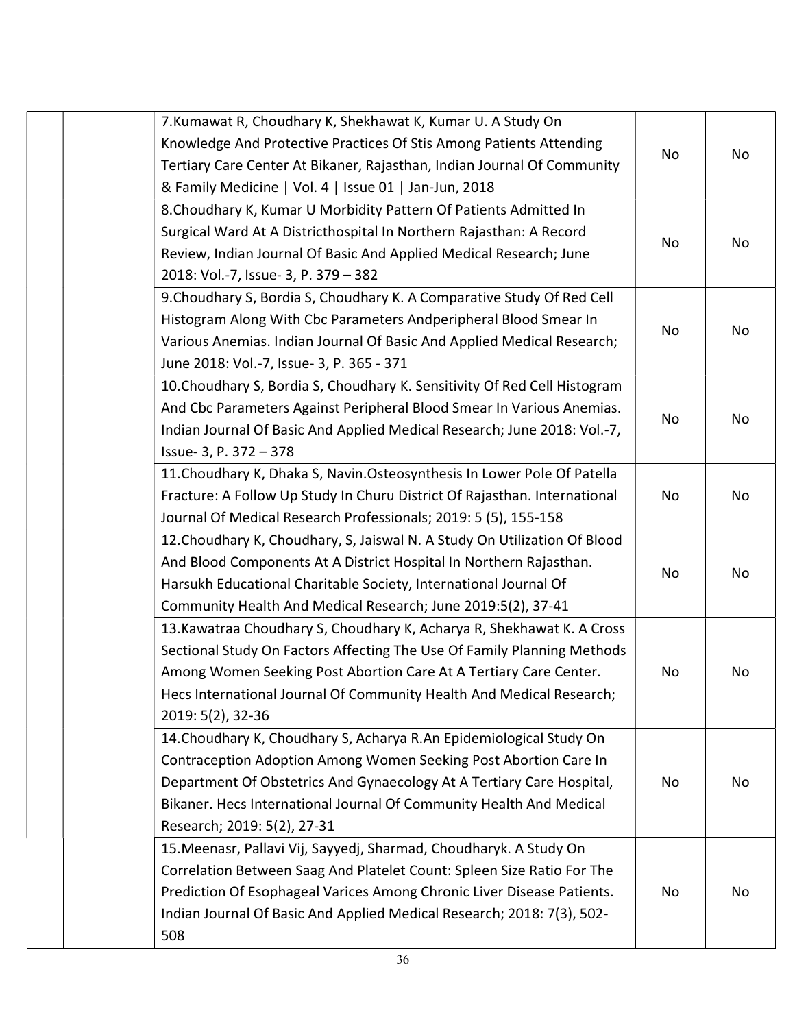| | | | | |
|---|---|---|---|---|
| | | 7.Kumawat R, Choudhary K, Shekhawat K, Kumar U. A Study On Knowledge And Protective Practices Of Stis Among Patients Attending Tertiary Care Center At Bikaner, Rajasthan, Indian Journal Of Community & Family Medicine \| Vol. 4 \| Issue 01 \| Jan-Jun, 2018 | No | No |
| | | 8.Choudhary K, Kumar U Morbidity Pattern Of Patients Admitted In Surgical Ward At A Districthospital In Northern Rajasthan: A Record Review, Indian Journal Of Basic And Applied Medical Research; June 2018: Vol.-7, Issue- 3, P. 379 – 382 | No | No |
| | | 9.Choudhary S, Bordia S, Choudhary K. A Comparative Study Of Red Cell Histogram Along With Cbc Parameters Andperipheral Blood Smear In Various Anemias. Indian Journal Of Basic And Applied Medical Research; June 2018: Vol.-7, Issue- 3, P. 365 - 371 | No | No |
| | | 10.Choudhary S, Bordia S, Choudhary K. Sensitivity Of Red Cell Histogram And Cbc Parameters Against Peripheral Blood Smear In Various Anemias. Indian Journal Of Basic And Applied Medical Research; June 2018: Vol.-7, Issue- 3, P. 372 – 378 | No | No |
| | | 11.Choudhary K, Dhaka S, Navin.Osteosynthesis In Lower Pole Of Patella Fracture: A Follow Up Study In Churu District Of Rajasthan. International Journal Of Medical Research Professionals; 2019: 5 (5), 155-158 | No | No |
| | | 12.Choudhary K, Choudhary, S, Jaiswal N. A Study On Utilization Of Blood And Blood Components At A District Hospital In Northern Rajasthan. Harsukh Educational Charitable Society, International Journal Of Community Health And Medical Research; June 2019:5(2), 37-41 | No | No |
| | | 13.Kawatraa Choudhary S, Choudhary K, Acharya R, Shekhawat K. A Cross Sectional Study On Factors Affecting The Use Of Family Planning Methods Among Women Seeking Post Abortion Care At A Tertiary Care Center. Hecs International Journal Of Community Health And Medical Research; 2019: 5(2), 32-36 | No | No |
| | | 14.Choudhary K, Choudhary S, Acharya R.An Epidemiological Study On Contraception Adoption Among Women Seeking Post Abortion Care In Department Of Obstetrics And Gynaecology At A Tertiary Care Hospital, Bikaner. Hecs International Journal Of Community Health And Medical Research; 2019: 5(2), 27-31 | No | No |
| | | 15.Meenasr, Pallavi Vij, Sayyedj, Sharmad, Choudharyk. A Study On Correlation Between Saag And Platelet Count: Spleen Size Ratio For The Prediction Of Esophageal Varices Among Chronic Liver Disease Patients. Indian Journal Of Basic And Applied Medical Research; 2018: 7(3), 502-508 | No | No |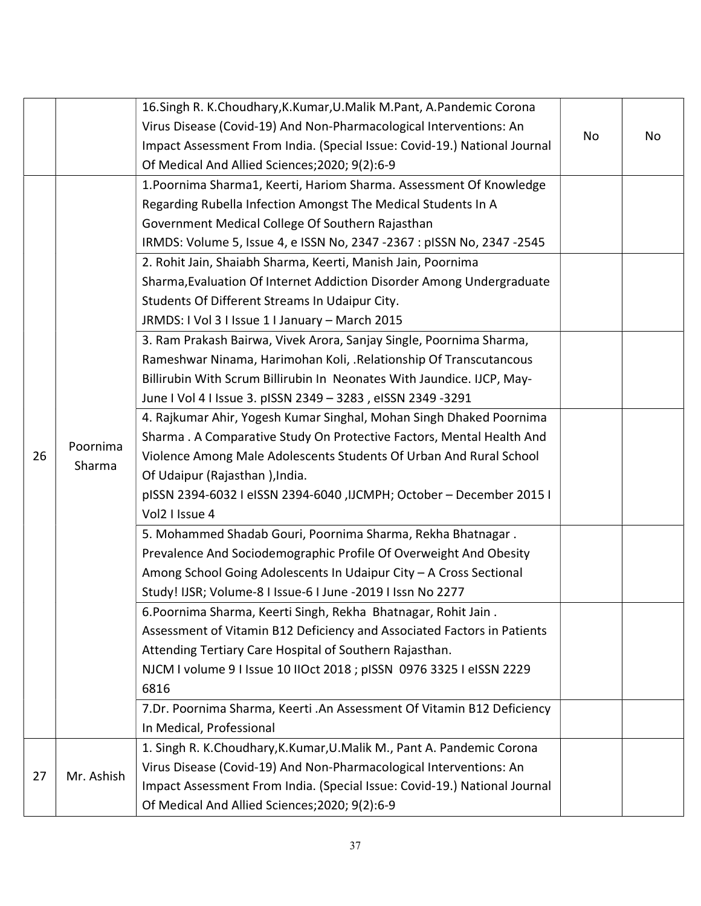| | | | | |
|---|---|---|---|---|
| | | 16.Singh R. K.Choudhary,K.Kumar,U.Malik M.Pant, A.Pandemic Corona Virus Disease (Covid-19) And Non-Pharmacological Interventions: An Impact Assessment From India. (Special Issue: Covid-19.) National Journal Of Medical And Allied Sciences;2020; 9(2):6-9 | No | No |
| 26 | Poornima Sharma | 1.Poornima Sharma1, Keerti, Hariom Sharma. Assessment Of Knowledge Regarding Rubella Infection Amongst The Medical Students In A Government Medical College Of Southern Rajasthan IRMDS: Volume 5, Issue 4, e ISSN No, 2347 -2367 : pISSN No, 2347 -2545 | | |
| | | 2. Rohit Jain, Shaiabh Sharma, Keerti, Manish Jain, Poornima Sharma,Evaluation Of Internet Addiction Disorder Among Undergraduate Students Of Different Streams In Udaipur City. JRMDS: I Vol 3 I Issue 1 I January – March 2015 | | |
| | | 3. Ram Prakash Bairwa, Vivek Arora, Sanjay Single, Poornima Sharma, Rameshwar Ninama, Harimohan Koli, .Relationship Of Transcutancous Billirubin With Scrum Billirubin In Neonates With Jaundice. IJCP, May-June I Vol 4 I Issue 3. pISSN 2349 – 3283 , eISSN 2349 -3291 | | |
| | | 4. Rajkumar Ahir, Yogesh Kumar Singhal, Mohan Singh Dhaked Poornima Sharma . A Comparative Study On Protective Factors, Mental Health And Violence Among Male Adolescents Students Of Urban And Rural School Of Udaipur (Rajasthan ),India. pISSN 2394-6032 I eISSN 2394-6040 ,IJCMPH; October – December 2015 I Vol2 I Issue 4 | | |
| | | 5. Mohammed Shadab Gouri, Poornima Sharma, Rekha Bhatnagar . Prevalence And Sociodemographic Profile Of Overweight And Obesity Among School Going Adolescents In Udaipur City – A Cross Sectional Study! IJSR; Volume-8 I Issue-6 I June -2019 I Issn No 2277 | | |
| | | 6.Poornima Sharma, Keerti Singh, Rekha Bhatnagar, Rohit Jain . Assessment of Vitamin B12 Deficiency and Associated Factors in Patients Attending Tertiary Care Hospital of Southern Rajasthan. NJCM I volume 9 I Issue 10 IIOct 2018 ; pISSN 0976 3325 I eISSN 2229 6816 | | |
| | | 7.Dr. Poornima Sharma, Keerti .An Assessment Of Vitamin B12 Deficiency In Medical, Professional | | |
| 27 | Mr. Ashish | 1. Singh R. K.Choudhary,K.Kumar,U.Malik M., Pant A. Pandemic Corona Virus Disease (Covid-19) And Non-Pharmacological Interventions: An Impact Assessment From India. (Special Issue: Covid-19.) National Journal Of Medical And Allied Sciences;2020; 9(2):6-9 | | |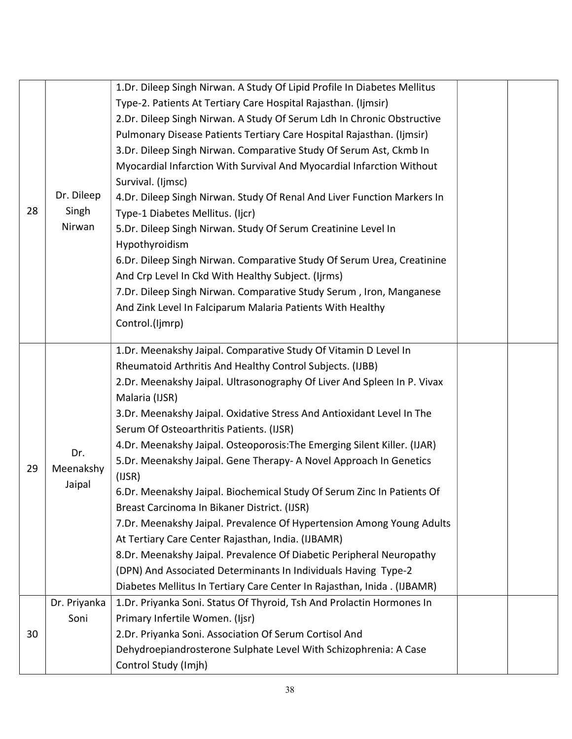| | | | | |
|---|---|---|---|---|
| 28 | Dr. Dileep Singh Nirwan | 1.Dr. Dileep Singh Nirwan. A Study Of Lipid Profile In Diabetes Mellitus Type-2. Patients At Tertiary Care Hospital Rajasthan. (Ijmsir)<br>2.Dr. Dileep Singh Nirwan. A Study Of Serum Ldh In Chronic Obstructive Pulmonary Disease Patients Tertiary Care Hospital Rajasthan. (Ijmsir)<br>3.Dr. Dileep Singh Nirwan. Comparative Study Of Serum Ast, Ckmb In Myocardial Infarction With Survival And Myocardial Infarction Without Survival. (Ijmsc)<br>4.Dr. Dileep Singh Nirwan. Study Of Renal And Liver Function Markers In Type-1 Diabetes Mellitus. (Ijcr)<br>5.Dr. Dileep Singh Nirwan. Study Of Serum Creatinine Level In Hypothyroidism<br>6.Dr. Dileep Singh Nirwan. Comparative Study Of Serum Urea, Creatinine And Crp Level In Ckd With Healthy Subject. (Ijrms)<br>7.Dr. Dileep Singh Nirwan. Comparative Study Serum , Iron, Manganese And Zink Level In Falciparum Malaria Patients With Healthy Control.(Ijmrp) | | |
| 29 | Dr. Meenakshy Jaipal | 1.Dr. Meenakshy Jaipal. Comparative Study Of Vitamin D Level In Rheumatoid Arthritis And Healthy Control Subjects. (IJBB)<br>2.Dr. Meenakshy Jaipal. Ultrasonography Of Liver And Spleen In P. Vivax Malaria (IJSR)<br>3.Dr. Meenakshy Jaipal. Oxidative Stress And Antioxidant Level In The Serum Of Osteoarthritis Patients. (IJSR)<br>4.Dr. Meenakshy Jaipal. Osteoporosis:The Emerging Silent Killer. (IJAR)<br>5.Dr. Meenakshy Jaipal. Gene Therapy- A Novel Approach In Genetics (IJSR)<br>6.Dr. Meenakshy Jaipal. Biochemical Study Of Serum Zinc In Patients Of Breast Carcinoma In Bikaner District. (IJSR)<br>7.Dr. Meenakshy Jaipal. Prevalence Of Hypertension Among Young Adults At Tertiary Care Center Rajasthan, India. (IJBAMR)<br>8.Dr. Meenakshy Jaipal. Prevalence Of Diabetic Peripheral Neuropathy (DPN) And Associated Determinants In Individuals Having Type-2 Diabetes Mellitus In Tertiary Care Center In Rajasthan, Inida . (IJBAMR) | | |
| 30 | Dr. Priyanka Soni | 1.Dr. Priyanka Soni. Status Of Thyroid, Tsh And Prolactin Hormones In Primary Infertile Women. (Ijsr)<br>2.Dr. Priyanka Soni. Association Of Serum Cortisol And Dehydroepiandrosterone Sulphate Level With Schizophrenia: A Case Control Study (Imjh) | | |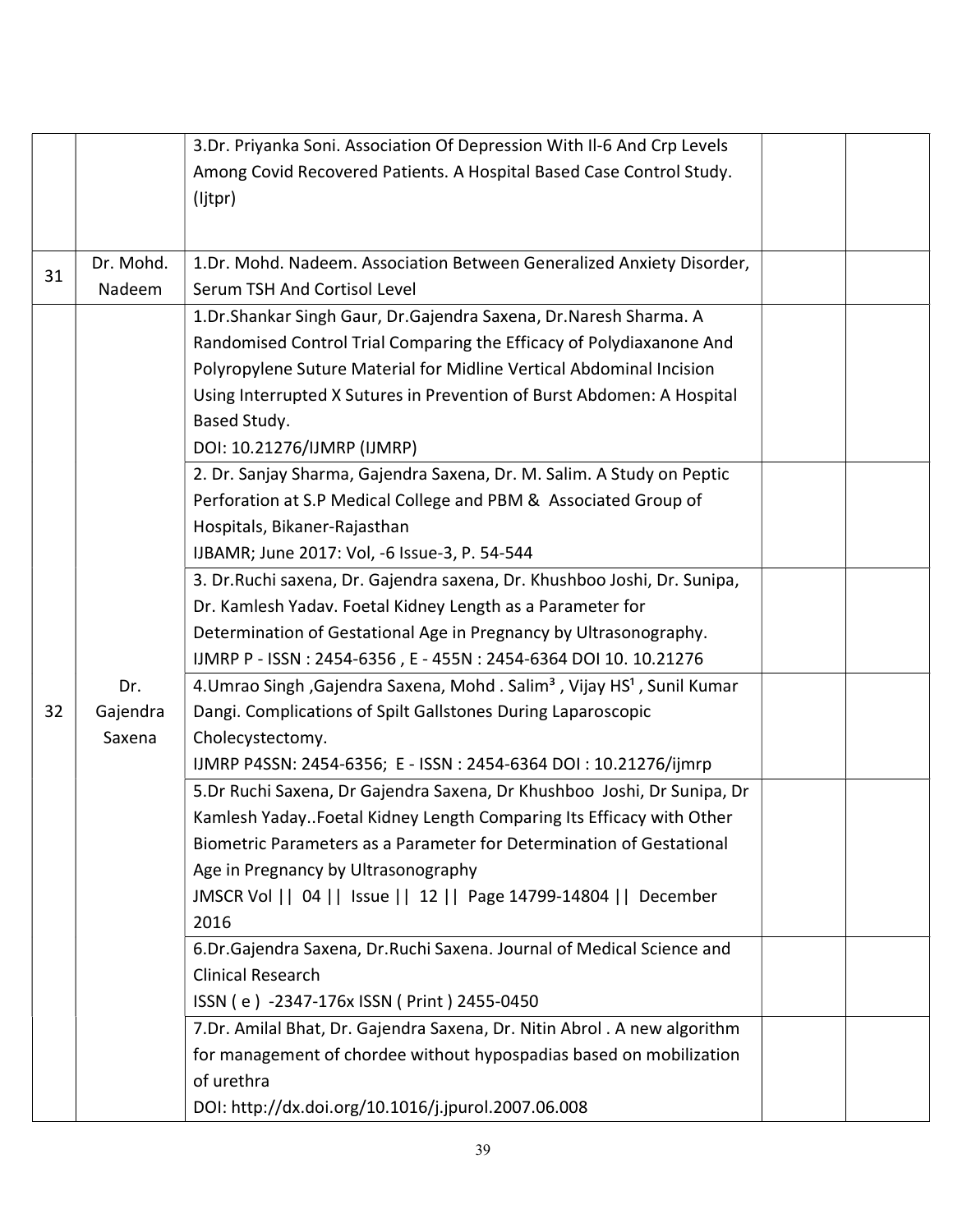| | | | | |
|---|---|---|---|---|
| | | 3.Dr. Priyanka Soni. Association Of Depression With Il-6 And Crp Levels Among Covid Recovered Patients. A Hospital Based Case Control Study. (Ijtpr) | | |
| 31 | Dr. Mohd. Nadeem | 1.Dr. Mohd. Nadeem. Association Between Generalized Anxiety Disorder, Serum TSH And Cortisol Level | | |
| 32 | Dr. Gajendra Saxena | 1.Dr.Shankar Singh Gaur, Dr.Gajendra Saxena, Dr.Naresh Sharma. A Randomised Control Trial Comparing the Efficacy of Polydiaxanone And Polypropylene Suture Material for Midline Vertical Abdominal Incision Using Interrupted X Sutures in Prevention of Burst Abdomen: A Hospital Based Study.<br>DOI: 10.21276/IJMRP (IJMRP) | | |
| | | 2. Dr. Sanjay Sharma, Gajendra Saxena, Dr. M. Salim. A Study on Peptic Perforation at S.P Medical College and PBM & Associated Group of Hospitals, Bikaner-Rajasthan<br>IJBAMR; June 2017: Vol, -6 Issue-3, P. 54-544 | | |
| | | 3. Dr.Ruchi saxena, Dr. Gajendra saxena, Dr. Khushboo Joshi, Dr. Sunipa, Dr. Kamlesh Yadav. Foetal Kidney Length as a Parameter for Determination of Gestational Age in Pregnancy by Ultrasonography.<br>IJMRP P - ISSN : 2454-6356 , E - 455N : 2454-6364 DOI 10. 10.21276 | | |
| | | 4.Umrao Singh ,Gajendra Saxena, Mohd . Salim³ , Vijay HS¹ , Sunil Kumar Dangi. Complications of Spilt Gallstones During Laparoscopic Cholecystectomy.<br>IJMRP P4SSN: 2454-6356; E - ISSN : 2454-6364 DOI : 10.21276/ijmrp | | |
| | | 5.Dr Ruchi Saxena, Dr Gajendra Saxena, Dr Khushboo Joshi, Dr Sunipa, Dr Kamlesh Yaday..Foetal Kidney Length Comparing Its Efficacy with Other Biometric Parameters as a Parameter for Determination of Gestational Age in Pregnancy by Ultrasonography<br>JMSCR Vol \|\| 04 \|\| Issue \|\| 12 \|\| Page 14799-14804 \|\| December 2016 | | |
| | | 6.Dr.Gajendra Saxena, Dr.Ruchi Saxena. Journal of Medical Science and Clinical Research<br>ISSN ( e ) -2347-176x ISSN ( Print ) 2455-0450 | | |
| | | 7.Dr. Amilal Bhat, Dr. Gajendra Saxena, Dr. Nitin Abrol . A new algorithm for management of chordee without hypospadias based on mobilization of urethra<br>DOI: http://dx.doi.org/10.1016/j.jpurol.2007.06.008 | | |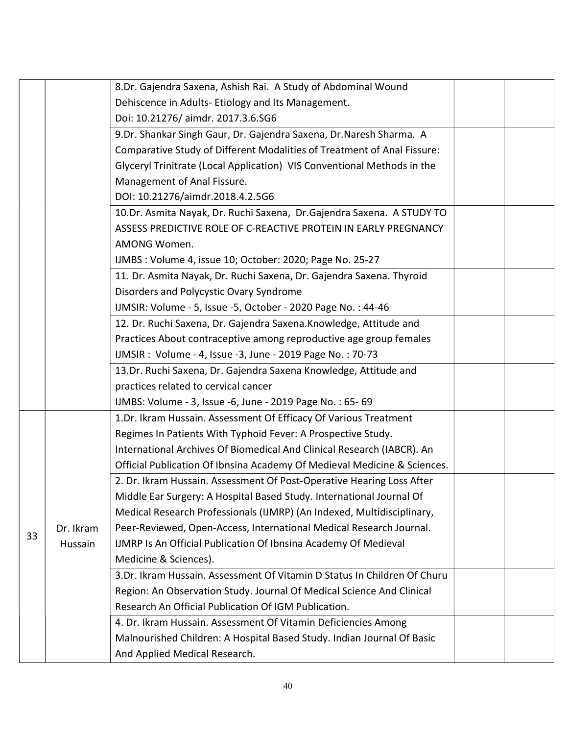| | | | | |
|---|---|---|---|---|
| | | 8.Dr. Gajendra Saxena, Ashish Rai. A Study of Abdominal Wound Dehiscence in Adults- Etiology and Its Management.<br>Doi: 10.21276/ aimdr. 2017.3.6.SG6 | | |
| | | 9.Dr. Shankar Singh Gaur, Dr. Gajendra Saxena, Dr.Naresh Sharma. A Comparative Study of Different Modalities of Treatment of Anal Fissure: Glyceryl Trinitrate (Local Application) VIS Conventional Methods in the Management of Anal Fissure.<br>DOI: 10.21276/aimdr.2018.4.2.5G6 | | |
| | | 10.Dr. Asmita Nayak, Dr. Ruchi Saxena, Dr.Gajendra Saxena. A STUDY TO ASSESS PREDICTIVE ROLE OF C-REACTIVE PROTEIN IN EARLY PREGNANCY AMONG Women.<br>IJMBS : Volume 4, issue 10; October: 2020; Page No. 25-27 | | |
| | | 11. Dr. Asmita Nayak, Dr. Ruchi Saxena, Dr. Gajendra Saxena. Thyroid Disorders and Polycystic Ovary Syndrome<br>IJMSIR: Volume - 5, Issue -5, October - 2020 Page No. : 44-46 | | |
| | | 12. Dr. Ruchi Saxena, Dr. Gajendra Saxena.Knowledge, Attitude and Practices About contraceptive among reproductive age group females<br>IJMSIR : Volume - 4, Issue -3, June - 2019 Page No. : 70-73 | | |
| | | 13.Dr. Ruchi Saxena, Dr. Gajendra Saxena Knowledge, Attitude and practices related to cervical cancer<br>IJMBS: Volume - 3, Issue -6, June - 2019 Page No. : 65- 69 | | |
| 33 | Dr. Ikram Hussain | 1.Dr. Ikram Hussain. Assessment Of Efficacy Of Various Treatment Regimes In Patients With Typhoid Fever: A Prospective Study. International Archives Of Biomedical And Clinical Research (IABCR). An Official Publication Of Ibnsina Academy Of Medieval Medicine & Sciences. | | |
| | | 2. Dr. Ikram Hussain. Assessment Of Post-Operative Hearing Loss After Middle Ear Surgery: A Hospital Based Study. International Journal Of Medical Research Professionals (IJMRP) (An Indexed, Multidisciplinary, Peer-Reviewed, Open-Access, International Medical Research Journal. IJMRP Is An Official Publication Of Ibnsina Academy Of Medieval Medicine & Sciences). | | |
| | | 3.Dr. Ikram Hussain. Assessment Of Vitamin D Status In Children Of Churu Region: An Observation Study. Journal Of Medical Science And Clinical Research An Official Publication Of IGM Publication. | | |
| | | 4. Dr. Ikram Hussain. Assessment Of Vitamin Deficiencies Among Malnourished Children: A Hospital Based Study. Indian Journal Of Basic And Applied Medical Research. | | |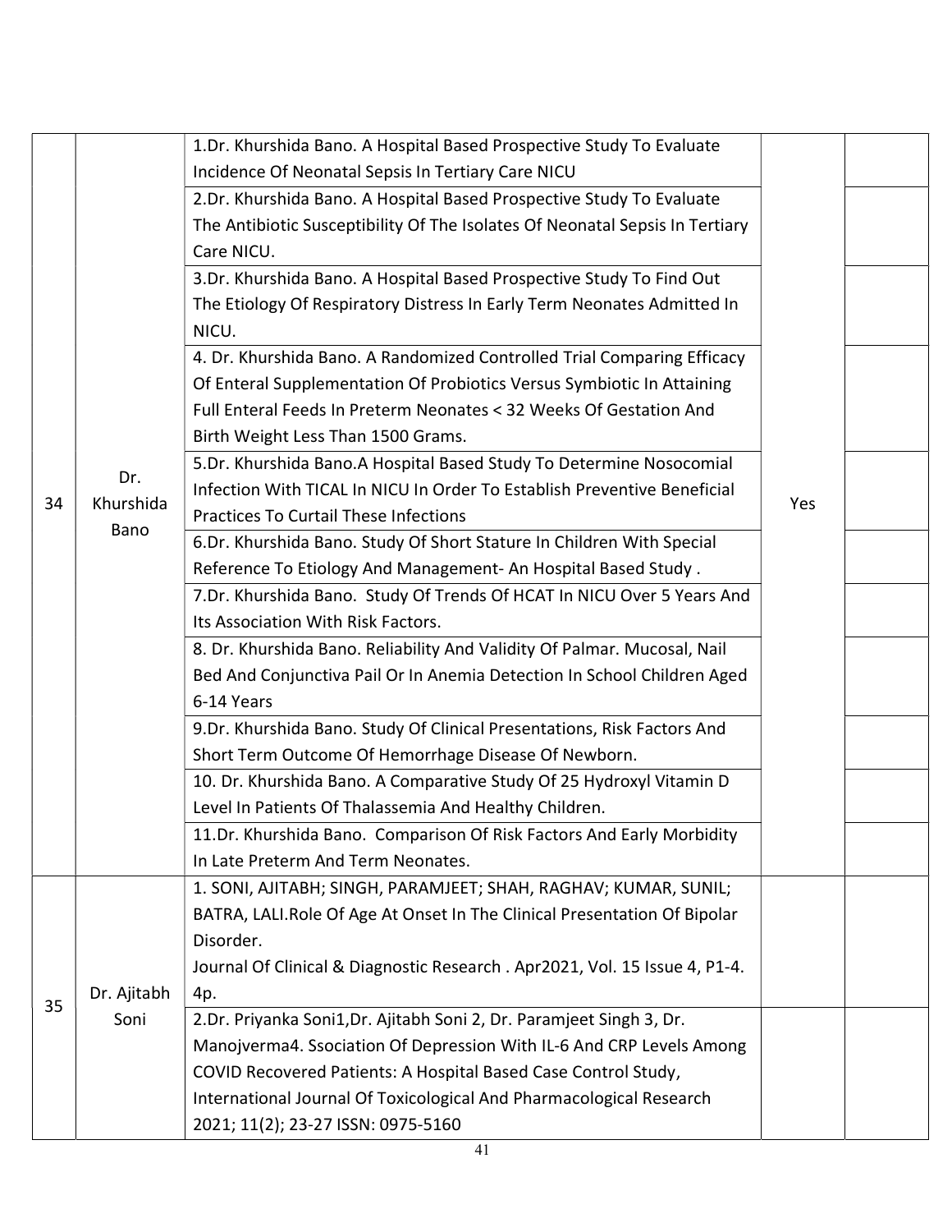| | | | | |
|---|---|---|---|---|
| 34 | Dr. Khurshida Bano | 1.Dr. Khurshida Bano. A Hospital Based Prospective Study To Evaluate Incidence Of Neonatal Sepsis In Tertiary Care NICU | Yes | |
| | | 2.Dr. Khurshida Bano. A Hospital Based Prospective Study To Evaluate The Antibiotic Susceptibility Of The Isolates Of Neonatal Sepsis In Tertiary Care NICU. | | |
| | | 3.Dr. Khurshida Bano. A Hospital Based Prospective Study To Find Out The Etiology Of Respiratory Distress In Early Term Neonates Admitted In NICU. | | |
| | | 4. Dr. Khurshida Bano. A Randomized Controlled Trial Comparing Efficacy Of Enteral Supplementation Of Probiotics Versus Symbiotic In Attaining Full Enteral Feeds In Preterm Neonates < 32 Weeks Of Gestation And Birth Weight Less Than 1500 Grams. | | |
| | | 5.Dr. Khurshida Bano.A Hospital Based Study To Determine Nosocomial Infection With TICAL In NICU In Order To Establish Preventive Beneficial Practices To Curtail These Infections | | |
| | | 6.Dr. Khurshida Bano. Study Of Short Stature In Children With Special Reference To Etiology And Management- An Hospital Based Study . | | |
| | | 7.Dr. Khurshida Bano. Study Of Trends Of HCAT In NICU Over 5 Years And Its Association With Risk Factors. | | |
| | | 8. Dr. Khurshida Bano. Reliability And Validity Of Palmar. Mucosal, Nail Bed And Conjunctiva Pail Or In Anemia Detection In School Children Aged 6-14 Years | | |
| | | 9.Dr. Khurshida Bano. Study Of Clinical Presentations, Risk Factors And Short Term Outcome Of Hemorrhage Disease Of Newborn. | | |
| | | 10. Dr. Khurshida Bano. A Comparative Study Of 25 Hydroxyl Vitamin D Level In Patients Of Thalassemia And Healthy Children. | | |
| | | 11.Dr. Khurshida Bano. Comparison Of Risk Factors And Early Morbidity In Late Preterm And Term Neonates. | | |
| 35 | Dr. Ajitabh Soni | 1. SONI, AJITABH; SINGH, PARAMJEET; SHAH, RAGHAV; KUMAR, SUNIL; BATRA, LALI.Role Of Age At Onset In The Clinical Presentation Of Bipolar Disorder.<br>Journal Of Clinical & Diagnostic Research . Apr2021, Vol. 15 Issue 4, P1-4. 4p. | | |
| | | 2.Dr. Priyanka Soni1,Dr. Ajitabh Soni 2, Dr. Paramjeet Singh 3, Dr. Manojverma4. Ssociation Of Depression With IL-6 And CRP Levels Among COVID Recovered Patients: A Hospital Based Case Control Study, International Journal Of Toxicological And Pharmacological Research 2021; 11(2); 23-27 ISSN: 0975-5160 | | |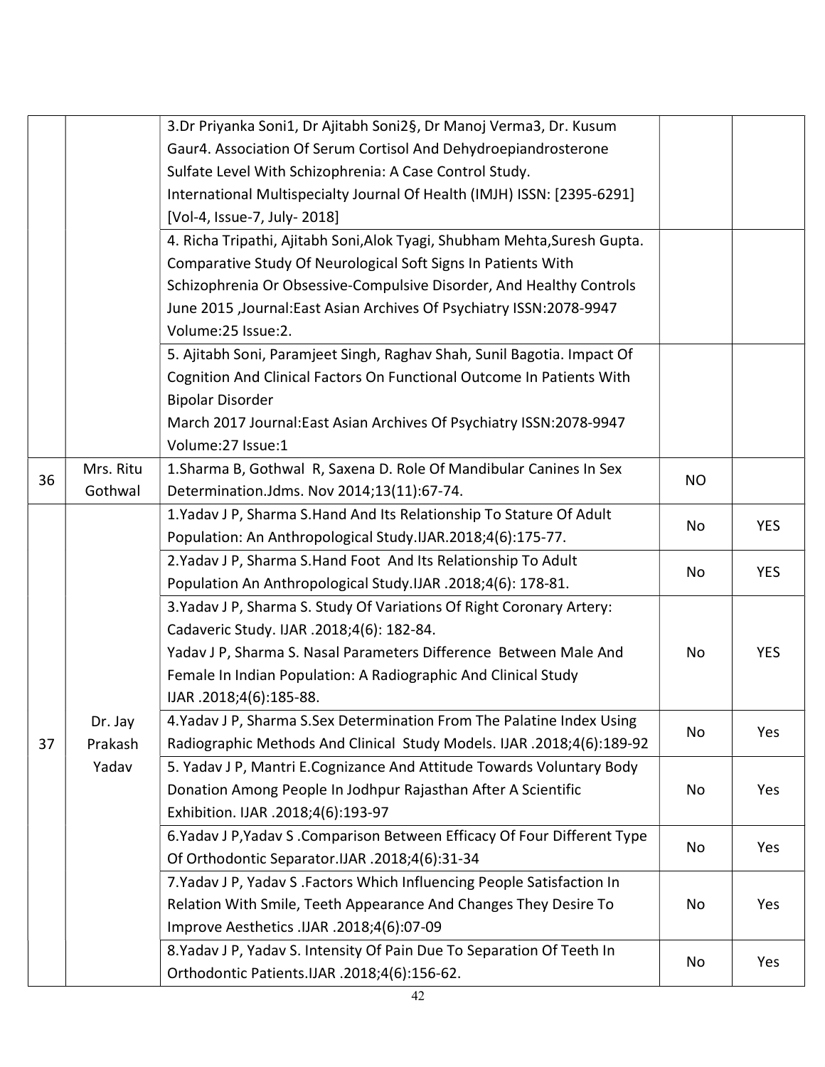| | | | | |
|---|---|---|---|---|
| | | 3.Dr Priyanka Soni1, Dr Ajitabh Soni2§, Dr Manoj Verma3, Dr. Kusum Gaur4. Association Of Serum Cortisol And Dehydroepiandrosterone Sulfate Level With Schizophrenia: A Case Control Study. International Multispecialty Journal Of Health (IMJH) ISSN: [2395-6291] [Vol-4, Issue-7, July- 2018] | | |
| | | 4. Richa Tripathi, Ajitabh Soni,Alok Tyagi, Shubham Mehta,Suresh Gupta. Comparative Study Of Neurological Soft Signs In Patients With Schizophrenia Or Obsessive-Compulsive Disorder, And Healthy Controls June 2015 ,Journal:East Asian Archives Of Psychiatry ISSN:2078-9947 Volume:25 Issue:2. | | |
| | | 5. Ajitabh Soni, Paramjeet Singh, Raghav Shah, Sunil Bagotia. Impact Of Cognition And Clinical Factors On Functional Outcome In Patients With Bipolar Disorder March 2017 Journal:East Asian Archives Of Psychiatry ISSN:2078-9947 Volume:27 Issue:1 | | |
| 36 | Mrs. Ritu Gothwal | 1.Sharma B, Gothwal R, Saxena D. Role Of Mandibular Canines In Sex Determination.Jdms. Nov 2014;13(11):67-74. | NO | |
| 37 | Dr. Jay Prakash Yadav | 1.Yadav J P, Sharma S.Hand And Its Relationship To Stature Of Adult Population: An Anthropological Study.IJAR.2018;4(6):175-77. | No | YES |
| | | 2.Yadav J P, Sharma S.Hand Foot And Its Relationship To Adult Population An Anthropological Study.IJAR .2018;4(6): 178-81. | No | YES |
| | | 3.Yadav J P, Sharma S. Study Of Variations Of Right Coronary Artery: Cadaveric Study. IJAR .2018;4(6): 182-84. Yadav J P, Sharma S. Nasal Parameters Difference Between Male And Female In Indian Population: A Radiographic And Clinical Study IJAR .2018;4(6):185-88. | No | YES |
| | | 4.Yadav J P, Sharma S.Sex Determination From The Palatine Index Using Radiographic Methods And Clinical Study Models. IJAR .2018;4(6):189-92 | No | Yes |
| | | 5. Yadav J P, Mantri E.Cognizance And Attitude Towards Voluntary Body Donation Among People In Jodhpur Rajasthan After A Scientific Exhibition. IJAR .2018;4(6):193-97 | No | Yes |
| | | 6.Yadav J P,Yadav S .Comparison Between Efficacy Of Four Different Type Of Orthodontic Separator.IJAR .2018;4(6):31-34 | No | Yes |
| | | 7.Yadav J P, Yadav S .Factors Which Influencing People Satisfaction In Relation With Smile, Teeth Appearance And Changes They Desire To Improve Aesthetics .IJAR .2018;4(6):07-09 | No | Yes |
| | | 8.Yadav J P, Yadav S. Intensity Of Pain Due To Separation Of Teeth In Orthodontic Patients.IJAR .2018;4(6):156-62. | No | Yes |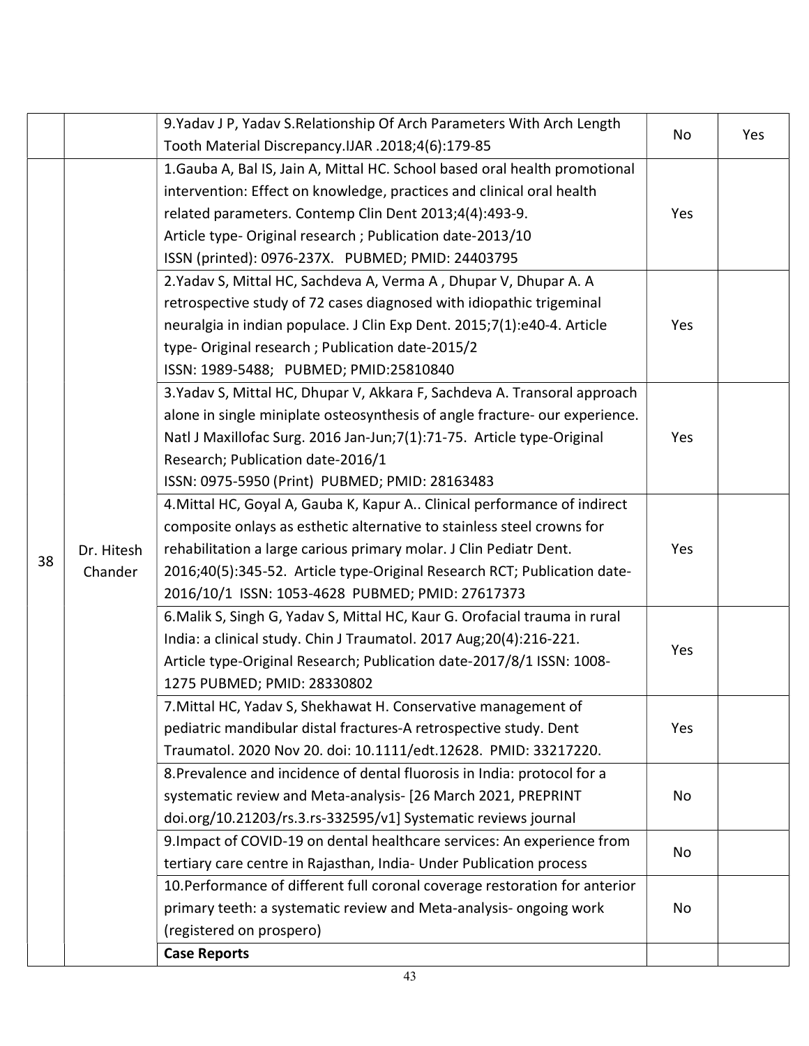| | | | | |
|---|---|---|---|---|
| | | 9.Yadav J P, Yadav S.Relationship Of Arch Parameters With Arch Length Tooth Material Discrepancy.IJAR .2018;4(6):179-85 | No | Yes |
| 38 | Dr. Hitesh Chander | 1.Gauba A, Bal IS, Jain A, Mittal HC. School based oral health promotional intervention: Effect on knowledge, practices and clinical oral health related parameters. Contemp Clin Dent 2013;4(4):493-9. Article type- Original research ; Publication date-2013/10 ISSN (printed): 0976-237X. PUBMED; PMID: 24403795 | Yes | |
| | | 2.Yadav S, Mittal HC, Sachdeva A, Verma A , Dhupar V, Dhupar A. A retrospective study of 72 cases diagnosed with idiopathic trigeminal neuralgia in indian populace. J Clin Exp Dent. 2015;7(1):e40-4. Article type- Original research ; Publication date-2015/2 ISSN: 1989-5488; PUBMED; PMID:25810840 | Yes | |
| | | 3.Yadav S, Mittal HC, Dhupar V, Akkara F, Sachdeva A. Transoral approach alone in single miniplate osteosynthesis of angle fracture- our experience. Natl J Maxillofac Surg. 2016 Jan-Jun;7(1):71-75. Article type-Original Research; Publication date-2016/1 ISSN: 0975-5950 (Print) PUBMED; PMID: 28163483 | Yes | |
| | | 4.Mittal HC, Goyal A, Gauba K, Kapur A.. Clinical performance of indirect composite onlays as esthetic alternative to stainless steel crowns for rehabilitation a large carious primary molar. J Clin Pediatr Dent. 2016;40(5):345-52. Article type-Original Research RCT; Publication date-2016/10/1 ISSN: 1053-4628 PUBMED; PMID: 27617373 | Yes | |
| | | 6.Malik S, Singh G, Yadav S, Mittal HC, Kaur G. Orofacial trauma in rural India: a clinical study. Chin J Traumatol. 2017 Aug;20(4):216-221. Article type-Original Research; Publication date-2017/8/1 ISSN: 1008-1275 PUBMED; PMID: 28330802 | Yes | |
| | | 7.Mittal HC, Yadav S, Shekhawat H. Conservative management of pediatric mandibular distal fractures-A retrospective study. Dent Traumatol. 2020 Nov 20. doi: 10.1111/edt.12628. PMID: 33217220. | Yes | |
| | | 8.Prevalence and incidence of dental fluorosis in India: protocol for a systematic review and Meta-analysis- [26 March 2021, PREPRINT doi.org/10.21203/rs.3.rs-332595/v1] Systematic reviews journal | No | |
| | | 9.Impact of COVID-19 on dental healthcare services: An experience from tertiary care centre in Rajasthan, India- Under Publication process | No | |
| | | 10.Performance of different full coronal coverage restoration for anterior primary teeth: a systematic review and Meta-analysis- ongoing work (registered on prospero) | No | |
| | | **Case Reports** | | |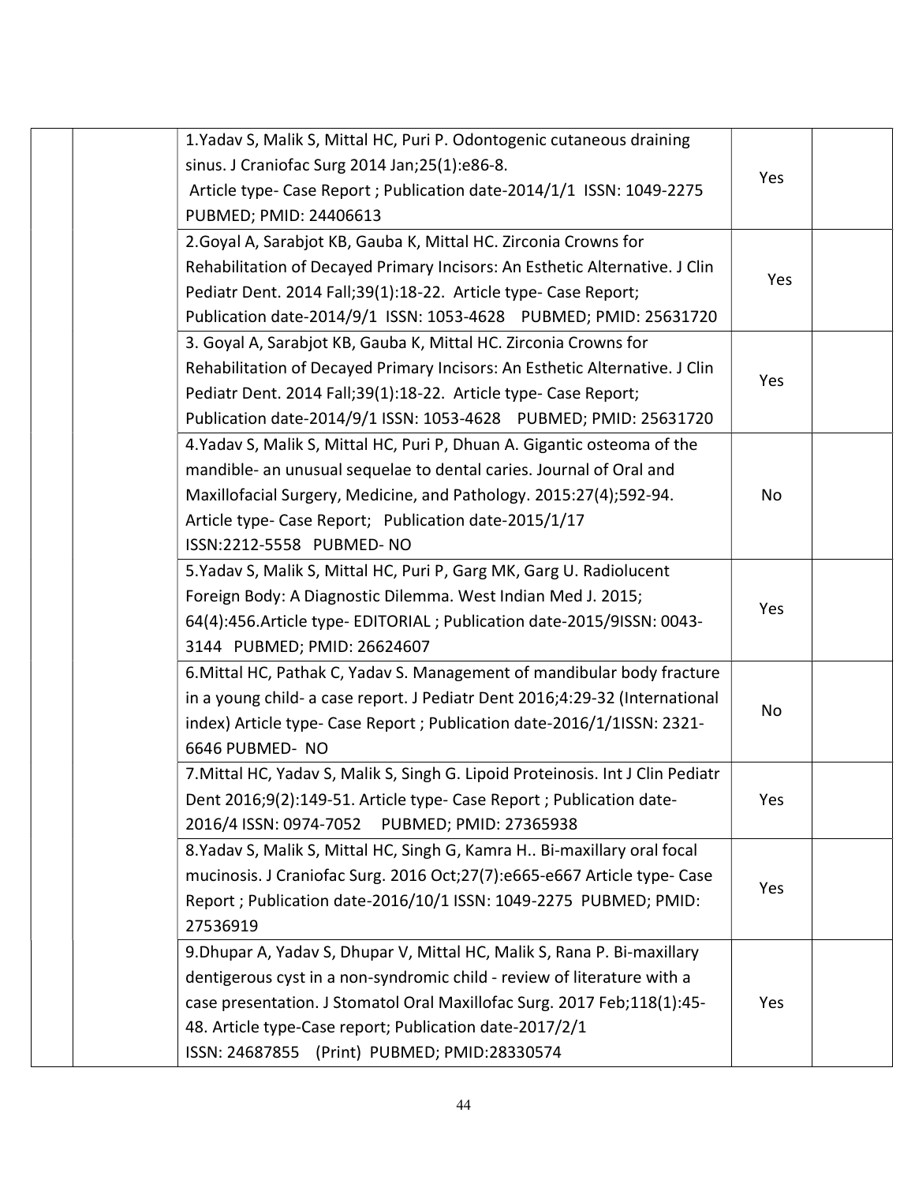| | | | | |
|---|---|---|---|---|
| | | 1.Yadav S, Malik S, Mittal HC, Puri P. Odontogenic cutaneous draining sinus. J Craniofac Surg 2014 Jan;25(1):e86-8. Article type- Case Report ; Publication date-2014/1/1 ISSN: 1049-2275 PUBMED; PMID: 24406613 | Yes | |
| | | 2.Goyal A, Sarabjot KB, Gauba K, Mittal HC. Zirconia Crowns for Rehabilitation of Decayed Primary Incisors: An Esthetic Alternative. J Clin Pediatr Dent. 2014 Fall;39(1):18-22. Article type- Case Report; Publication date-2014/9/1 ISSN: 1053-4628 PUBMED; PMID: 25631720 | Yes | |
| | | 3. Goyal A, Sarabjot KB, Gauba K, Mittal HC. Zirconia Crowns for Rehabilitation of Decayed Primary Incisors: An Esthetic Alternative. J Clin Pediatr Dent. 2014 Fall;39(1):18-22. Article type- Case Report; Publication date-2014/9/1 ISSN: 1053-4628 PUBMED; PMID: 25631720 | Yes | |
| | | 4.Yadav S, Malik S, Mittal HC, Puri P, Dhuan A. Gigantic osteoma of the mandible- an unusual sequelae to dental caries. Journal of Oral and Maxillofacial Surgery, Medicine, and Pathology. 2015:27(4);592-94. Article type- Case Report; Publication date-2015/1/17 ISSN:2212-5558 PUBMED- NO | No | |
| | | 5.Yadav S, Malik S, Mittal HC, Puri P, Garg MK, Garg U. Radiolucent Foreign Body: A Diagnostic Dilemma. West Indian Med J. 2015; 64(4):456.Article type- EDITORIAL ; Publication date-2015/9ISSN: 0043-3144 PUBMED; PMID: 26624607 | Yes | |
| | | 6.Mittal HC, Pathak C, Yadav S. Management of mandibular body fracture in a young child- a case report. J Pediatr Dent 2016;4:29-32 (International index) Article type- Case Report ; Publication date-2016/1/1ISSN: 2321-6646 PUBMED- NO | No | |
| | | 7.Mittal HC, Yadav S, Malik S, Singh G. Lipoid Proteinosis. Int J Clin Pediatr Dent 2016;9(2):149-51. Article type- Case Report ; Publication date-2016/4 ISSN: 0974-7052 PUBMED; PMID: 27365938 | Yes | |
| | | 8.Yadav S, Malik S, Mittal HC, Singh G, Kamra H.. Bi-maxillary oral focal mucinosis. J Craniofac Surg. 2016 Oct;27(7):e665-e667 Article type- Case Report ; Publication date-2016/10/1 ISSN: 1049-2275 PUBMED; PMID: 27536919 | Yes | |
| | | 9.Dhupar A, Yadav S, Dhupar V, Mittal HC, Malik S, Rana P. Bi-maxillary dentigerous cyst in a non-syndromic child - review of literature with a case presentation. J Stomatol Oral Maxillofac Surg. 2017 Feb;118(1):45-48. Article type-Case report; Publication date-2017/2/1 ISSN: 24687855 (Print) PUBMED; PMID:28330574 | Yes | |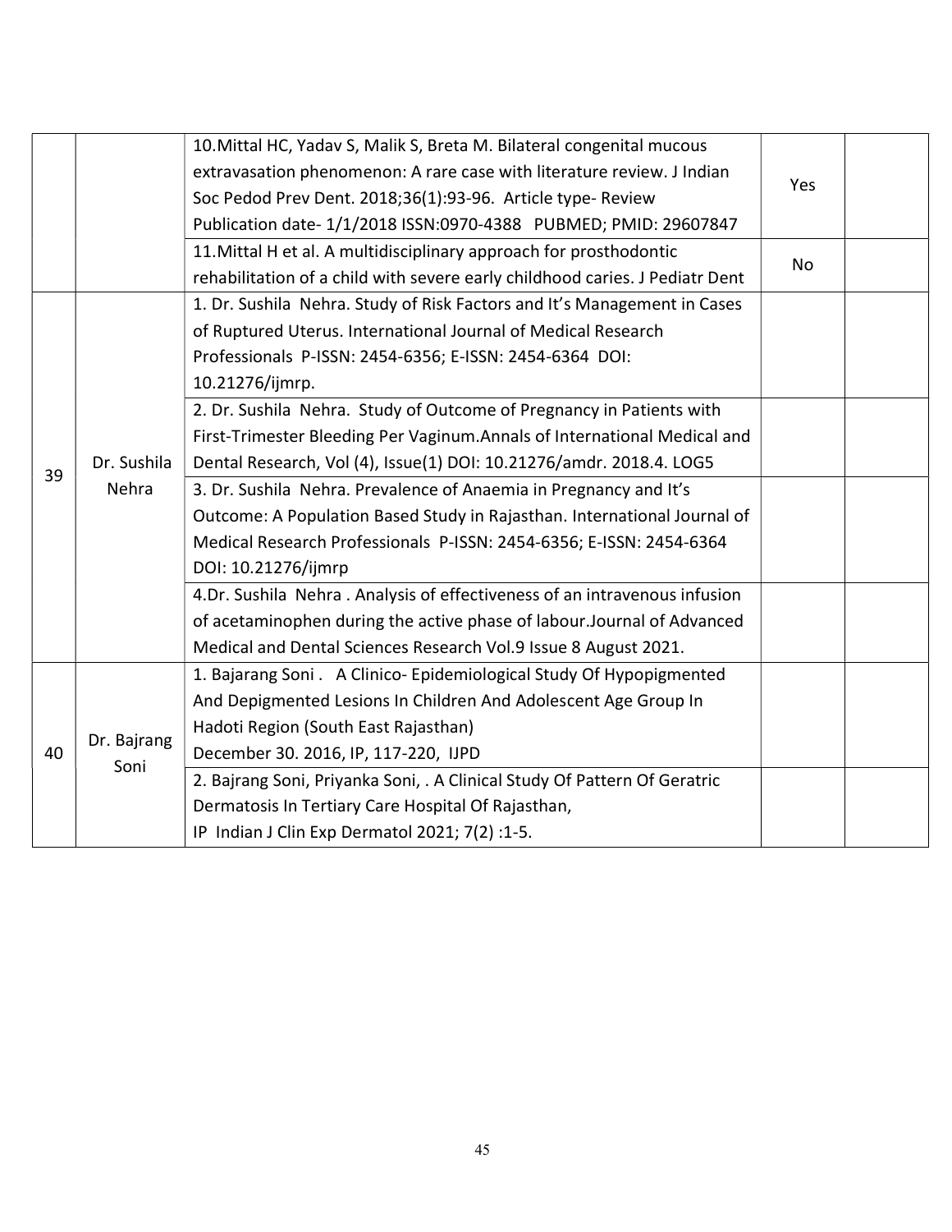| | | | | |
|---|---|---|---|---|
| | | 10.Mittal HC, Yadav S, Malik S, Breta M. Bilateral congenital mucous extravasation phenomenon: A rare case with literature review. J Indian Soc Pedod Prev Dent. 2018;36(1):93-96. Article type- Review Publication date- 1/1/2018 ISSN:0970-4388 PUBMED; PMID: 29607847 | Yes | |
| | | 11.Mittal H et al. A multidisciplinary approach for prosthodontic rehabilitation of a child with severe early childhood caries. J Pediatr Dent | No | |
| 39 | Dr. Sushila Nehra | 1. Dr. Sushila Nehra. Study of Risk Factors and It's Management in Cases of Ruptured Uterus. International Journal of Medical Research Professionals P-ISSN: 2454-6356; E-ISSN: 2454-6364 DOI: 10.21276/ijmrp. | | |
| | | 2. Dr. Sushila Nehra. Study of Outcome of Pregnancy in Patients with First-Trimester Bleeding Per Vaginum.Annals of International Medical and Dental Research, Vol (4), Issue(1) DOI: 10.21276/amdr. 2018.4. LOG5 | | |
| | | 3. Dr. Sushila Nehra. Prevalence of Anaemia in Pregnancy and It's Outcome: A Population Based Study in Rajasthan. International Journal of Medical Research Professionals P-ISSN: 2454-6356; E-ISSN: 2454-6364 DOI: 10.21276/ijmrp | | |
| | | 4.Dr. Sushila Nehra . Analysis of effectiveness of an intravenous infusion of acetaminophen during the active phase of labour.Journal of Advanced Medical and Dental Sciences Research Vol.9 Issue 8 August 2021. | | |
| 40 | Dr. Bajrang Soni | 1. Bajarang Soni . A Clinico- Epidemiological Study Of Hypopigmented And Depigmented Lesions In Children And Adolescent Age Group In Hadoti Region (South East Rajasthan) December 30. 2016, IP, 117-220, IJPD | | |
| | | 2. Bajrang Soni, Priyanka Soni, . A Clinical Study Of Pattern Of Geratric Dermatosis In Tertiary Care Hospital Of Rajasthan, IP Indian J Clin Exp Dermatol 2021; 7(2) :1-5. | | |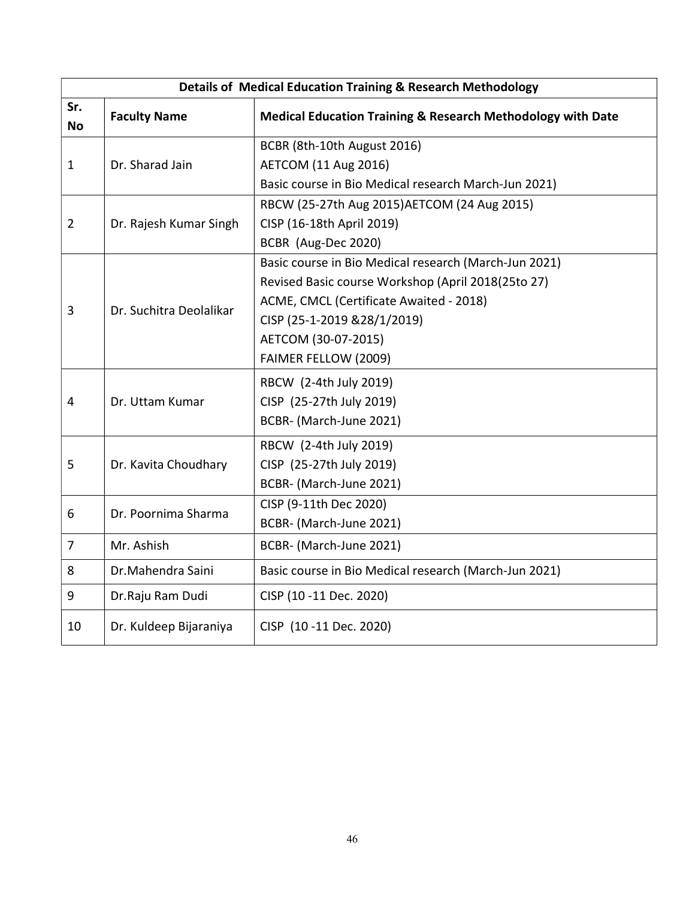| Details of Medical Education Training & Research Methodology | | |
|---|---|---|
| **Sr. No** | **Faculty Name** | **Medical Education Training & Research Methodology with Date** |
| 1 | Dr. Sharad Jain | BCBR (8th-10th August 2016)<br>AETCOM (11 Aug 2016)<br>Basic course in Bio Medical research March-Jun 2021) |
| 2 | Dr. Rajesh Kumar Singh | RBCW (25-27th Aug 2015)AETCOM (24 Aug 2015)<br>CISP (16-18th April 2019)<br>BCBR (Aug-Dec 2020) |
| 3 | Dr. Suchitra Deolalikar | Basic course in Bio Medical research (March-Jun 2021)<br>Revised Basic course Workshop (April 2018(25to 27)<br>ACME, CMCL (Certificate Awaited - 2018)<br>CISP (25-1-2019 &28/1/2019)<br>AETCOM (30-07-2015)<br>FAIMER FELLOW (2009) |
| 4 | Dr. Uttam Kumar | RBCW (2-4th July 2019)<br>CISP (25-27th July 2019)<br>BCBR- (March-June 2021) |
| 5 | Dr. Kavita Choudhary | RBCW (2-4th July 2019)<br>CISP (25-27th July 2019)<br>BCBR- (March-June 2021) |
| 6 | Dr. Poornima Sharma | CISP (9-11th Dec 2020)<br>BCBR- (March-June 2021) |
| 7 | Mr. Ashish | BCBR- (March-June 2021) |
| 8 | Dr.Mahendra Saini | Basic course in Bio Medical research (March-Jun 2021) |
| 9 | Dr.Raju Ram Dudi | CISP (10 -11 Dec. 2020) |
| 10 | Dr. Kuldeep Bijaraniya | CISP (10 -11 Dec. 2020) |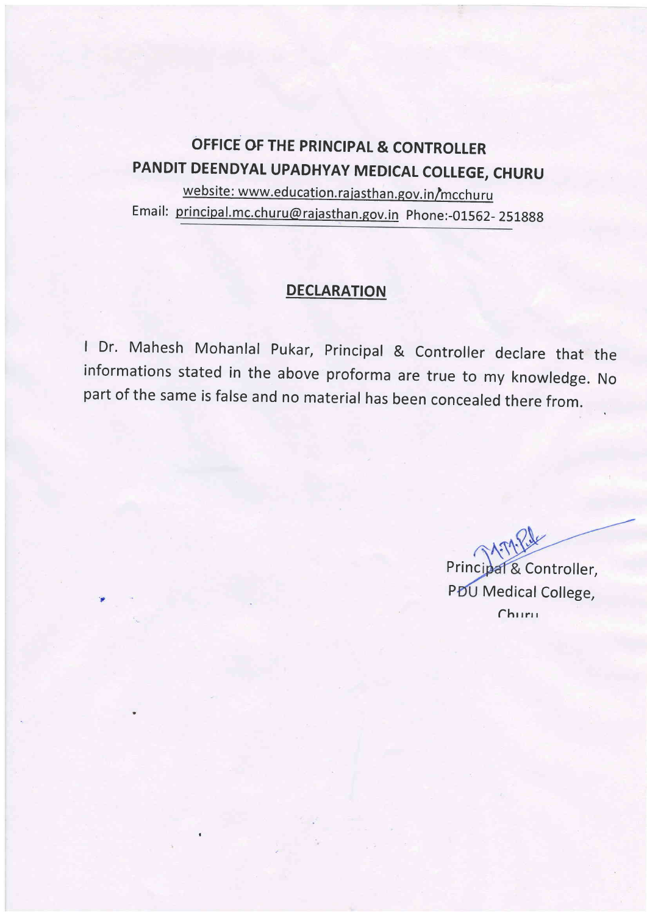**OFFICE OF THE PRINCIPAL & CONTROLLER**
**PANDIT DEENDYAL UPADHYAY MEDICAL COLLEGE, CHURU**

website: www.education.rajasthan.gov.in/mcchuru
Email: principal.mc.churu@rajasthan.gov.in Phone:-01562- 251888

## DECLARATION

I Dr. Mahesh Mohanlal Pukar, Principal & Controller declare that the informations stated in the above proforma are true to my knowledge. No part of the same is false and no material has been concealed there from.

Principal & Controller,
PDU Medical College,
Churu